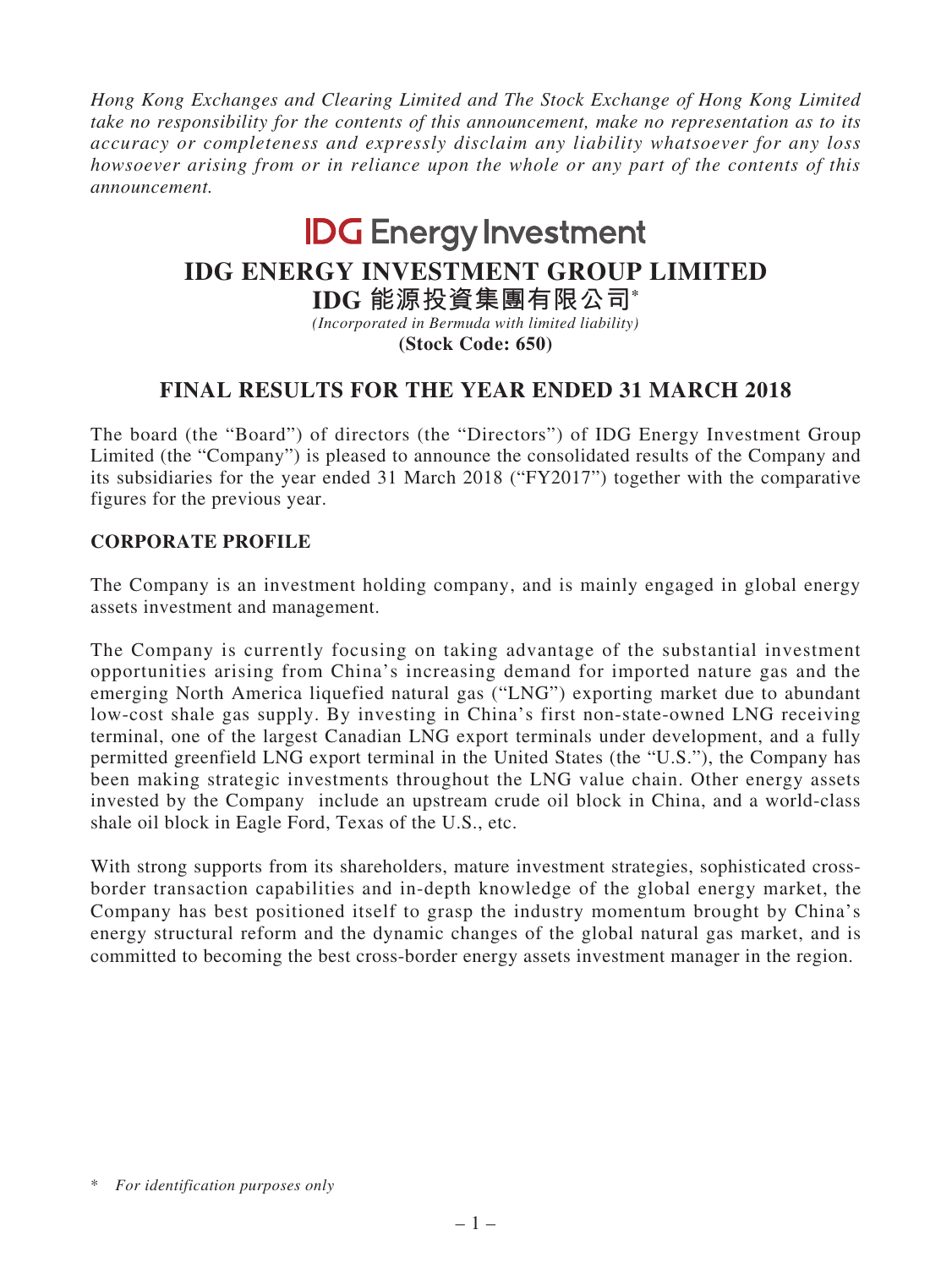*Hong Kong Exchanges and Clearing Limited and The Stock Exchange of Hong Kong Limited take no responsibility for the contents of this announcement, make no representation as to its accuracy or completeness and expressly disclaim any liability whatsoever for any loss howsoever arising from or in reliance upon the whole or any part of the contents of this announcement.*

**IDG Energy Investment**

# IDG ENERGY INVESTMENT GROUP LIMITED

# IDG 能源投資集團有限公司*

*(Incorporated in Bermuda with limited liability)*

**(Stock Code: 650)**

## FINAL RESULTS FOR THE YEAR ENDED 31 MARCH 2018

The board (the "Board") of directors (the "Directors") of IDG Energy Investment Group Limited (the "Company") is pleased to announce the consolidated results of the Company and its subsidiaries for the year ended 31 March 2018 ("FY2017") together with the comparative figures for the previous year.

### CORPORATE PROFILE

The Company is an investment holding company, and is mainly engaged in global energy assets investment and management.

The Company is currently focusing on taking advantage of the substantial investment opportunities arising from China's increasing demand for imported nature gas and the emerging North America liquefied natural gas ("LNG") exporting market due to abundant low-cost shale gas supply. By investing in China's first non-state-owned LNG receiving terminal, one of the largest Canadian LNG export terminals under development, and a fully permitted greenfield LNG export terminal in the United States (the "U.S."), the Company has been making strategic investments throughout the LNG value chain. Other energy assets invested by the Company include an upstream crude oil block in China, and a world-class shale oil block in Eagle Ford, Texas of the U.S., etc.

With strong supports from its shareholders, mature investment strategies, sophisticated cross-border transaction capabilities and in-depth knowledge of the global energy market, the Company has best positioned itself to grasp the industry momentum brought by China's energy structural reform and the dynamic changes of the global natural gas market, and is committed to becoming the best cross-border energy assets investment manager in the region.

\* *For identification purposes only*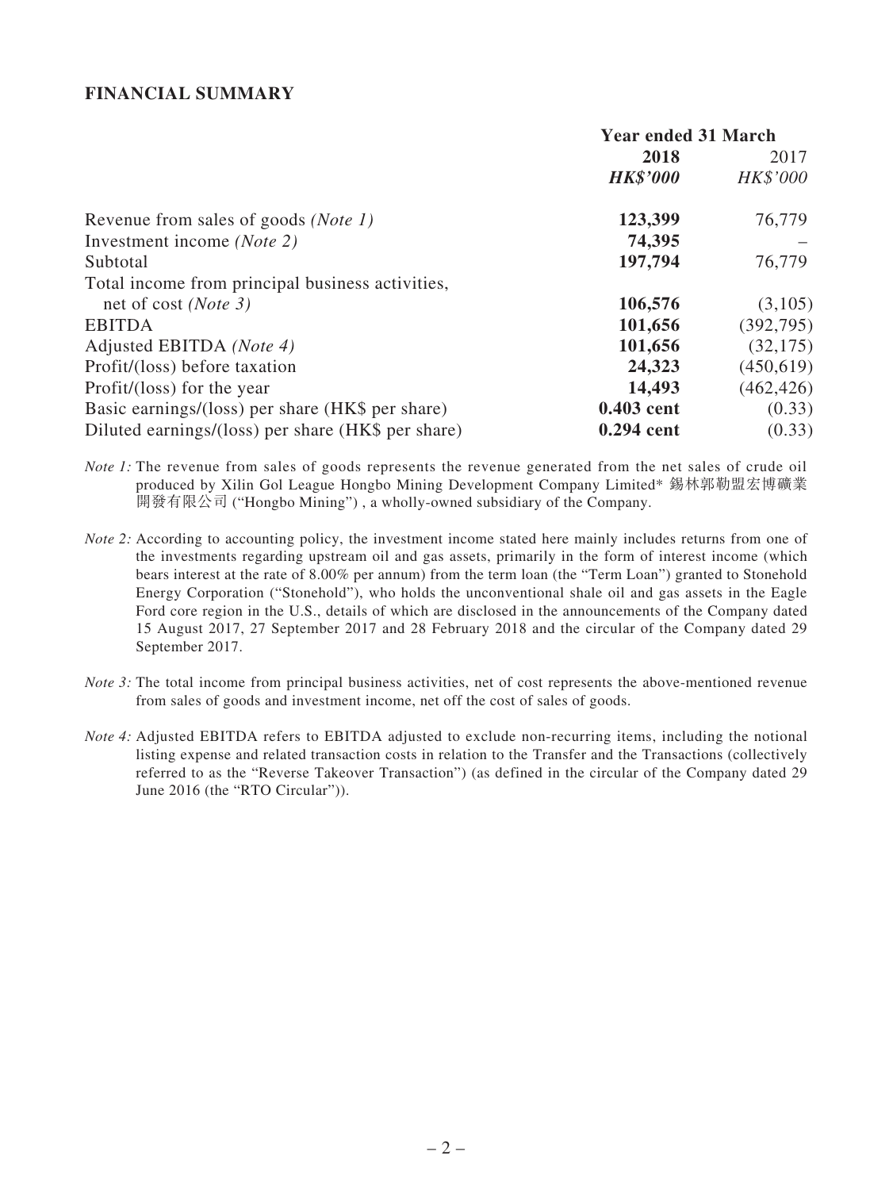## FINANCIAL SUMMARY

| | Year ended 31 March | |
|---|---|---|
| | **2018** | 2017 |
| | ***HK$'000*** | *HK$'000* |
| Revenue from sales of goods *(Note 1)* | **123,399** | 76,779 |
| Investment income *(Note 2)* | **74,395** | – |
| Subtotal | **197,794** | 76,779 |
| Total income from principal business activities, net of cost *(Note 3)* | **106,576** | (3,105) |
| EBITDA | **101,656** | (392,795) |
| Adjusted EBITDA *(Note 4)* | **101,656** | (32,175) |
| Profit/(loss) before taxation | **24,323** | (450,619) |
| Profit/(loss) for the year | **14,493** | (462,426) |
| Basic earnings/(loss) per share (HK$ per share) | **0.403 cent** | (0.33) |
| Diluted earnings/(loss) per share (HK$ per share) | **0.294 cent** | (0.33) |

*Note 1:* The revenue from sales of goods represents the revenue generated from the net sales of crude oil produced by Xilin Gol League Hongbo Mining Development Company Limited* 錫林郭勒盟宏博礦業開發有限公司 ("Hongbo Mining") , a wholly-owned subsidiary of the Company.

*Note 2:* According to accounting policy, the investment income stated here mainly includes returns from one of the investments regarding upstream oil and gas assets, primarily in the form of interest income (which bears interest at the rate of 8.00% per annum) from the term loan (the "Term Loan") granted to Stonehold Energy Corporation ("Stonehold"), who holds the unconventional shale oil and gas assets in the Eagle Ford core region in the U.S., details of which are disclosed in the announcements of the Company dated 15 August 2017, 27 September 2017 and 28 February 2018 and the circular of the Company dated 29 September 2017.

*Note 3:* The total income from principal business activities, net of cost represents the above-mentioned revenue from sales of goods and investment income, net off the cost of sales of goods.

*Note 4:* Adjusted EBITDA refers to EBITDA adjusted to exclude non-recurring items, including the notional listing expense and related transaction costs in relation to the Transfer and the Transactions (collectively referred to as the "Reverse Takeover Transaction") (as defined in the circular of the Company dated 29 June 2016 (the "RTO Circular")).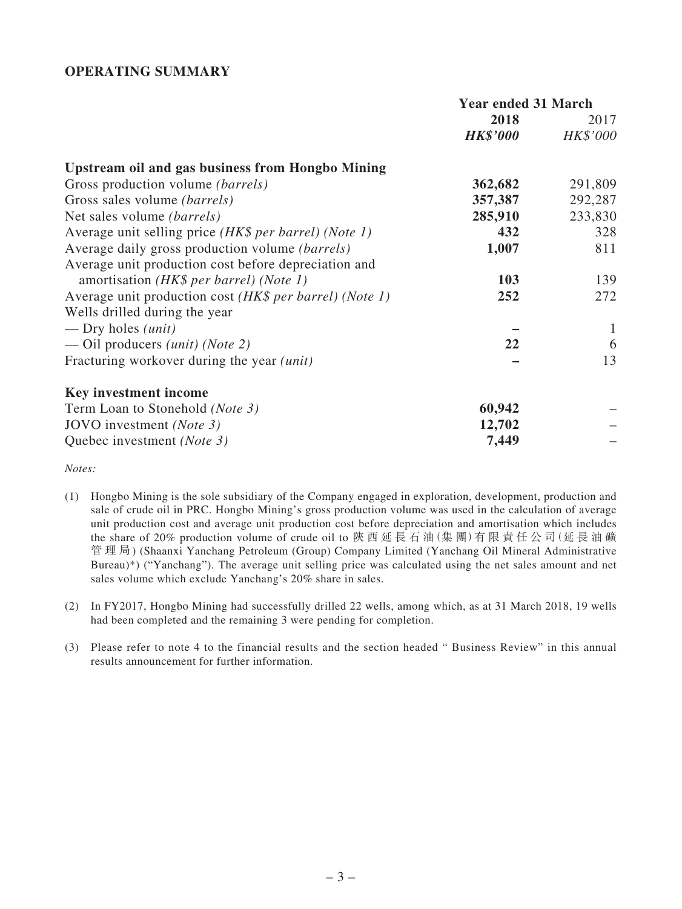## OPERATING SUMMARY

| | Year ended 31 March | |
|---|---|---|
| | **2018** | 2017 |
| | ***HK$'000*** | *HK$'000* |
| **Upstream oil and gas business from Hongbo Mining** | | |
| Gross production volume *(barrels)* | **362,682** | 291,809 |
| Gross sales volume *(barrels)* | **357,387** | 292,287 |
| Net sales volume *(barrels)* | **285,910** | 233,830 |
| Average unit selling price *(HK$ per barrel) (Note 1)* | **432** | 328 |
| Average daily gross production volume *(barrels)* | **1,007** | 811 |
| Average unit production cost before depreciation and amortisation *(HK$ per barrel) (Note 1)* | **103** | 139 |
| Average unit production cost *(HK$ per barrel) (Note 1)* | **252** | 272 |
| Wells drilled during the year | | |
| — Dry holes *(unit)* | **–** | 1 |
| — Oil producers *(unit) (Note 2)* | **22** | 6 |
| Fracturing workover during the year *(unit)* | **–** | 13 |
| **Key investment income** | | |
| Term Loan to Stonehold *(Note 3)* | **60,942** | – |
| JOVO investment *(Note 3)* | **12,702** | – |
| Quebec investment *(Note 3)* | **7,449** | – |

*Notes:*

(1) Hongbo Mining is the sole subsidiary of the Company engaged in exploration, development, production and sale of crude oil in PRC. Hongbo Mining's gross production volume was used in the calculation of average unit production cost and average unit production cost before depreciation and amortisation which includes the share of 20% production volume of crude oil to 陝西延長石油(集團)有限責任公司(延長油礦管理局) (Shaanxi Yanchang Petroleum (Group) Company Limited (Yanchang Oil Mineral Administrative Bureau)*) ("Yanchang"). The average unit selling price was calculated using the net sales amount and net sales volume which exclude Yanchang's 20% share in sales.

(2) In FY2017, Hongbo Mining had successfully drilled 22 wells, among which, as at 31 March 2018, 19 wells had been completed and the remaining 3 were pending for completion.

(3) Please refer to note 4 to the financial results and the section headed " Business Review" in this annual results announcement for further information.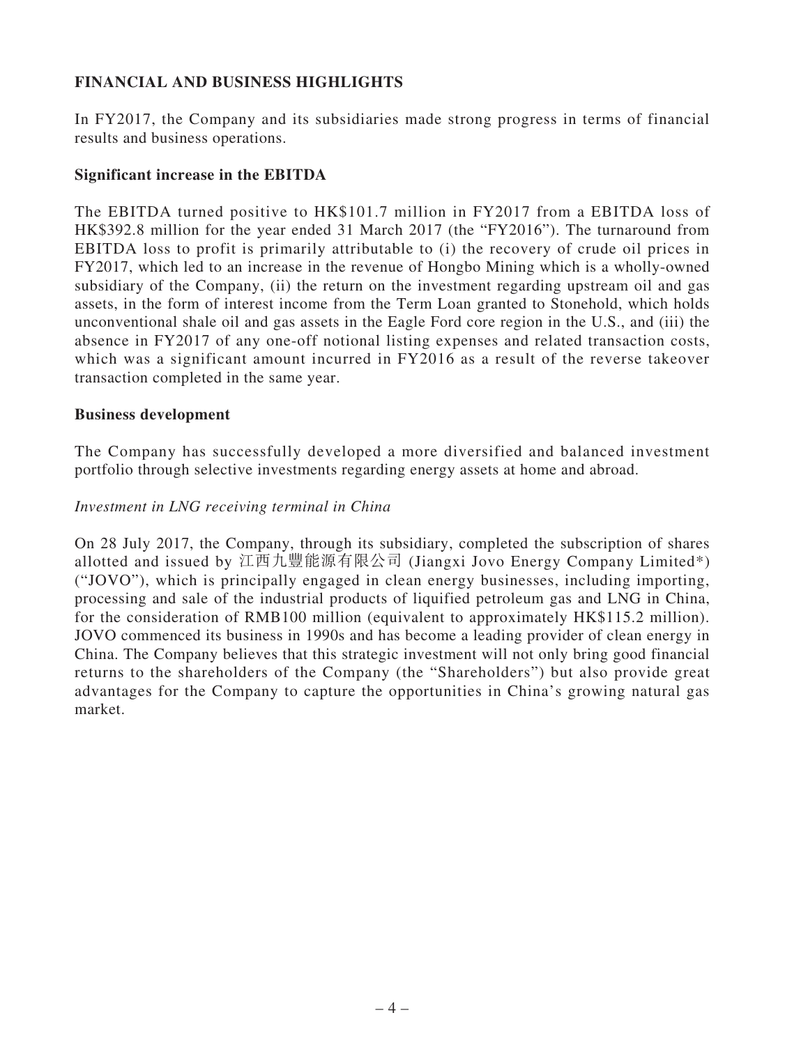## FINANCIAL AND BUSINESS HIGHLIGHTS

In FY2017, the Company and its subsidiaries made strong progress in terms of financial results and business operations.

### Significant increase in the EBITDA

The EBITDA turned positive to HK$101.7 million in FY2017 from a EBITDA loss of HK$392.8 million for the year ended 31 March 2017 (the "FY2016"). The turnaround from EBITDA loss to profit is primarily attributable to (i) the recovery of crude oil prices in FY2017, which led to an increase in the revenue of Hongbo Mining which is a wholly-owned subsidiary of the Company, (ii) the return on the investment regarding upstream oil and gas assets, in the form of interest income from the Term Loan granted to Stonehold, which holds unconventional shale oil and gas assets in the Eagle Ford core region in the U.S., and (iii) the absence in FY2017 of any one-off notional listing expenses and related transaction costs, which was a significant amount incurred in FY2016 as a result of the reverse takeover transaction completed in the same year.

### Business development

The Company has successfully developed a more diversified and balanced investment portfolio through selective investments regarding energy assets at home and abroad.

*Investment in LNG receiving terminal in China*

On 28 July 2017, the Company, through its subsidiary, completed the subscription of shares allotted and issued by 江西九豐能源有限公司 (Jiangxi Jovo Energy Company Limited*) ("JOVO"), which is principally engaged in clean energy businesses, including importing, processing and sale of the industrial products of liquified petroleum gas and LNG in China, for the consideration of RMB100 million (equivalent to approximately HK$115.2 million). JOVO commenced its business in 1990s and has become a leading provider of clean energy in China. The Company believes that this strategic investment will not only bring good financial returns to the shareholders of the Company (the "Shareholders") but also provide great advantages for the Company to capture the opportunities in China's growing natural gas market.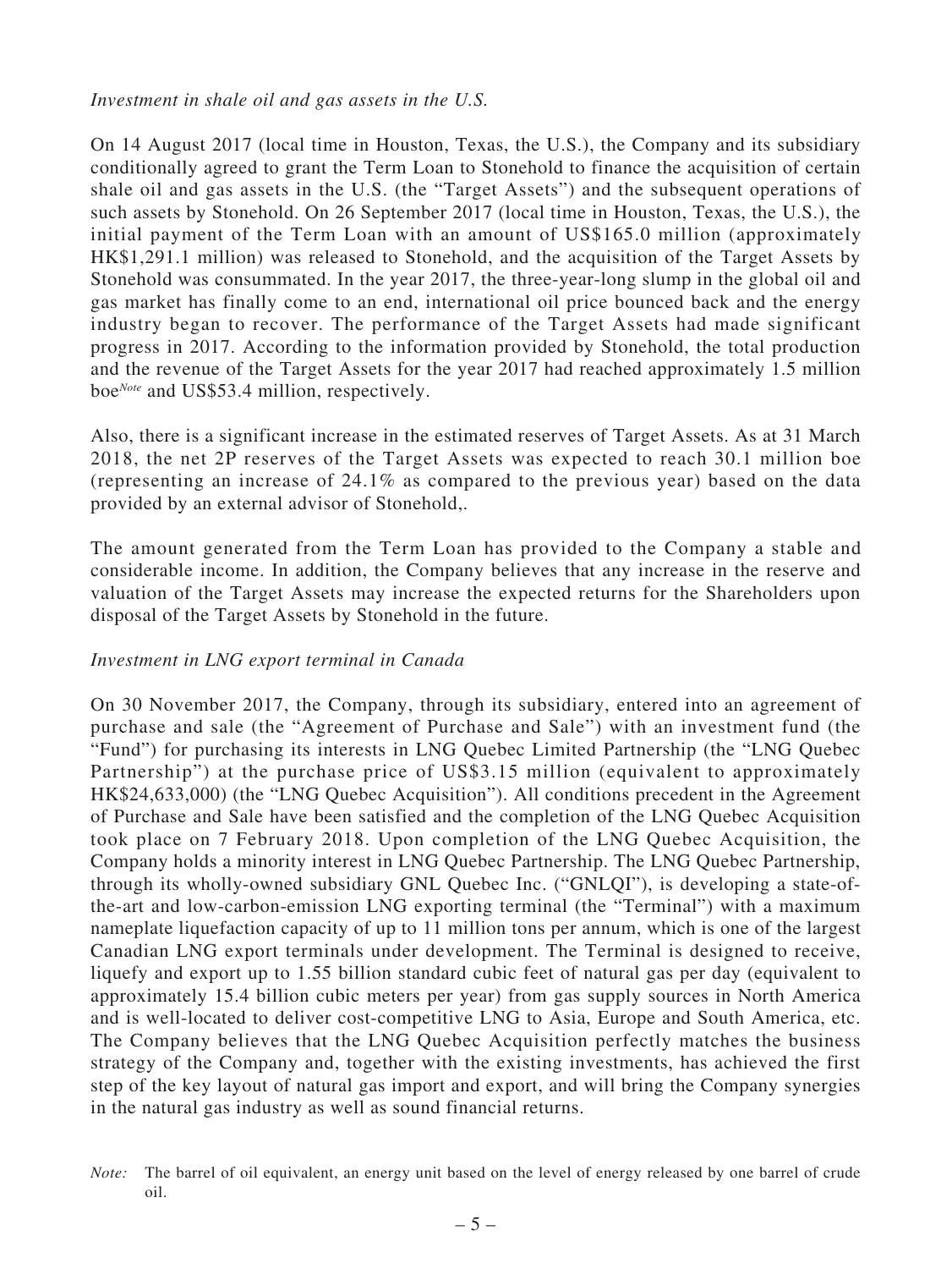*Investment in shale oil and gas assets in the U.S.*

On 14 August 2017 (local time in Houston, Texas, the U.S.), the Company and its subsidiary conditionally agreed to grant the Term Loan to Stonehold to finance the acquisition of certain shale oil and gas assets in the U.S. (the "Target Assets") and the subsequent operations of such assets by Stonehold. On 26 September 2017 (local time in Houston, Texas, the U.S.), the initial payment of the Term Loan with an amount of US$165.0 million (approximately HK$1,291.1 million) was released to Stonehold, and the acquisition of the Target Assets by Stonehold was consummated. In the year 2017, the three-year-long slump in the global oil and gas market has finally come to an end, international oil price bounced back and the energy industry began to recover. The performance of the Target Assets had made significant progress in 2017. According to the information provided by Stonehold, the total production and the revenue of the Target Assets for the year 2017 had reached approximately 1.5 million boe[Note] and US$53.4 million, respectively.

Also, there is a significant increase in the estimated reserves of Target Assets. As at 31 March 2018, the net 2P reserves of the Target Assets was expected to reach 30.1 million boe (representing an increase of 24.1% as compared to the previous year) based on the data provided by an external advisor of Stonehold,.

The amount generated from the Term Loan has provided to the Company a stable and considerable income. In addition, the Company believes that any increase in the reserve and valuation of the Target Assets may increase the expected returns for the Shareholders upon disposal of the Target Assets by Stonehold in the future.

*Investment in LNG export terminal in Canada*

On 30 November 2017, the Company, through its subsidiary, entered into an agreement of purchase and sale (the "Agreement of Purchase and Sale") with an investment fund (the "Fund") for purchasing its interests in LNG Quebec Limited Partnership (the "LNG Quebec Partnership") at the purchase price of US$3.15 million (equivalent to approximately HK$24,633,000) (the "LNG Quebec Acquisition"). All conditions precedent in the Agreement of Purchase and Sale have been satisfied and the completion of the LNG Quebec Acquisition took place on 7 February 2018. Upon completion of the LNG Quebec Acquisition, the Company holds a minority interest in LNG Quebec Partnership. The LNG Quebec Partnership, through its wholly-owned subsidiary GNL Quebec Inc. ("GNLQI"), is developing a state-of-the-art and low-carbon-emission LNG exporting terminal (the "Terminal") with a maximum nameplate liquefaction capacity of up to 11 million tons per annum, which is one of the largest Canadian LNG export terminals under development. The Terminal is designed to receive, liquefy and export up to 1.55 billion standard cubic feet of natural gas per day (equivalent to approximately 15.4 billion cubic meters per year) from gas supply sources in North America and is well-located to deliver cost-competitive LNG to Asia, Europe and South America, etc. The Company believes that the LNG Quebec Acquisition perfectly matches the business strategy of the Company and, together with the existing investments, has achieved the first step of the key layout of natural gas import and export, and will bring the Company synergies in the natural gas industry as well as sound financial returns.

*Note:* The barrel of oil equivalent, an energy unit based on the level of energy released by one barrel of crude oil.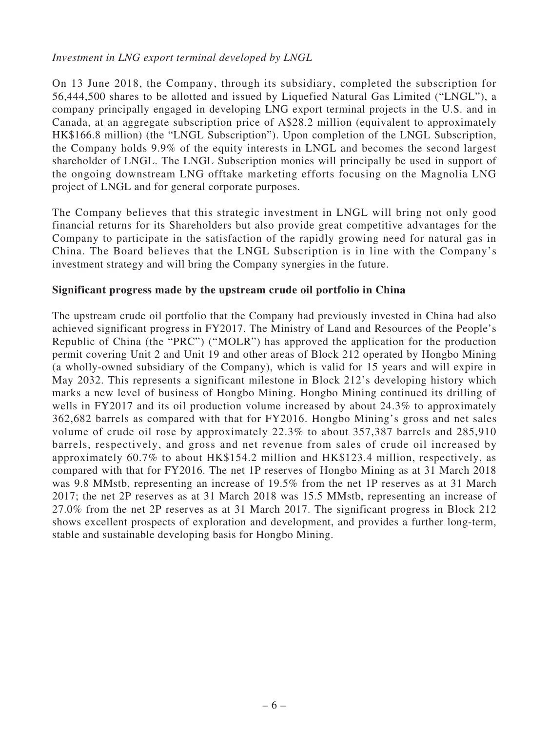*Investment in LNG export terminal developed by LNGL*

On 13 June 2018, the Company, through its subsidiary, completed the subscription for 56,444,500 shares to be allotted and issued by Liquefied Natural Gas Limited ("LNGL"), a company principally engaged in developing LNG export terminal projects in the U.S. and in Canada, at an aggregate subscription price of A$28.2 million (equivalent to approximately HK$166.8 million) (the "LNGL Subscription"). Upon completion of the LNGL Subscription, the Company holds 9.9% of the equity interests in LNGL and becomes the second largest shareholder of LNGL. The LNGL Subscription monies will principally be used in support of the ongoing downstream LNG offtake marketing efforts focusing on the Magnolia LNG project of LNGL and for general corporate purposes.

The Company believes that this strategic investment in LNGL will bring not only good financial returns for its Shareholders but also provide great competitive advantages for the Company to participate in the satisfaction of the rapidly growing need for natural gas in China. The Board believes that the LNGL Subscription is in line with the Company's investment strategy and will bring the Company synergies in the future.

**Significant progress made by the upstream crude oil portfolio in China**

The upstream crude oil portfolio that the Company had previously invested in China had also achieved significant progress in FY2017. The Ministry of Land and Resources of the People's Republic of China (the "PRC") ("MOLR") has approved the application for the production permit covering Unit 2 and Unit 19 and other areas of Block 212 operated by Hongbo Mining (a wholly-owned subsidiary of the Company), which is valid for 15 years and will expire in May 2032. This represents a significant milestone in Block 212's developing history which marks a new level of business of Hongbo Mining. Hongbo Mining continued its drilling of wells in FY2017 and its oil production volume increased by about 24.3% to approximately 362,682 barrels as compared with that for FY2016. Hongbo Mining's gross and net sales volume of crude oil rose by approximately 22.3% to about 357,387 barrels and 285,910 barrels, respectively, and gross and net revenue from sales of crude oil increased by approximately 60.7% to about HK$154.2 million and HK$123.4 million, respectively, as compared with that for FY2016. The net 1P reserves of Hongbo Mining as at 31 March 2018 was 9.8 MMstb, representing an increase of 19.5% from the net 1P reserves as at 31 March 2017; the net 2P reserves as at 31 March 2018 was 15.5 MMstb, representing an increase of 27.0% from the net 2P reserves as at 31 March 2017. The significant progress in Block 212 shows excellent prospects of exploration and development, and provides a further long-term, stable and sustainable developing basis for Hongbo Mining.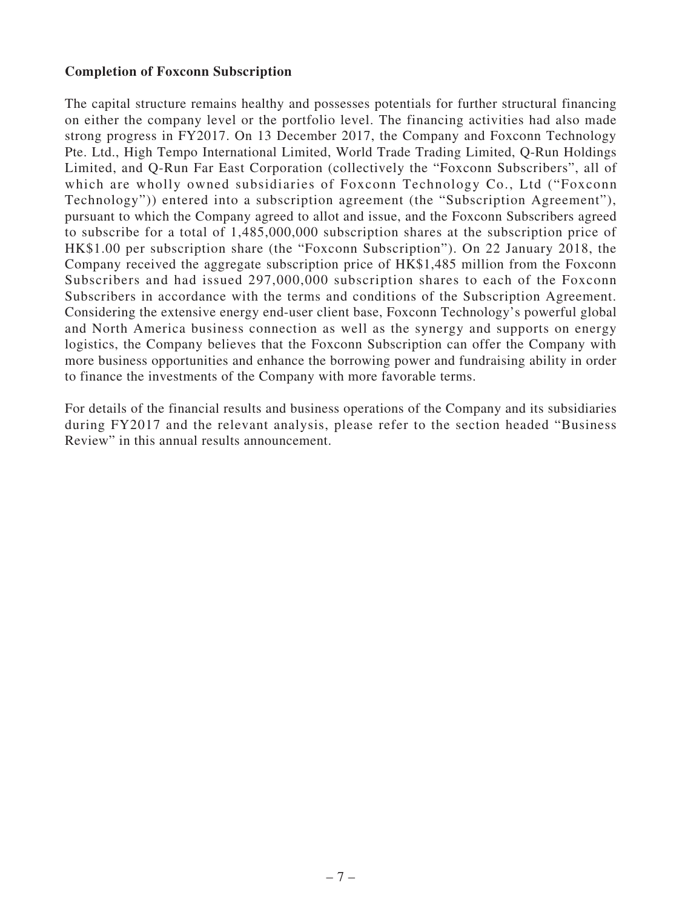**Completion of Foxconn Subscription**

The capital structure remains healthy and possesses potentials for further structural financing on either the company level or the portfolio level. The financing activities had also made strong progress in FY2017. On 13 December 2017, the Company and Foxconn Technology Pte. Ltd., High Tempo International Limited, World Trade Trading Limited, Q-Run Holdings Limited, and Q-Run Far East Corporation (collectively the "Foxconn Subscribers", all of which are wholly owned subsidiaries of Foxconn Technology Co., Ltd ("Foxconn Technology")) entered into a subscription agreement (the "Subscription Agreement"), pursuant to which the Company agreed to allot and issue, and the Foxconn Subscribers agreed to subscribe for a total of 1,485,000,000 subscription shares at the subscription price of HK$1.00 per subscription share (the "Foxconn Subscription"). On 22 January 2018, the Company received the aggregate subscription price of HK$1,485 million from the Foxconn Subscribers and had issued 297,000,000 subscription shares to each of the Foxconn Subscribers in accordance with the terms and conditions of the Subscription Agreement. Considering the extensive energy end-user client base, Foxconn Technology's powerful global and North America business connection as well as the synergy and supports on energy logistics, the Company believes that the Foxconn Subscription can offer the Company with more business opportunities and enhance the borrowing power and fundraising ability in order to finance the investments of the Company with more favorable terms.

For details of the financial results and business operations of the Company and its subsidiaries during FY2017 and the relevant analysis, please refer to the section headed "Business Review" in this annual results announcement.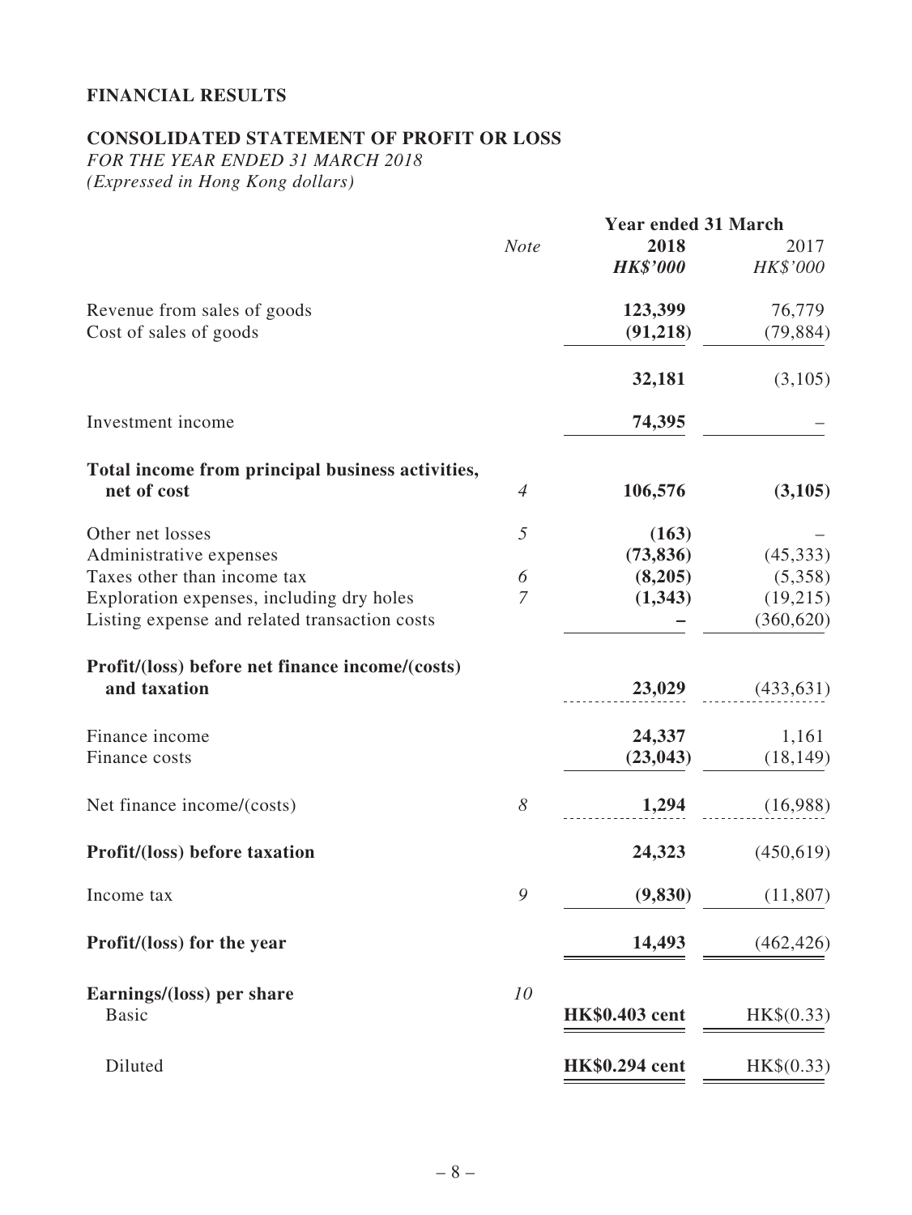## FINANCIAL RESULTS

### CONSOLIDATED STATEMENT OF PROFIT OR LOSS

*FOR THE YEAR ENDED 31 MARCH 2018*
*(Expressed in Hong Kong dollars)*

| | *Note* | **Year ended 31 March** | |
|---|---|---|---|
| | | **2018** | 2017 |
| | | ***HK$'000*** | *HK$'000* |
| Revenue from sales of goods | | **123,399** | 76,779 |
| Cost of sales of goods | | **(91,218)** | (79,884) |
| | | **32,181** | (3,105) |
| Investment income | | **74,395** | – |
| **Total income from principal business activities, net of cost** | *4* | **106,576** | **(3,105)** |
| Other net losses | *5* | **(163)** | – |
| Administrative expenses | | **(73,836)** | (45,333) |
| Taxes other than income tax | *6* | **(8,205)** | (5,358) |
| Exploration expenses, including dry holes | *7* | **(1,343)** | (19,215) |
| Listing expense and related transaction costs | | **–** | (360,620) |
| **Profit/(loss) before net finance income/(costs) and taxation** | | **23,029** | (433,631) |
| Finance income | | **24,337** | 1,161 |
| Finance costs | | **(23,043)** | (18,149) |
| Net finance income/(costs) | *8* | **1,294** | (16,988) |
| **Profit/(loss) before taxation** | | **24,323** | (450,619) |
| Income tax | *9* | **(9,830)** | (11,807) |
| **Profit/(loss) for the year** | | **14,493** | (462,426) |
| **Earnings/(loss) per share** | *10* | | |
| Basic | | **HK$0.403 cent** | HK$(0.33) |
| Diluted | | **HK$0.294 cent** | HK$(0.33) |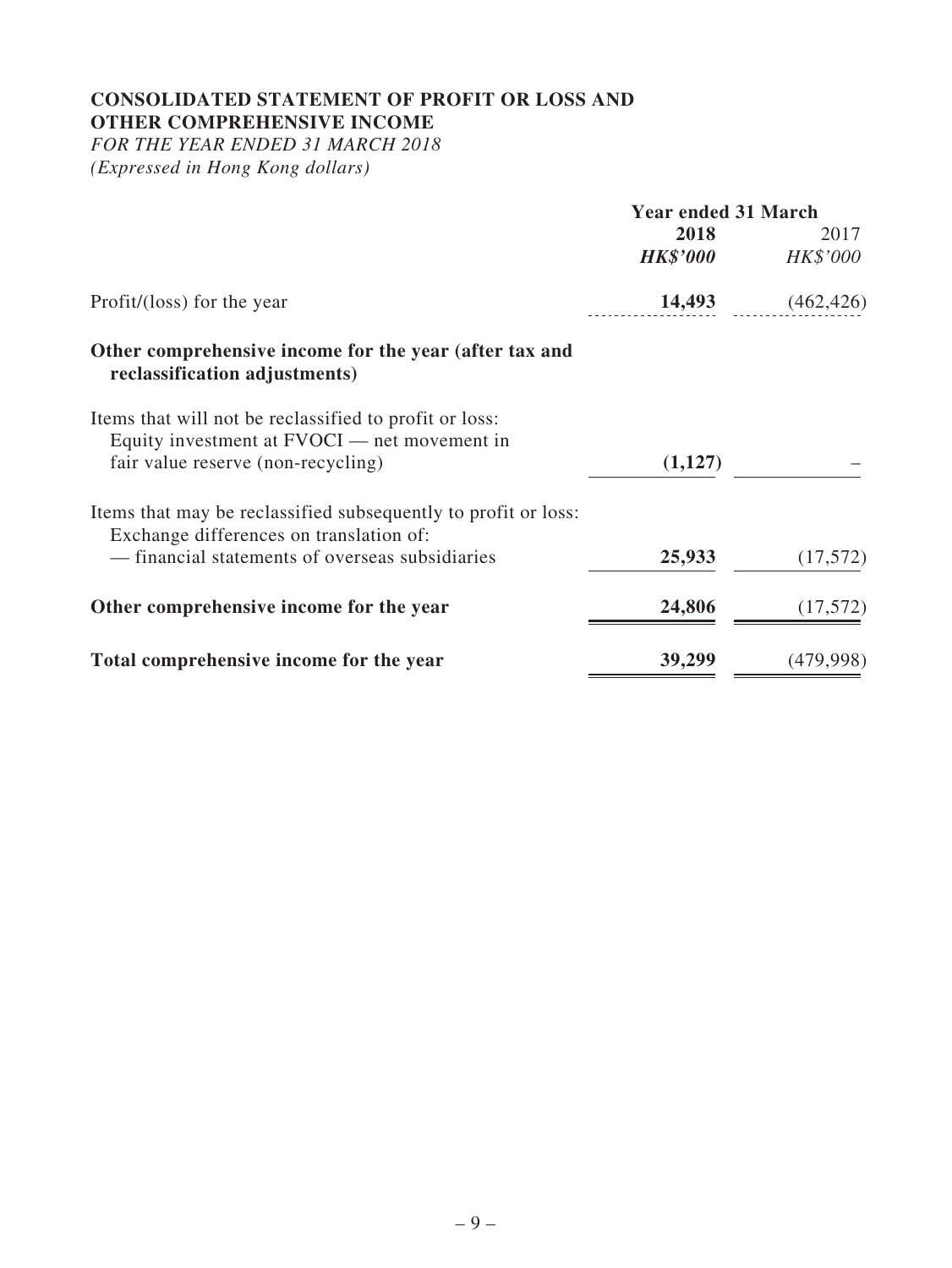## CONSOLIDATED STATEMENT OF PROFIT OR LOSS AND OTHER COMPREHENSIVE INCOME

*FOR THE YEAR ENDED 31 MARCH 2018*
*(Expressed in Hong Kong dollars)*

| | Year ended 31 March | |
|---|---|---|
| | **2018** | 2017 |
| | ***HK$'000*** | *HK$'000* |
| Profit/(loss) for the year | **14,493** | (462,426) |
| **Other comprehensive income for the year (after tax and reclassification adjustments)** | | |
| Items that will not be reclassified to profit or loss: | | |
| Equity investment at FVOCI — net movement in fair value reserve (non-recycling) | **(1,127)** | – |
| Items that may be reclassified subsequently to profit or loss: | | |
| Exchange differences on translation of: | | |
| — financial statements of overseas subsidiaries | **25,933** | (17,572) |
| **Other comprehensive income for the year** | **24,806** | (17,572) |
| **Total comprehensive income for the year** | **39,299** | (479,998) |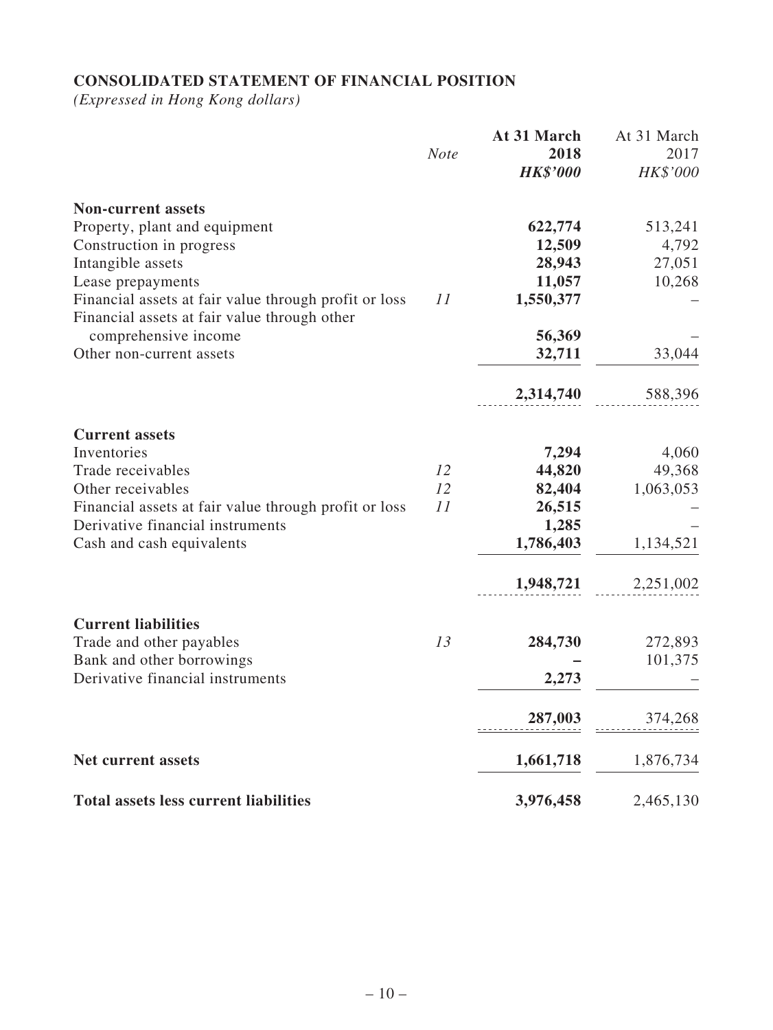## CONSOLIDATED STATEMENT OF FINANCIAL POSITION

*(Expressed in Hong Kong dollars)*

| | *Note* | **At 31 March 2018** ***HK$'000*** | At 31 March 2017 *HK$'000* |
|---|---|---|---|
| **Non-current assets** | | | |
| Property, plant and equipment | | **622,774** | 513,241 |
| Construction in progress | | **12,509** | 4,792 |
| Intangible assets | | **28,943** | 27,051 |
| Lease prepayments | | **11,057** | 10,268 |
| Financial assets at fair value through profit or loss | *11* | **1,550,377** | – |
| Financial assets at fair value through other comprehensive income | | **56,369** | – |
| Other non-current assets | | **32,711** | 33,044 |
| | | **2,314,740** | 588,396 |
| **Current assets** | | | |
| Inventories | | **7,294** | 4,060 |
| Trade receivables | *12* | **44,820** | 49,368 |
| Other receivables | *12* | **82,404** | 1,063,053 |
| Financial assets at fair value through profit or loss | *11* | **26,515** | – |
| Derivative financial instruments | | **1,285** | – |
| Cash and cash equivalents | | **1,786,403** | 1,134,521 |
| | | **1,948,721** | 2,251,002 |
| **Current liabilities** | | | |
| Trade and other payables | *13* | **284,730** | 272,893 |
| Bank and other borrowings | | **–** | 101,375 |
| Derivative financial instruments | | **2,273** | – |
| | | **287,003** | 374,268 |
| **Net current assets** | | **1,661,718** | 1,876,734 |
| **Total assets less current liabilities** | | **3,976,458** | 2,465,130 |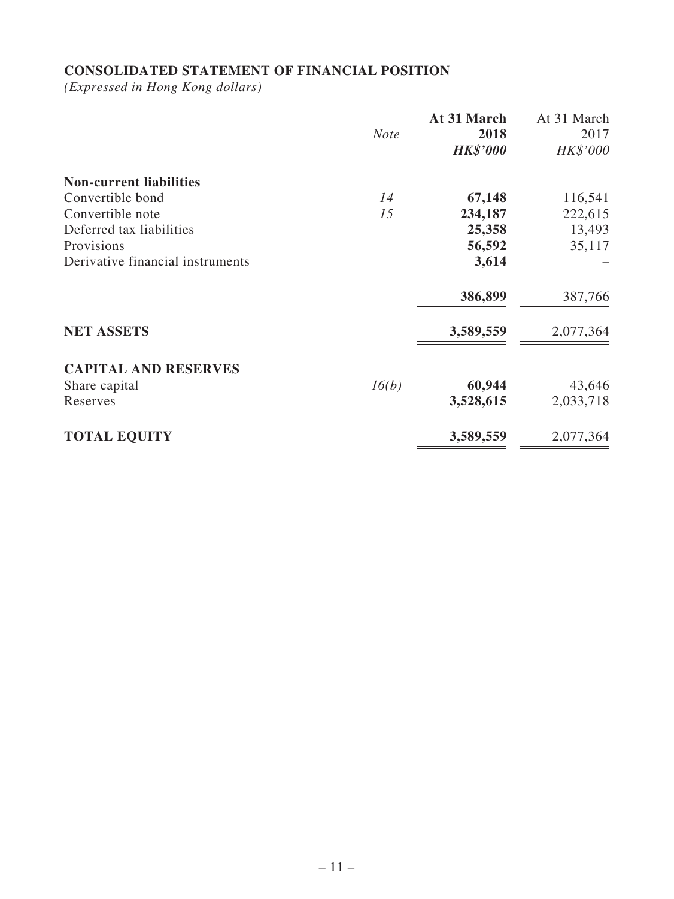## CONSOLIDATED STATEMENT OF FINANCIAL POSITION

*(Expressed in Hong Kong dollars)*

| | *Note* | **At 31 March 2018** ***HK$'000*** | At 31 March 2017 *HK$'000* |
|---|---|---|---|
| **Non-current liabilities** | | | |
| Convertible bond | *14* | **67,148** | 116,541 |
| Convertible note | *15* | **234,187** | 222,615 |
| Deferred tax liabilities | | **25,358** | 13,493 |
| Provisions | | **56,592** | 35,117 |
| Derivative financial instruments | | **3,614** | – |
| | | **386,899** | 387,766 |
| **NET ASSETS** | | **3,589,559** | 2,077,364 |
| **CAPITAL AND RESERVES** | | | |
| Share capital | *16(b)* | **60,944** | 43,646 |
| Reserves | | **3,528,615** | 2,033,718 |
| **TOTAL EQUITY** | | **3,589,559** | 2,077,364 |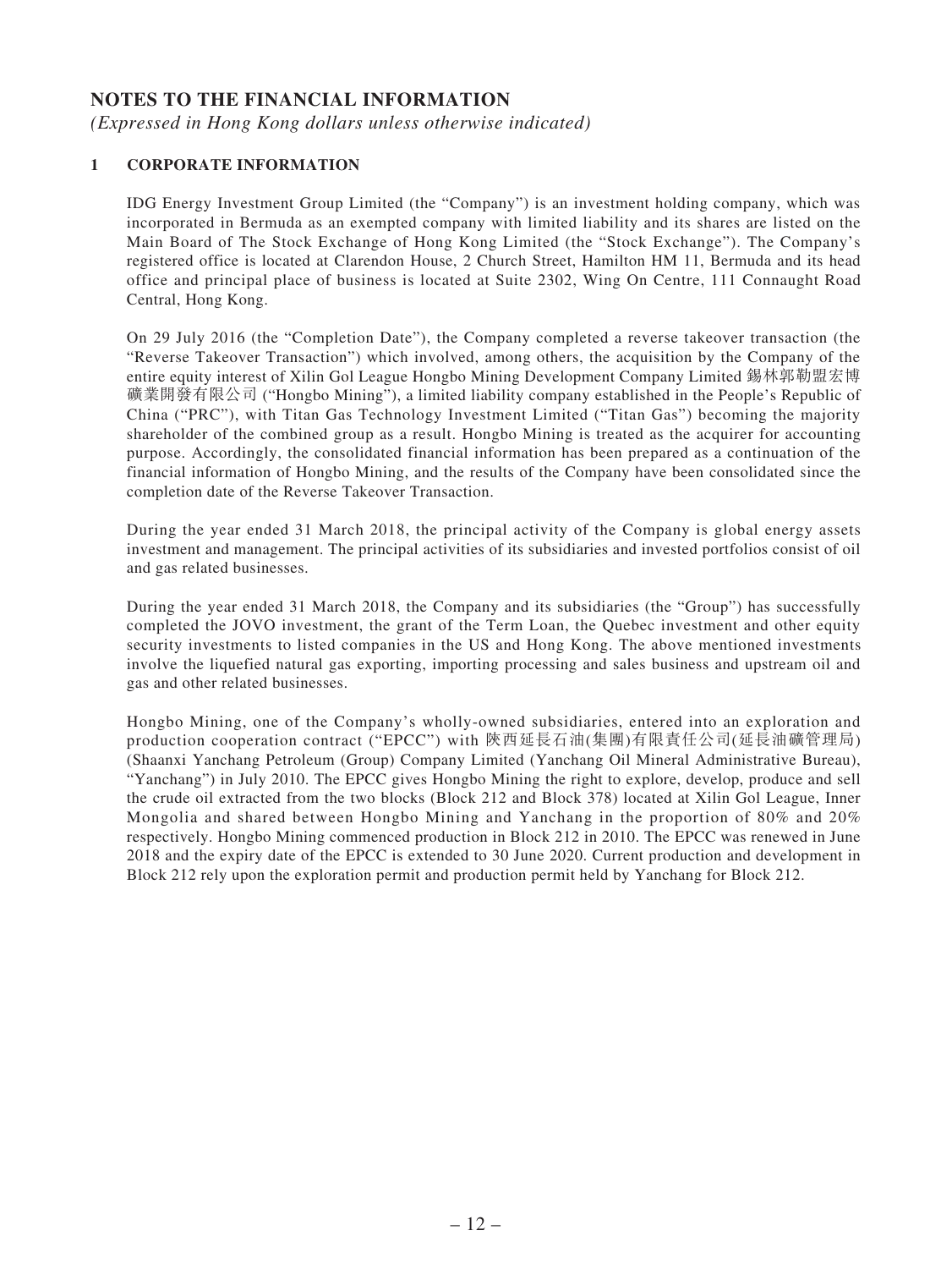# NOTES TO THE FINANCIAL INFORMATION

*(Expressed in Hong Kong dollars unless otherwise indicated)*

## 1 CORPORATE INFORMATION

IDG Energy Investment Group Limited (the "Company") is an investment holding company, which was incorporated in Bermuda as an exempted company with limited liability and its shares are listed on the Main Board of The Stock Exchange of Hong Kong Limited (the "Stock Exchange"). The Company's registered office is located at Clarendon House, 2 Church Street, Hamilton HM 11, Bermuda and its head office and principal place of business is located at Suite 2302, Wing On Centre, 111 Connaught Road Central, Hong Kong.

On 29 July 2016 (the "Completion Date"), the Company completed a reverse takeover transaction (the "Reverse Takeover Transaction") which involved, among others, the acquisition by the Company of the entire equity interest of Xilin Gol League Hongbo Mining Development Company Limited 錫林郭勒盟宏博礦業開發有限公司 ("Hongbo Mining"), a limited liability company established in the People's Republic of China ("PRC"), with Titan Gas Technology Investment Limited ("Titan Gas") becoming the majority shareholder of the combined group as a result. Hongbo Mining is treated as the acquirer for accounting purpose. Accordingly, the consolidated financial information has been prepared as a continuation of the financial information of Hongbo Mining, and the results of the Company have been consolidated since the completion date of the Reverse Takeover Transaction.

During the year ended 31 March 2018, the principal activity of the Company is global energy assets investment and management. The principal activities of its subsidiaries and invested portfolios consist of oil and gas related businesses.

During the year ended 31 March 2018, the Company and its subsidiaries (the "Group") has successfully completed the JOVO investment, the grant of the Term Loan, the Quebec investment and other equity security investments to listed companies in the US and Hong Kong. The above mentioned investments involve the liquefied natural gas exporting, importing processing and sales business and upstream oil and gas and other related businesses.

Hongbo Mining, one of the Company's wholly-owned subsidiaries, entered into an exploration and production cooperation contract ("EPCC") with 陝西延長石油(集團)有限責任公司(延長油礦管理局) (Shaanxi Yanchang Petroleum (Group) Company Limited (Yanchang Oil Mineral Administrative Bureau), "Yanchang") in July 2010. The EPCC gives Hongbo Mining the right to explore, develop, produce and sell the crude oil extracted from the two blocks (Block 212 and Block 378) located at Xilin Gol League, Inner Mongolia and shared between Hongbo Mining and Yanchang in the proportion of 80% and 20% respectively. Hongbo Mining commenced production in Block 212 in 2010. The EPCC was renewed in June 2018 and the expiry date of the EPCC is extended to 30 June 2020. Current production and development in Block 212 rely upon the exploration permit and production permit held by Yanchang for Block 212.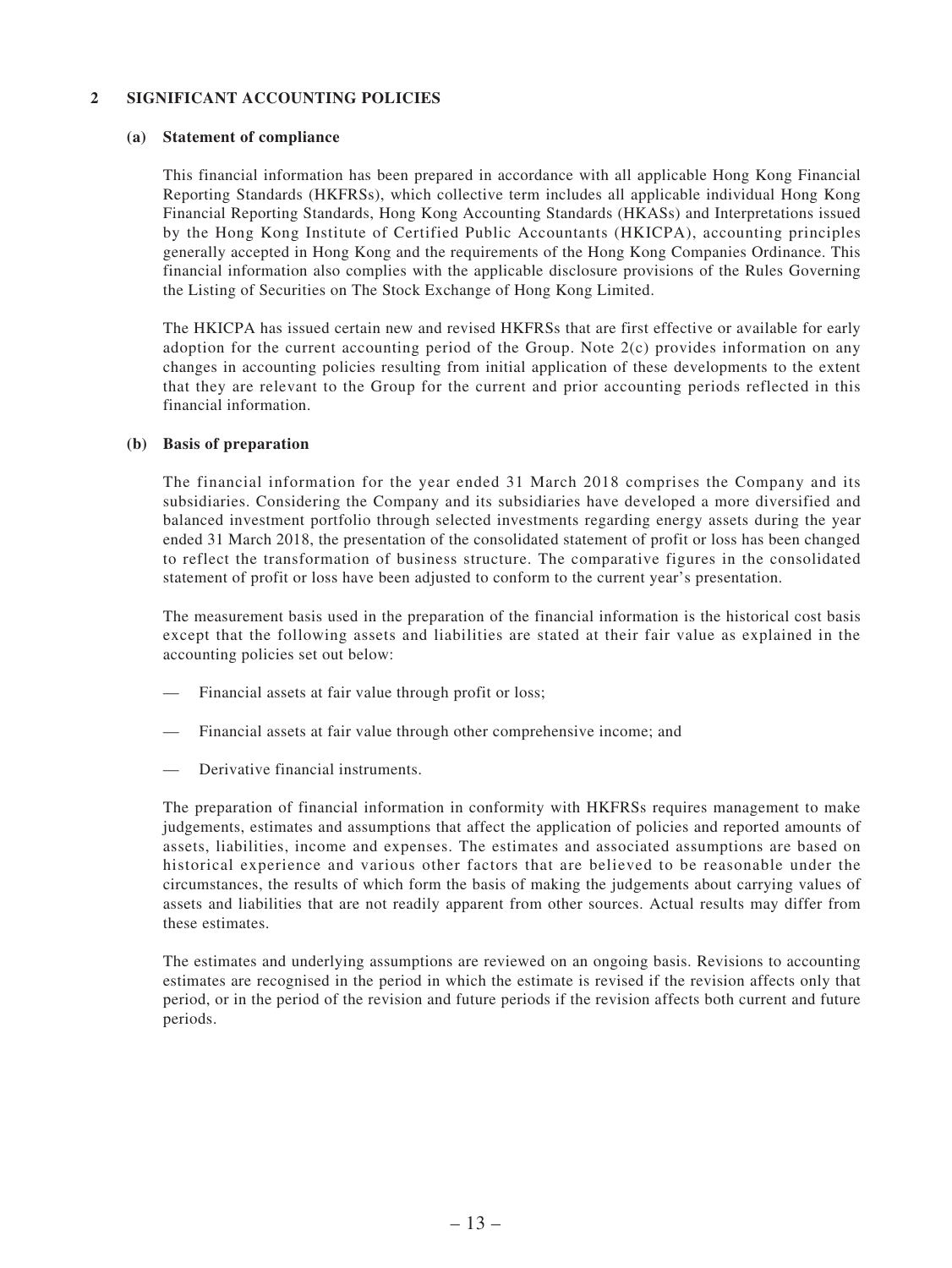## 2 SIGNIFICANT ACCOUNTING POLICIES

### (a) Statement of compliance

This financial information has been prepared in accordance with all applicable Hong Kong Financial Reporting Standards (HKFRSs), which collective term includes all applicable individual Hong Kong Financial Reporting Standards, Hong Kong Accounting Standards (HKASs) and Interpretations issued by the Hong Kong Institute of Certified Public Accountants (HKICPA), accounting principles generally accepted in Hong Kong and the requirements of the Hong Kong Companies Ordinance. This financial information also complies with the applicable disclosure provisions of the Rules Governing the Listing of Securities on The Stock Exchange of Hong Kong Limited.

The HKICPA has issued certain new and revised HKFRSs that are first effective or available for early adoption for the current accounting period of the Group. Note 2(c) provides information on any changes in accounting policies resulting from initial application of these developments to the extent that they are relevant to the Group for the current and prior accounting periods reflected in this financial information.

### (b) Basis of preparation

The financial information for the year ended 31 March 2018 comprises the Company and its subsidiaries. Considering the Company and its subsidiaries have developed a more diversified and balanced investment portfolio through selected investments regarding energy assets during the year ended 31 March 2018, the presentation of the consolidated statement of profit or loss has been changed to reflect the transformation of business structure. The comparative figures in the consolidated statement of profit or loss have been adjusted to conform to the current year's presentation.

The measurement basis used in the preparation of the financial information is the historical cost basis except that the following assets and liabilities are stated at their fair value as explained in the accounting policies set out below:

- Financial assets at fair value through profit or loss;
- Financial assets at fair value through other comprehensive income; and
- Derivative financial instruments.

The preparation of financial information in conformity with HKFRSs requires management to make judgements, estimates and assumptions that affect the application of policies and reported amounts of assets, liabilities, income and expenses. The estimates and associated assumptions are based on historical experience and various other factors that are believed to be reasonable under the circumstances, the results of which form the basis of making the judgements about carrying values of assets and liabilities that are not readily apparent from other sources. Actual results may differ from these estimates.

The estimates and underlying assumptions are reviewed on an ongoing basis. Revisions to accounting estimates are recognised in the period in which the estimate is revised if the revision affects only that period, or in the period of the revision and future periods if the revision affects both current and future periods.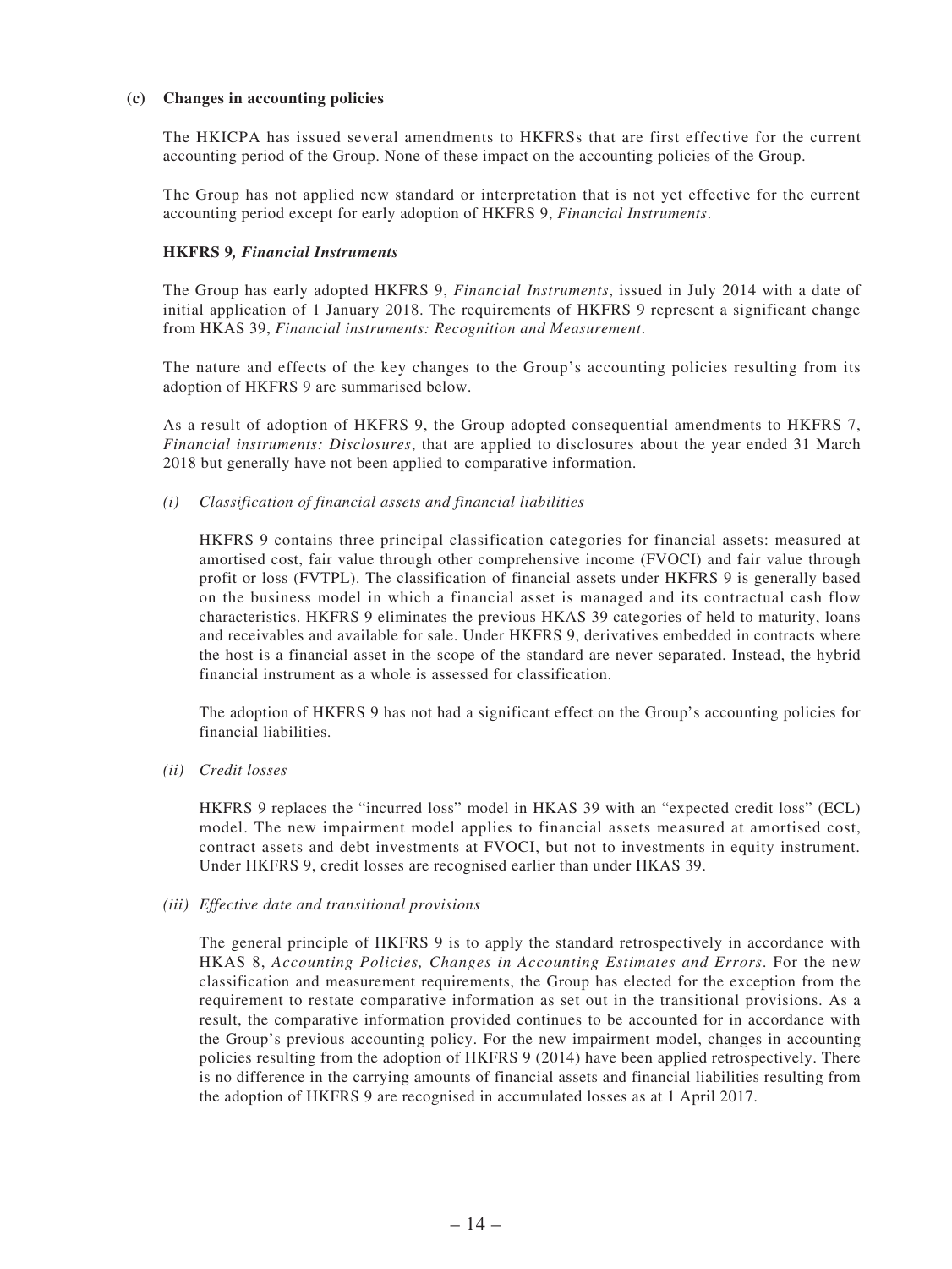**(c) Changes in accounting policies**

The HKICPA has issued several amendments to HKFRSs that are first effective for the current accounting period of the Group. None of these impact on the accounting policies of the Group.

The Group has not applied new standard or interpretation that is not yet effective for the current accounting period except for early adoption of HKFRS 9, *Financial Instruments*.

**HKFRS 9*, Financial Instruments***

The Group has early adopted HKFRS 9, *Financial Instruments*, issued in July 2014 with a date of initial application of 1 January 2018. The requirements of HKFRS 9 represent a significant change from HKAS 39, *Financial instruments: Recognition and Measurement*.

The nature and effects of the key changes to the Group's accounting policies resulting from its adoption of HKFRS 9 are summarised below.

As a result of adoption of HKFRS 9, the Group adopted consequential amendments to HKFRS 7, *Financial instruments: Disclosures*, that are applied to disclosures about the year ended 31 March 2018 but generally have not been applied to comparative information.

*(i) Classification of financial assets and financial liabilities*

HKFRS 9 contains three principal classification categories for financial assets: measured at amortised cost, fair value through other comprehensive income (FVOCI) and fair value through profit or loss (FVTPL). The classification of financial assets under HKFRS 9 is generally based on the business model in which a financial asset is managed and its contractual cash flow characteristics. HKFRS 9 eliminates the previous HKAS 39 categories of held to maturity, loans and receivables and available for sale. Under HKFRS 9, derivatives embedded in contracts where the host is a financial asset in the scope of the standard are never separated. Instead, the hybrid financial instrument as a whole is assessed for classification.

The adoption of HKFRS 9 has not had a significant effect on the Group's accounting policies for financial liabilities.

*(ii) Credit losses*

HKFRS 9 replaces the "incurred loss" model in HKAS 39 with an "expected credit loss" (ECL) model. The new impairment model applies to financial assets measured at amortised cost, contract assets and debt investments at FVOCI, but not to investments in equity instrument. Under HKFRS 9, credit losses are recognised earlier than under HKAS 39.

*(iii) Effective date and transitional provisions*

The general principle of HKFRS 9 is to apply the standard retrospectively in accordance with HKAS 8, *Accounting Policies, Changes in Accounting Estimates and Errors*. For the new classification and measurement requirements, the Group has elected for the exception from the requirement to restate comparative information as set out in the transitional provisions. As a result, the comparative information provided continues to be accounted for in accordance with the Group's previous accounting policy. For the new impairment model, changes in accounting policies resulting from the adoption of HKFRS 9 (2014) have been applied retrospectively. There is no difference in the carrying amounts of financial assets and financial liabilities resulting from the adoption of HKFRS 9 are recognised in accumulated losses as at 1 April 2017.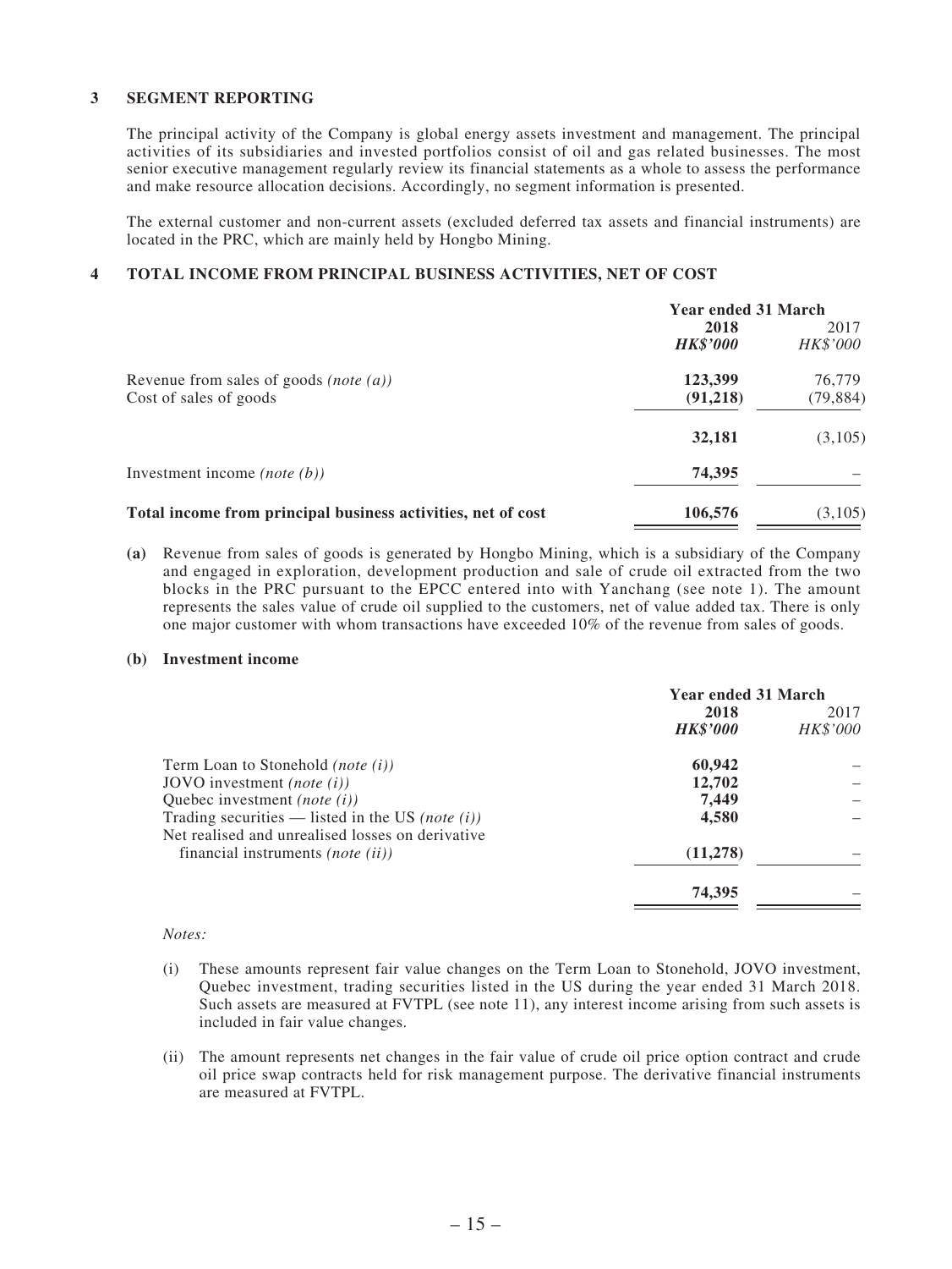## 3 SEGMENT REPORTING

The principal activity of the Company is global energy assets investment and management. The principal activities of its subsidiaries and invested portfolios consist of oil and gas related businesses. The most senior executive management regularly review its financial statements as a whole to assess the performance and make resource allocation decisions. Accordingly, no segment information is presented.

The external customer and non-current assets (excluded deferred tax assets and financial instruments) are located in the PRC, which are mainly held by Hongbo Mining.

## 4 TOTAL INCOME FROM PRINCIPAL BUSINESS ACTIVITIES, NET OF COST

| | Year ended 31 March | |
|---|---|---|
| | **2018** | 2017 |
| | ***HK$'000*** | *HK$'000* |
| Revenue from sales of goods *(note (a))* | **123,399** | 76,779 |
| Cost of sales of goods | **(91,218)** | (79,884) |
| | **32,181** | (3,105) |
| Investment income *(note (b))* | **74,395** | – |
| **Total income from principal business activities, net of cost** | **106,576** | (3,105) |

**(a)** Revenue from sales of goods is generated by Hongbo Mining, which is a subsidiary of the Company and engaged in exploration, development production and sale of crude oil extracted from the two blocks in the PRC pursuant to the EPCC entered into with Yanchang (see note 1). The amount represents the sales value of crude oil supplied to the customers, net of value added tax. There is only one major customer with whom transactions have exceeded 10% of the revenue from sales of goods.

**(b) Investment income**

| | Year ended 31 March | |
|---|---|---|
| | **2018** | 2017 |
| | ***HK$'000*** | *HK$'000* |
| Term Loan to Stonehold *(note (i))* | **60,942** | – |
| JOVO investment *(note (i))* | **12,702** | – |
| Quebec investment *(note (i))* | **7,449** | – |
| Trading securities — listed in the US *(note (i))* | **4,580** | – |
| Net realised and unrealised losses on derivative financial instruments *(note (ii))* | **(11,278)** | – |
| | **74,395** | – |

*Notes:*

(i) These amounts represent fair value changes on the Term Loan to Stonehold, JOVO investment, Quebec investment, trading securities listed in the US during the year ended 31 March 2018. Such assets are measured at FVTPL (see note 11), any interest income arising from such assets is included in fair value changes.

(ii) The amount represents net changes in the fair value of crude oil price option contract and crude oil price swap contracts held for risk management purpose. The derivative financial instruments are measured at FVTPL.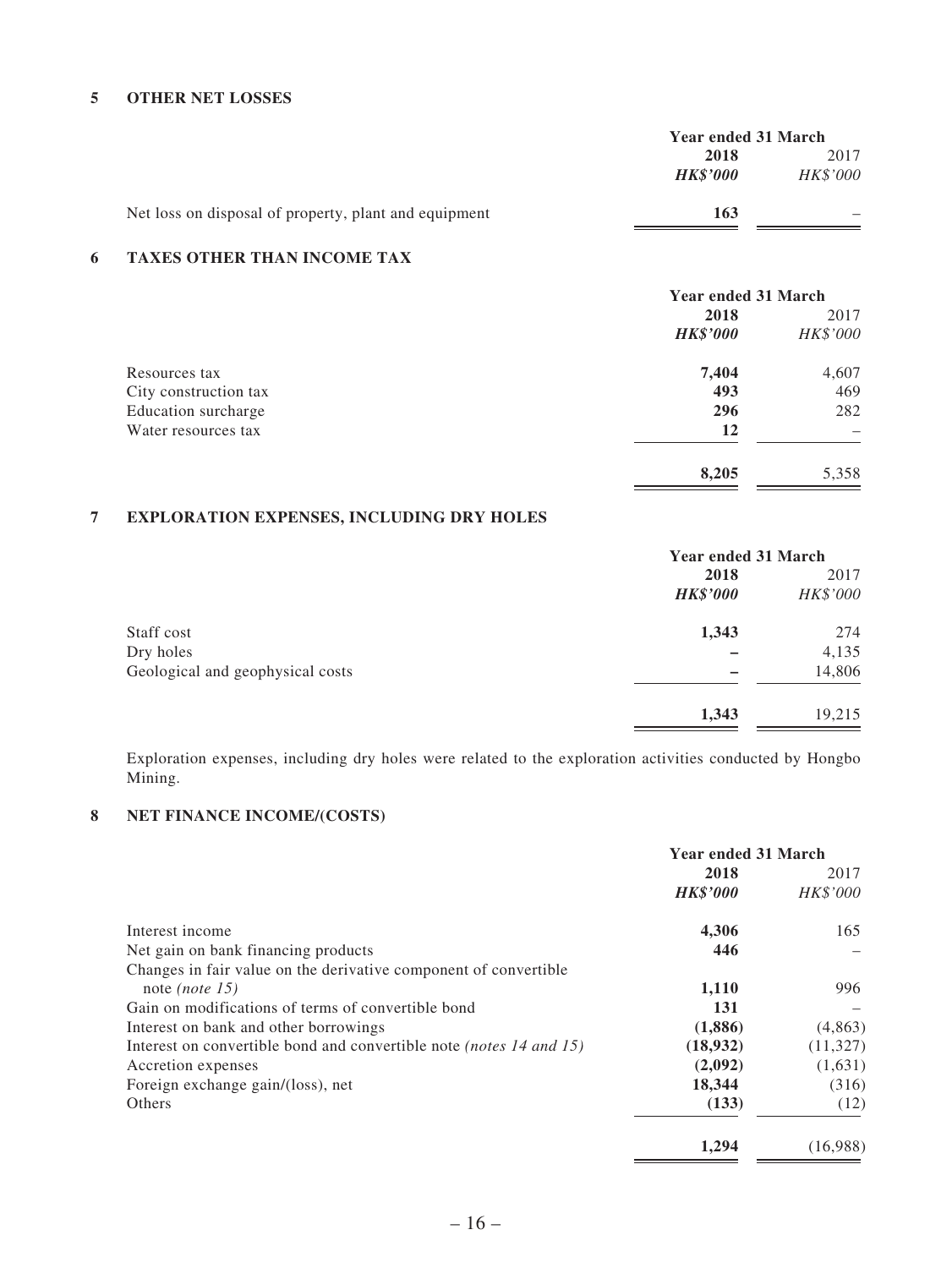## 5 OTHER NET LOSSES

| | Year ended 31 March | |
|---|---|---|
| | **2018** | 2017 |
| | ***HK$'000*** | *HK$'000* |
| Net loss on disposal of property, plant and equipment | **163** | – |

## 6 TAXES OTHER THAN INCOME TAX

| | Year ended 31 March | |
|---|---|---|
| | **2018** | 2017 |
| | ***HK$'000*** | *HK$'000* |
| Resources tax | **7,404** | 4,607 |
| City construction tax | **493** | 469 |
| Education surcharge | **296** | 282 |
| Water resources tax | **12** | – |
| | **8,205** | 5,358 |

## 7 EXPLORATION EXPENSES, INCLUDING DRY HOLES

| | Year ended 31 March | |
|---|---|---|
| | **2018** | 2017 |
| | ***HK$'000*** | *HK$'000* |
| Staff cost | **1,343** | 274 |
| Dry holes | **–** | 4,135 |
| Geological and geophysical costs | **–** | 14,806 |
| | **1,343** | 19,215 |

Exploration expenses, including dry holes were related to the exploration activities conducted by Hongbo Mining.

## 8 NET FINANCE INCOME/(COSTS)

| | Year ended 31 March | |
|---|---|---|
| | **2018** | 2017 |
| | ***HK$'000*** | *HK$'000* |
| Interest income | **4,306** | 165 |
| Net gain on bank financing products | **446** | – |
| Changes in fair value on the derivative component of convertible note *(note 15)* | **1,110** | 996 |
| Gain on modifications of terms of convertible bond | **131** | – |
| Interest on bank and other borrowings | **(1,886)** | (4,863) |
| Interest on convertible bond and convertible note *(notes 14 and 15)* | **(18,932)** | (11,327) |
| Accretion expenses | **(2,092)** | (1,631) |
| Foreign exchange gain/(loss), net | **18,344** | (316) |
| Others | **(133)** | (12) |
| | **1,294** | (16,988) |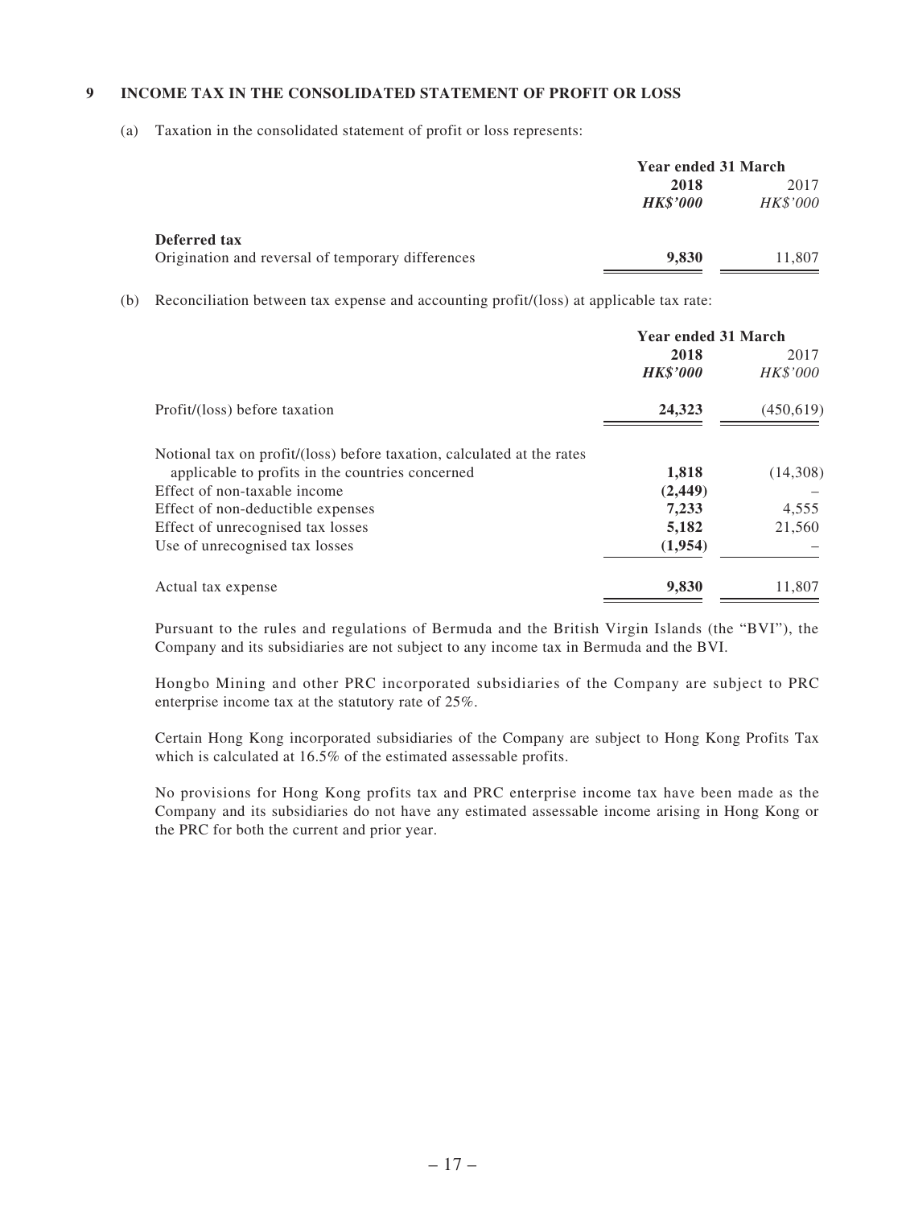## 9 INCOME TAX IN THE CONSOLIDATED STATEMENT OF PROFIT OR LOSS

(a) Taxation in the consolidated statement of profit or loss represents:

| | Year ended 31 March | |
|---|---|---|
| | **2018** | 2017 |
| | ***HK$'000*** | *HK$'000* |
| **Deferred tax** | | |
| Origination and reversal of temporary differences | **9,830** | 11,807 |

(b) Reconciliation between tax expense and accounting profit/(loss) at applicable tax rate:

| | Year ended 31 March | |
|---|---|---|
| | **2018** | 2017 |
| | ***HK$'000*** | *HK$'000* |
| Profit/(loss) before taxation | **24,323** | (450,619) |
| Notional tax on profit/(loss) before taxation, calculated at the rates applicable to profits in the countries concerned | **1,818** | (14,308) |
| Effect of non-taxable income | **(2,449)** | – |
| Effect of non-deductible expenses | **7,233** | 4,555 |
| Effect of unrecognised tax losses | **5,182** | 21,560 |
| Use of unrecognised tax losses | **(1,954)** | – |
| Actual tax expense | **9,830** | 11,807 |

Pursuant to the rules and regulations of Bermuda and the British Virgin Islands (the "BVI"), the Company and its subsidiaries are not subject to any income tax in Bermuda and the BVI.

Hongbo Mining and other PRC incorporated subsidiaries of the Company are subject to PRC enterprise income tax at the statutory rate of 25%.

Certain Hong Kong incorporated subsidiaries of the Company are subject to Hong Kong Profits Tax which is calculated at 16.5% of the estimated assessable profits.

No provisions for Hong Kong profits tax and PRC enterprise income tax have been made as the Company and its subsidiaries do not have any estimated assessable income arising in Hong Kong or the PRC for both the current and prior year.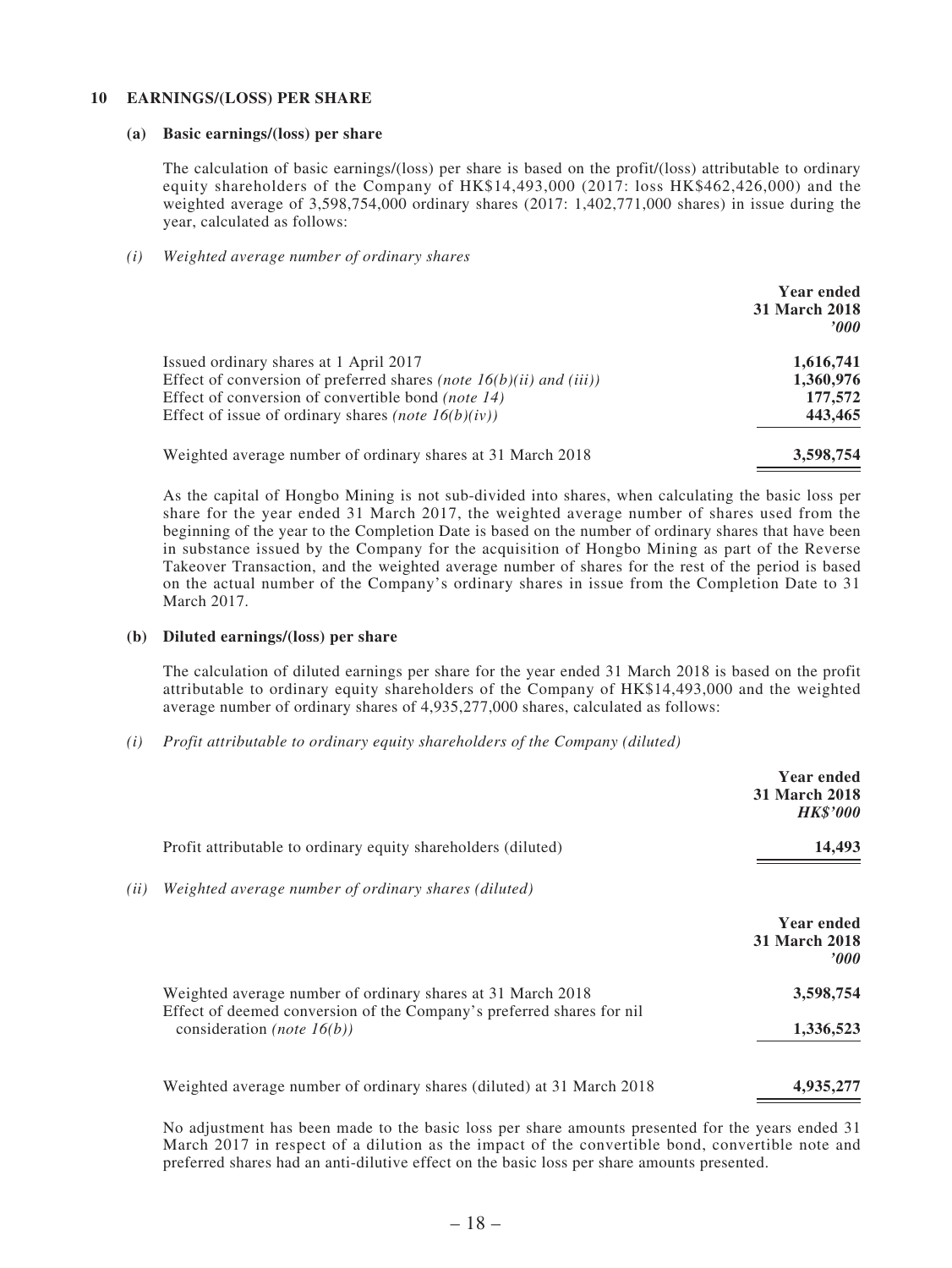## 10 EARNINGS/(LOSS) PER SHARE

### (a) Basic earnings/(loss) per share

The calculation of basic earnings/(loss) per share is based on the profit/(loss) attributable to ordinary equity shareholders of the Company of HK$14,493,000 (2017: loss HK$462,426,000) and the weighted average of 3,598,754,000 ordinary shares (2017: 1,402,771,000 shares) in issue during the year, calculated as follows:

*(i) Weighted average number of ordinary shares*

| | Year ended 31 March 2018 *'000* |
|---|---|
| Issued ordinary shares at 1 April 2017 | **1,616,741** |
| Effect of conversion of preferred shares *(note 16(b)(ii) and (iii))* | **1,360,976** |
| Effect of conversion of convertible bond *(note 14)* | **177,572** |
| Effect of issue of ordinary shares *(note 16(b)(iv))* | **443,465** |
| Weighted average number of ordinary shares at 31 March 2018 | **3,598,754** |

As the capital of Hongbo Mining is not sub-divided into shares, when calculating the basic loss per share for the year ended 31 March 2017, the weighted average number of shares used from the beginning of the year to the Completion Date is based on the number of ordinary shares that have been in substance issued by the Company for the acquisition of Hongbo Mining as part of the Reverse Takeover Transaction, and the weighted average number of shares for the rest of the period is based on the actual number of the Company's ordinary shares in issue from the Completion Date to 31 March 2017.

### (b) Diluted earnings/(loss) per share

The calculation of diluted earnings per share for the year ended 31 March 2018 is based on the profit attributable to ordinary equity shareholders of the Company of HK$14,493,000 and the weighted average number of ordinary shares of 4,935,277,000 shares, calculated as follows:

*(i) Profit attributable to ordinary equity shareholders of the Company (diluted)*

| | Year ended 31 March 2018 *HK$'000* |
|---|---|
| Profit attributable to ordinary equity shareholders (diluted) | **14,493** |

*(ii) Weighted average number of ordinary shares (diluted)*

| | Year ended 31 March 2018 *'000* |
|---|---|
| Weighted average number of ordinary shares at 31 March 2018 | **3,598,754** |
| Effect of deemed conversion of the Company's preferred shares for nil consideration *(note 16(b))* | **1,336,523** |
| Weighted average number of ordinary shares (diluted) at 31 March 2018 | **4,935,277** |

No adjustment has been made to the basic loss per share amounts presented for the years ended 31 March 2017 in respect of a dilution as the impact of the convertible bond, convertible note and preferred shares had an anti-dilutive effect on the basic loss per share amounts presented.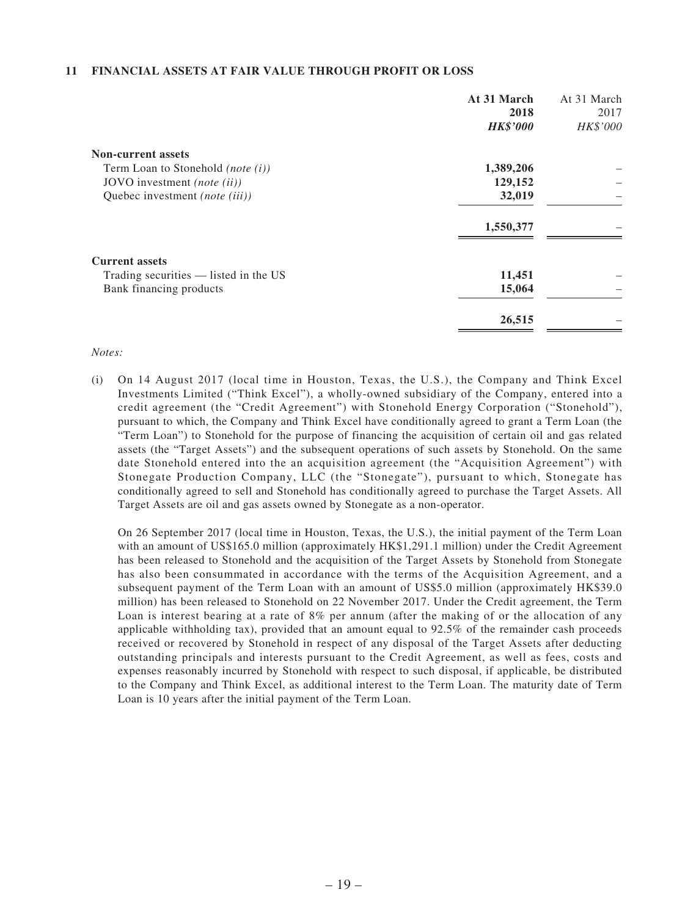## 11 FINANCIAL ASSETS AT FAIR VALUE THROUGH PROFIT OR LOSS

| | **At 31 March 2018** | At 31 March 2017 |
|---|---|---|
| | ***HK$'000*** | *HK$'000* |
| **Non-current assets** | | |
| Term Loan to Stonehold *(note (i))* | **1,389,206** | – |
| JOVO investment *(note (ii))* | **129,152** | – |
| Quebec investment *(note (iii))* | **32,019** | – |
| | **1,550,377** | – |
| **Current assets** | | |
| Trading securities — listed in the US | **11,451** | – |
| Bank financing products | **15,064** | – |
| | **26,515** | – |

*Notes:*

(i) On 14 August 2017 (local time in Houston, Texas, the U.S.), the Company and Think Excel Investments Limited ("Think Excel"), a wholly-owned subsidiary of the Company, entered into a credit agreement (the "Credit Agreement") with Stonehold Energy Corporation ("Stonehold"), pursuant to which, the Company and Think Excel have conditionally agreed to grant a Term Loan (the "Term Loan") to Stonehold for the purpose of financing the acquisition of certain oil and gas related assets (the "Target Assets") and the subsequent operations of such assets by Stonehold. On the same date Stonehold entered into the an acquisition agreement (the "Acquisition Agreement") with Stonegate Production Company, LLC (the "Stonegate"), pursuant to which, Stonegate has conditionally agreed to sell and Stonehold has conditionally agreed to purchase the Target Assets. All Target Assets are oil and gas assets owned by Stonegate as a non-operator.

On 26 September 2017 (local time in Houston, Texas, the U.S.), the initial payment of the Term Loan with an amount of US$165.0 million (approximately HK$1,291.1 million) under the Credit Agreement has been released to Stonehold and the acquisition of the Target Assets by Stonehold from Stonegate has also been consummated in accordance with the terms of the Acquisition Agreement, and a subsequent payment of the Term Loan with an amount of US$5.0 million (approximately HK$39.0 million) has been released to Stonehold on 22 November 2017. Under the Credit agreement, the Term Loan is interest bearing at a rate of 8% per annum (after the making of or the allocation of any applicable withholding tax), provided that an amount equal to 92.5% of the remainder cash proceeds received or recovered by Stonehold in respect of any disposal of the Target Assets after deducting outstanding principals and interests pursuant to the Credit Agreement, as well as fees, costs and expenses reasonably incurred by Stonehold with respect to such disposal, if applicable, be distributed to the Company and Think Excel, as additional interest to the Term Loan. The maturity date of Term Loan is 10 years after the initial payment of the Term Loan.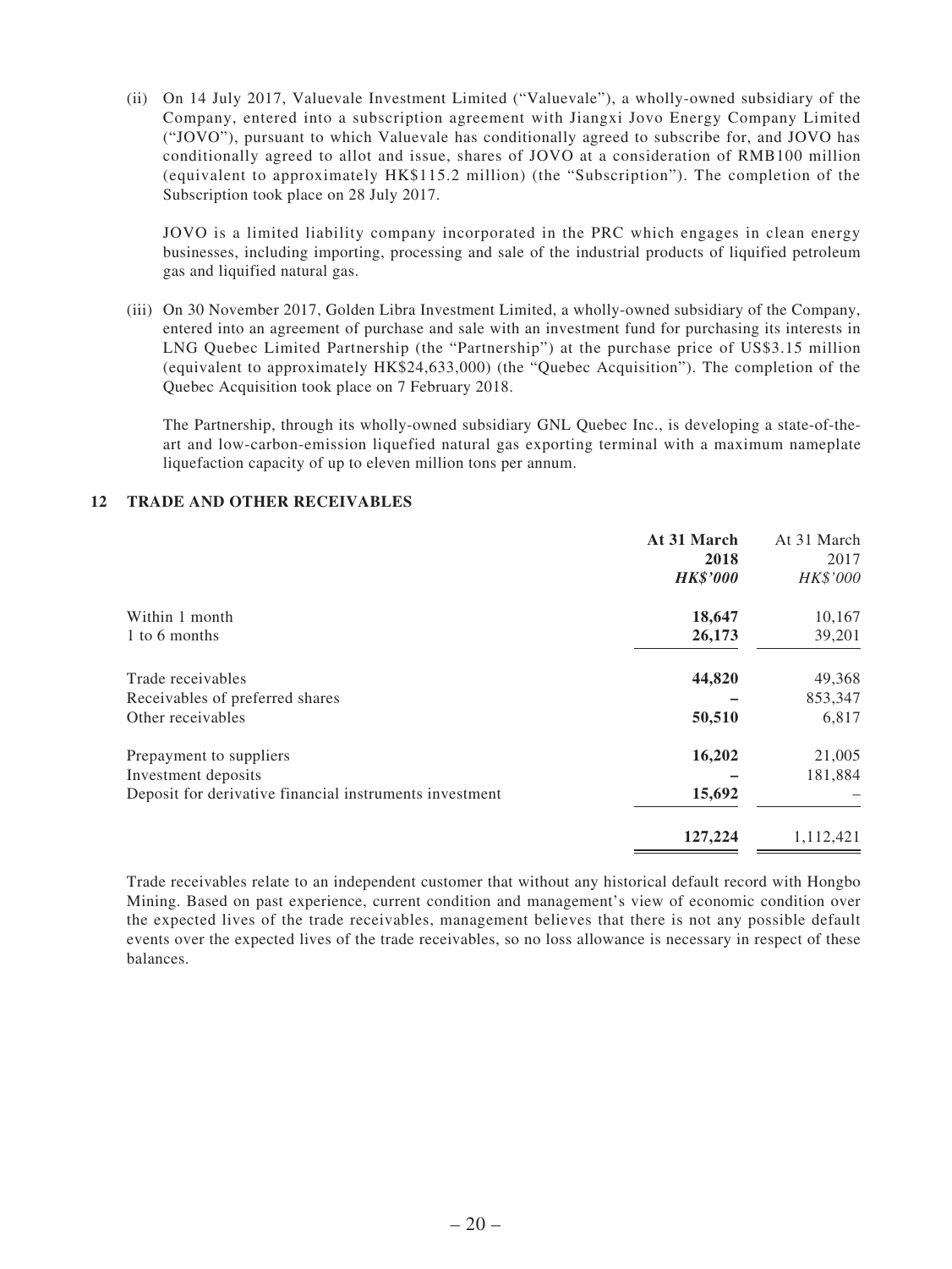(ii) On 14 July 2017, Valuevale Investment Limited ("Valuevale"), a wholly-owned subsidiary of the Company, entered into a subscription agreement with Jiangxi Jovo Energy Company Limited ("JOVO"), pursuant to which Valuevale has conditionally agreed to subscribe for, and JOVO has conditionally agreed to allot and issue, shares of JOVO at a consideration of RMB100 million (equivalent to approximately HK$115.2 million) (the "Subscription"). The completion of the Subscription took place on 28 July 2017.

JOVO is a limited liability company incorporated in the PRC which engages in clean energy businesses, including importing, processing and sale of the industrial products of liquified petroleum gas and liquified natural gas.

(iii) On 30 November 2017, Golden Libra Investment Limited, a wholly-owned subsidiary of the Company, entered into an agreement of purchase and sale with an investment fund for purchasing its interests in LNG Quebec Limited Partnership (the "Partnership") at the purchase price of US$3.15 million (equivalent to approximately HK$24,633,000) (the "Quebec Acquisition"). The completion of the Quebec Acquisition took place on 7 February 2018.

The Partnership, through its wholly-owned subsidiary GNL Quebec Inc., is developing a state-of-the-art and low-carbon-emission liquefied natural gas exporting terminal with a maximum nameplate liquefaction capacity of up to eleven million tons per annum.

## 12 TRADE AND OTHER RECEIVABLES

| | **At 31 March 2018** | At 31 March 2017 |
|---|---|---|
| | ***HK$'000*** | *HK$'000* |
| Within 1 month | **18,647** | 10,167 |
| 1 to 6 months | **26,173** | 39,201 |
| Trade receivables | **44,820** | 49,368 |
| Receivables of preferred shares | **–** | 853,347 |
| Other receivables | **50,510** | 6,817 |
| Prepayment to suppliers | **16,202** | 21,005 |
| Investment deposits | **–** | 181,884 |
| Deposit for derivative financial instruments investment | **15,692** | – |
| | **127,224** | 1,112,421 |

Trade receivables relate to an independent customer that without any historical default record with Hongbo Mining. Based on past experience, current condition and management's view of economic condition over the expected lives of the trade receivables, management believes that there is not any possible default events over the expected lives of the trade receivables, so no loss allowance is necessary in respect of these balances.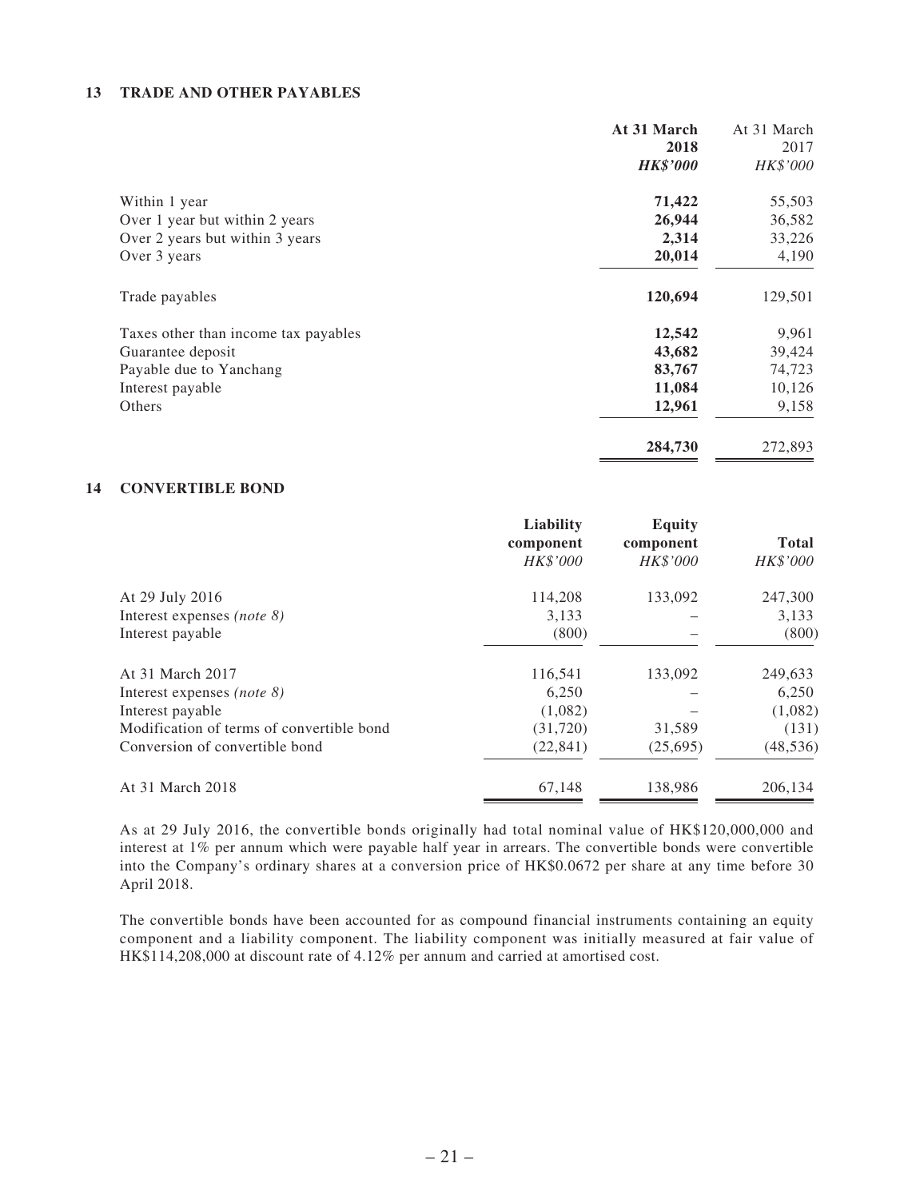## 13 TRADE AND OTHER PAYABLES

| | At 31 March 2018 HK$'000 | At 31 March 2017 HK$'000 |
|---|---|---|
| Within 1 year | **71,422** | 55,503 |
| Over 1 year but within 2 years | **26,944** | 36,582 |
| Over 2 years but within 3 years | **2,314** | 33,226 |
| Over 3 years | **20,014** | 4,190 |
| Trade payables | **120,694** | 129,501 |
| Taxes other than income tax payables | **12,542** | 9,961 |
| Guarantee deposit | **43,682** | 39,424 |
| Payable due to Yanchang | **83,767** | 74,723 |
| Interest payable | **11,084** | 10,126 |
| Others | **12,961** | 9,158 |
| | **284,730** | 272,893 |

## 14 CONVERTIBLE BOND

| | Liability component HK$'000 | Equity component HK$'000 | Total HK$'000 |
|---|---|---|---|
| At 29 July 2016 | 114,208 | 133,092 | 247,300 |
| Interest expenses *(note 8)* | 3,133 | – | 3,133 |
| Interest payable | (800) | – | (800) |
| At 31 March 2017 | 116,541 | 133,092 | 249,633 |
| Interest expenses *(note 8)* | 6,250 | – | 6,250 |
| Interest payable | (1,082) | – | (1,082) |
| Modification of terms of convertible bond | (31,720) | 31,589 | (131) |
| Conversion of convertible bond | (22,841) | (25,695) | (48,536) |
| At 31 March 2018 | 67,148 | 138,986 | 206,134 |

As at 29 July 2016, the convertible bonds originally had total nominal value of HK$120,000,000 and interest at 1% per annum which were payable half year in arrears. The convertible bonds were convertible into the Company's ordinary shares at a conversion price of HK$0.0672 per share at any time before 30 April 2018.

The convertible bonds have been accounted for as compound financial instruments containing an equity component and a liability component. The liability component was initially measured at fair value of HK$114,208,000 at discount rate of 4.12% per annum and carried at amortised cost.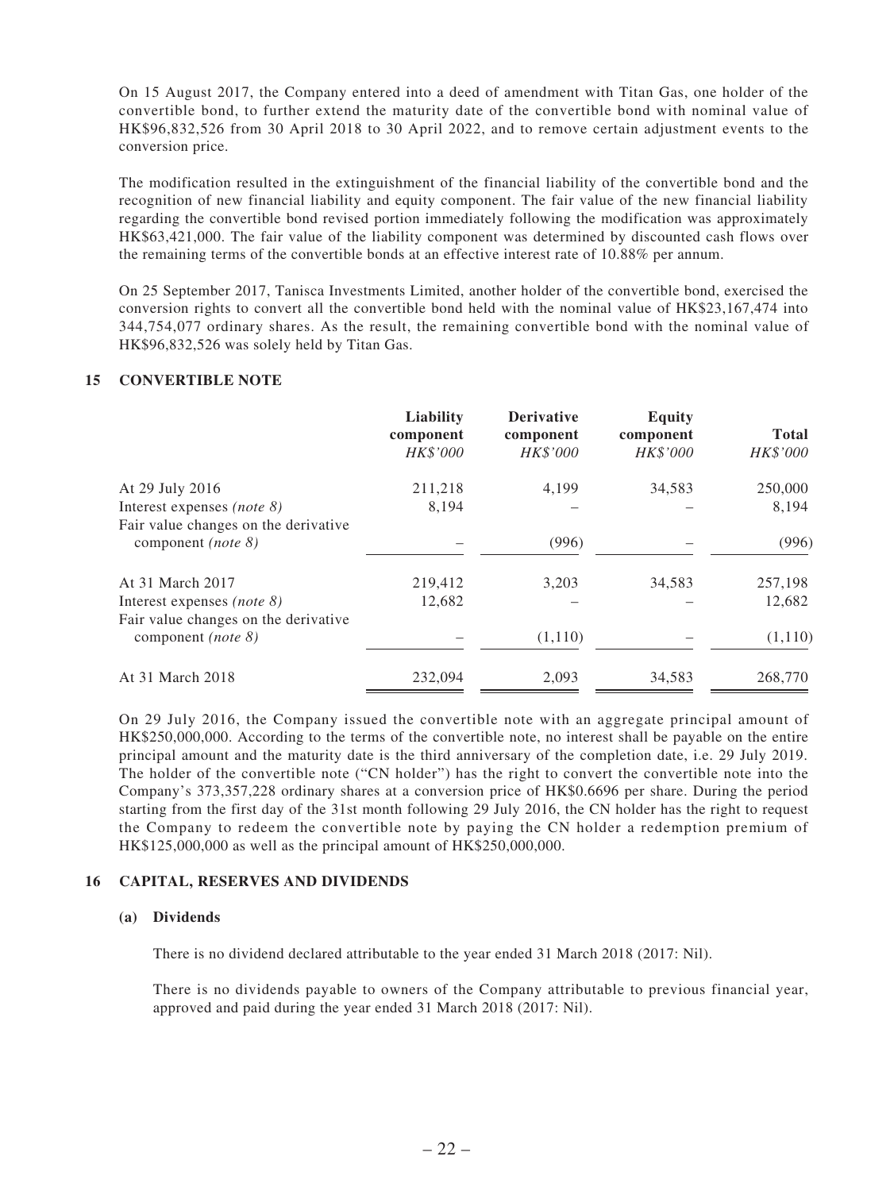On 15 August 2017, the Company entered into a deed of amendment with Titan Gas, one holder of the convertible bond, to further extend the maturity date of the convertible bond with nominal value of HK$96,832,526 from 30 April 2018 to 30 April 2022, and to remove certain adjustment events to the conversion price.

The modification resulted in the extinguishment of the financial liability of the convertible bond and the recognition of new financial liability and equity component. The fair value of the new financial liability regarding the convertible bond revised portion immediately following the modification was approximately HK$63,421,000. The fair value of the liability component was determined by discounted cash flows over the remaining terms of the convertible bonds at an effective interest rate of 10.88% per annum.

On 25 September 2017, Tanisca Investments Limited, another holder of the convertible bond, exercised the conversion rights to convert all the convertible bond held with the nominal value of HK$23,167,474 into 344,754,077 ordinary shares. As the result, the remaining convertible bond with the nominal value of HK$96,832,526 was solely held by Titan Gas.

## 15 CONVERTIBLE NOTE

| | **Liability component** *HK$'000* | **Derivative component** *HK$'000* | **Equity component** *HK$'000* | **Total** *HK$'000* |
|---|---|---|---|---|
| At 29 July 2016 | 211,218 | 4,199 | 34,583 | 250,000 |
| Interest expenses *(note 8)* | 8,194 | – | – | 8,194 |
| Fair value changes on the derivative component *(note 8)* | – | (996) | – | (996) |
| At 31 March 2017 | 219,412 | 3,203 | 34,583 | 257,198 |
| Interest expenses *(note 8)* | 12,682 | – | – | 12,682 |
| Fair value changes on the derivative component *(note 8)* | – | (1,110) | – | (1,110) |
| At 31 March 2018 | 232,094 | 2,093 | 34,583 | 268,770 |

On 29 July 2016, the Company issued the convertible note with an aggregate principal amount of HK$250,000,000. According to the terms of the convertible note, no interest shall be payable on the entire principal amount and the maturity date is the third anniversary of the completion date, i.e. 29 July 2019. The holder of the convertible note ("CN holder") has the right to convert the convertible note into the Company's 373,357,228 ordinary shares at a conversion price of HK$0.6696 per share. During the period starting from the first day of the 31st month following 29 July 2016, the CN holder has the right to request the Company to redeem the convertible note by paying the CN holder a redemption premium of HK$125,000,000 as well as the principal amount of HK$250,000,000.

## 16 CAPITAL, RESERVES AND DIVIDENDS

### (a) Dividends

There is no dividend declared attributable to the year ended 31 March 2018 (2017: Nil).

There is no dividends payable to owners of the Company attributable to previous financial year, approved and paid during the year ended 31 March 2018 (2017: Nil).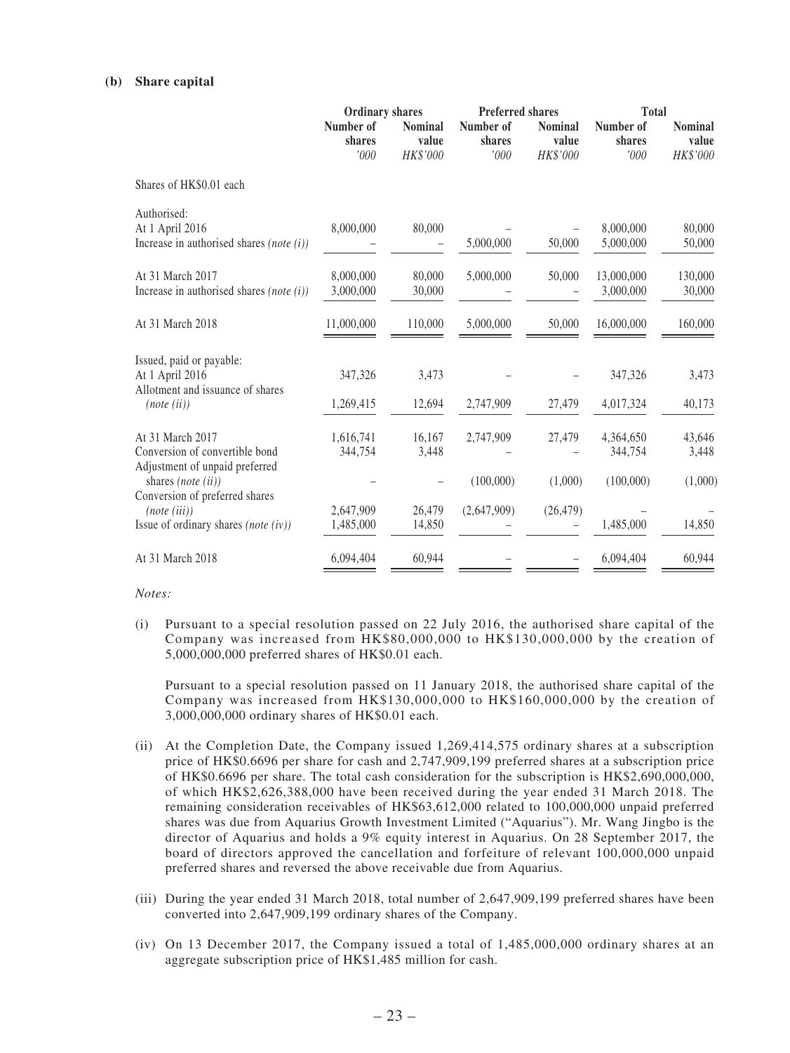**(b) Share capital**

| | Ordinary shares | | Preferred shares | | Total | |
|---|---|---|---|---|---|---|
| | Number of shares | Nominal value | Number of shares | Nominal value | Number of shares | Nominal value |
| | '000 | HK$'000 | '000 | HK$'000 | '000 | HK$'000 |
| Shares of HK$0.01 each | | | | | | |
| Authorised: | | | | | | |
| At 1 April 2016 | 8,000,000 | 80,000 | – | – | 8,000,000 | 80,000 |
| Increase in authorised shares *(note (i))* | – | – | 5,000,000 | 50,000 | 5,000,000 | 50,000 |
| At 31 March 2017 | 8,000,000 | 80,000 | 5,000,000 | 50,000 | 13,000,000 | 130,000 |
| Increase in authorised shares *(note (i))* | 3,000,000 | 30,000 | – | – | 3,000,000 | 30,000 |
| At 31 March 2018 | 11,000,000 | 110,000 | 5,000,000 | 50,000 | 16,000,000 | 160,000 |
| Issued, paid or payable: | | | | | | |
| At 1 April 2016 | 347,326 | 3,473 | – | – | 347,326 | 3,473 |
| Allotment and issuance of shares *(note (ii))* | 1,269,415 | 12,694 | 2,747,909 | 27,479 | 4,017,324 | 40,173 |
| At 31 March 2017 | 1,616,741 | 16,167 | 2,747,909 | 27,479 | 4,364,650 | 43,646 |
| Conversion of convertible bond | 344,754 | 3,448 | – | – | 344,754 | 3,448 |
| Adjustment of unpaid preferred shares *(note (ii))* | – | – | (100,000) | (1,000) | (100,000) | (1,000) |
| Conversion of preferred shares *(note (iii))* | 2,647,909 | 26,479 | (2,647,909) | (26,479) | – | – |
| Issue of ordinary shares *(note (iv))* | 1,485,000 | 14,850 | – | – | 1,485,000 | 14,850 |
| At 31 March 2018 | 6,094,404 | 60,944 | – | – | 6,094,404 | 60,944 |

*Notes:*

(i) Pursuant to a special resolution passed on 22 July 2016, the authorised share capital of the Company was increased from HK$80,000,000 to HK$130,000,000 by the creation of 5,000,000,000 preferred shares of HK$0.01 each.

Pursuant to a special resolution passed on 11 January 2018, the authorised share capital of the Company was increased from HK$130,000,000 to HK$160,000,000 by the creation of 3,000,000,000 ordinary shares of HK$0.01 each.

(ii) At the Completion Date, the Company issued 1,269,414,575 ordinary shares at a subscription price of HK$0.6696 per share for cash and 2,747,909,199 preferred shares at a subscription price of HK$0.6696 per share. The total cash consideration for the subscription is HK$2,690,000,000, of which HK$2,626,388,000 have been received during the year ended 31 March 2018. The remaining consideration receivables of HK$63,612,000 related to 100,000,000 unpaid preferred shares was due from Aquarius Growth Investment Limited ("Aquarius"). Mr. Wang Jingbo is the director of Aquarius and holds a 9% equity interest in Aquarius. On 28 September 2017, the board of directors approved the cancellation and forfeiture of relevant 100,000,000 unpaid preferred shares and reversed the above receivable due from Aquarius.

(iii) During the year ended 31 March 2018, total number of 2,647,909,199 preferred shares have been converted into 2,647,909,199 ordinary shares of the Company.

(iv) On 13 December 2017, the Company issued a total of 1,485,000,000 ordinary shares at an aggregate subscription price of HK$1,485 million for cash.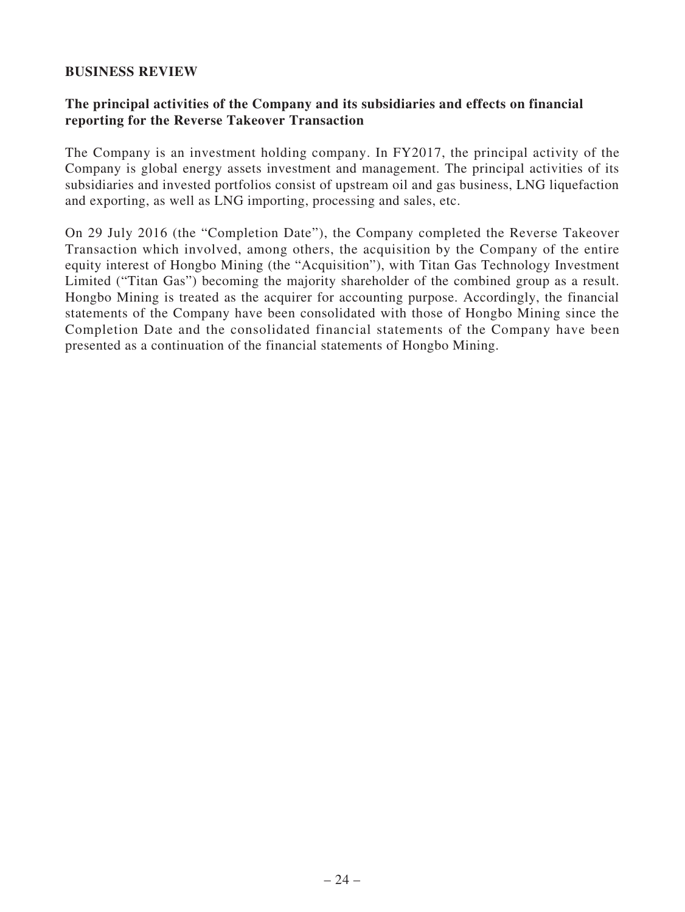## BUSINESS REVIEW

### The principal activities of the Company and its subsidiaries and effects on financial reporting for the Reverse Takeover Transaction

The Company is an investment holding company. In FY2017, the principal activity of the Company is global energy assets investment and management. The principal activities of its subsidiaries and invested portfolios consist of upstream oil and gas business, LNG liquefaction and exporting, as well as LNG importing, processing and sales, etc.

On 29 July 2016 (the "Completion Date"), the Company completed the Reverse Takeover Transaction which involved, among others, the acquisition by the Company of the entire equity interest of Hongbo Mining (the "Acquisition"), with Titan Gas Technology Investment Limited ("Titan Gas") becoming the majority shareholder of the combined group as a result. Hongbo Mining is treated as the acquirer for accounting purpose. Accordingly, the financial statements of the Company have been consolidated with those of Hongbo Mining since the Completion Date and the consolidated financial statements of the Company have been presented as a continuation of the financial statements of Hongbo Mining.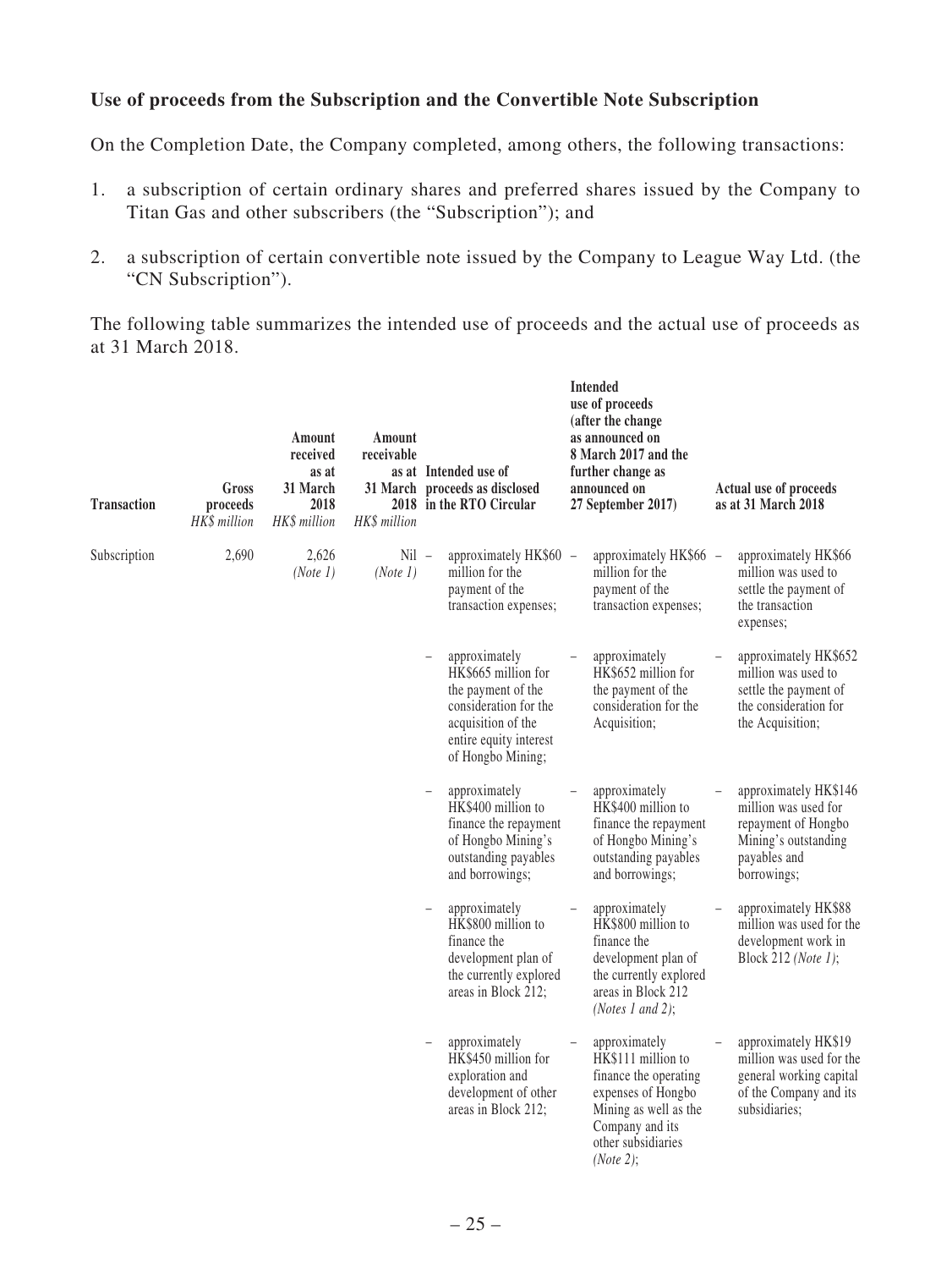### Use of proceeds from the Subscription and the Convertible Note Subscription

On the Completion Date, the Company completed, among others, the following transactions:

1. a subscription of certain ordinary shares and preferred shares issued by the Company to Titan Gas and other subscribers (the "Subscription"); and
2. a subscription of certain convertible note issued by the Company to League Way Ltd. (the "CN Subscription").

The following table summarizes the intended use of proceeds and the actual use of proceeds as at 31 March 2018.

| Transaction | Gross proceeds *HK$ million* | Amount received as at 31 March 2018 *HK$ million* | Amount receivable as at 31 March 2018 *HK$ million* | Intended use of proceeds as disclosed in the RTO Circular | Intended use of proceeds (after the change as announced on 8 March 2017 and the further change as announced on 27 September 2017) | Actual use of proceeds as at 31 March 2018 |
|---|---|---|---|---|---|---|
| Subscription | 2,690 | 2,626 *(Note 1)* | Nil *(Note 1)* | – approximately HK$60 million for the payment of the transaction expenses; | – approximately HK$66 million for the payment of the transaction expenses; | – approximately HK$66 million was used to settle the payment of the transaction expenses; |
| | | | | – approximately HK$665 million for the payment of the consideration for the acquisition of the entire equity interest of Hongbo Mining; | – approximately HK$652 million for the payment of the consideration for the Acquisition; | – approximately HK$652 million was used to settle the payment of the consideration for the Acquisition; |
| | | | | – approximately HK$400 million to finance the repayment of Hongbo Mining's outstanding payables and borrowings; | – approximately HK$400 million to finance the repayment of Hongbo Mining's outstanding payables and borrowings; | – approximately HK$146 million was used for repayment of Hongbo Mining's outstanding payables and borrowings; |
| | | | | – approximately HK$800 million to finance the development plan of the currently explored areas in Block 212; | – approximately HK$800 million to finance the development plan of the currently explored areas in Block 212 *(Notes 1 and 2)*; | – approximately HK$88 million was used for the development work in Block 212 *(Note 1)*; |
| | | | | – approximately HK$450 million for exploration and development of other areas in Block 212; | – approximately HK$111 million to finance the operating expenses of Hongbo Mining as well as the Company and its other subsidiaries *(Note 2)*; | – approximately HK$19 million was used for the general working capital of the Company and its subsidiaries; |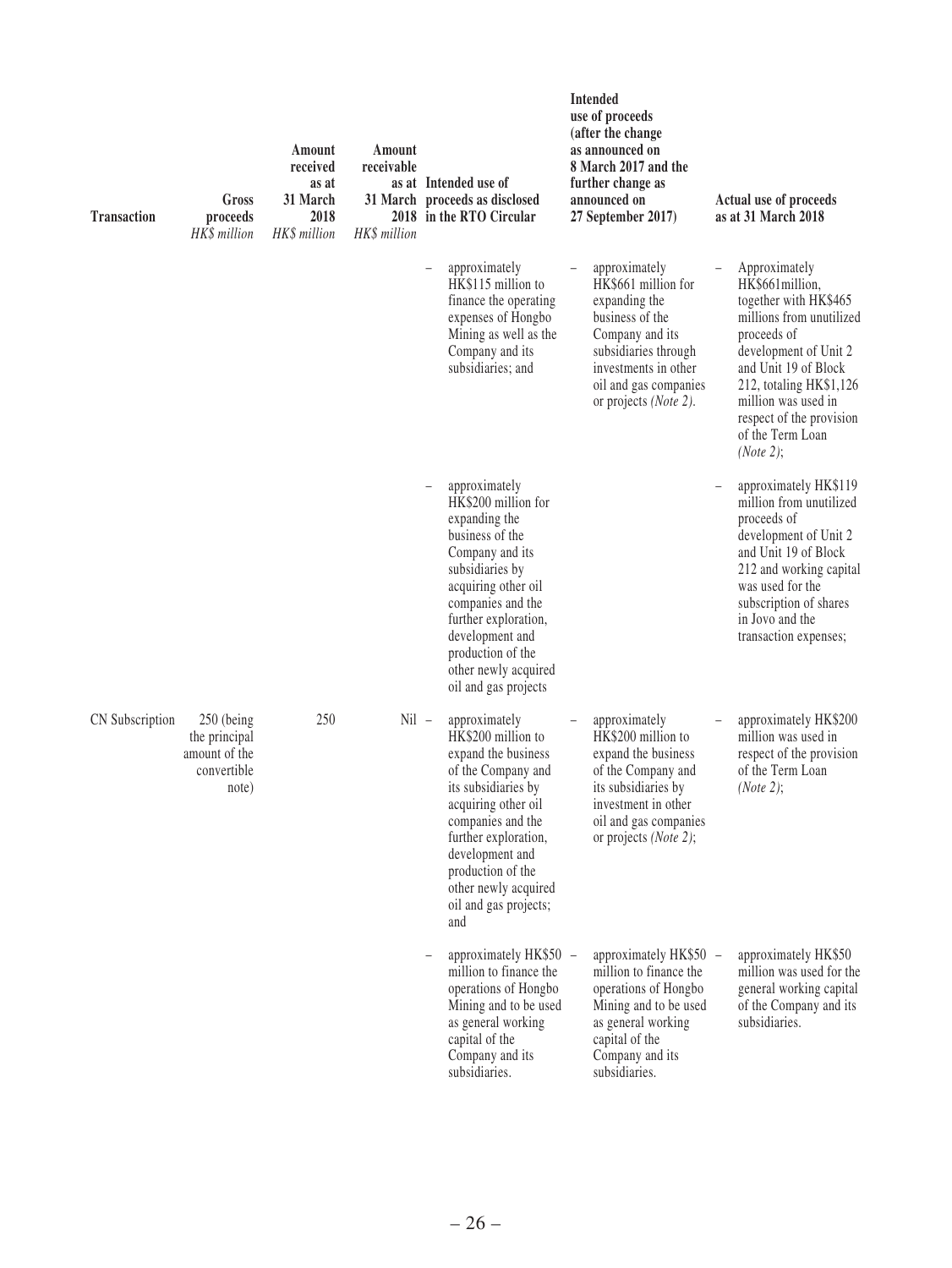| Transaction | Gross proceeds *HK$ million* | Amount received as at 31 March 2018 *HK$ million* | Amount receivable as at 31 March 2018 *HK$ million* | Intended use of proceeds as disclosed in the RTO Circular | Intended use of proceeds (after the change as announced on 8 March 2017 and the further change as announced on 27 September 2017) | Actual use of proceeds as at 31 March 2018 |
|---|---|---|---|---|---|---|
| | | | | – approximately HK$115 million to finance the operating expenses of Hongbo Mining as well as the Company and its subsidiaries; and | – approximately HK$661 million for expanding the business of the Company and its subsidiaries through investments in other oil and gas companies or projects *(Note 2)*. | – Approximately HK$661million, together with HK$465 millions from unutilized proceeds of development of Unit 2 and Unit 19 of Block 212, totaling HK$1,126 million was used in respect of the provision of the Term Loan *(Note 2)*; |
| | | | | – approximately HK$200 million for expanding the business of the Company and its subsidiaries by acquiring other oil companies and the further exploration, development and production of the other newly acquired oil and gas projects | | – approximately HK$119 million from unutilized proceeds of development of Unit 2 and Unit 19 of Block 212 and working capital was used for the subscription of shares in Jovo and the transaction expenses; |
| CN Subscription | 250 (being the principal amount of the convertible note) | 250 | Nil | – approximately HK$200 million to expand the business of the Company and its subsidiaries by acquiring other oil companies and the further exploration, development and production of the other newly acquired oil and gas projects; and | – approximately HK$200 million to expand the business of the Company and its subsidiaries by investment in other oil and gas companies or projects *(Note 2)*; | – approximately HK$200 million was used in respect of the provision of the Term Loan *(Note 2)*; |
| | | | | – approximately HK$50 million to finance the operations of Hongbo Mining and to be used as general working capital of the Company and its subsidiaries. | – approximately HK$50 million to finance the operations of Hongbo Mining and to be used as general working capital of the Company and its subsidiaries. | – approximately HK$50 million was used for the general working capital of the Company and its subsidiaries. |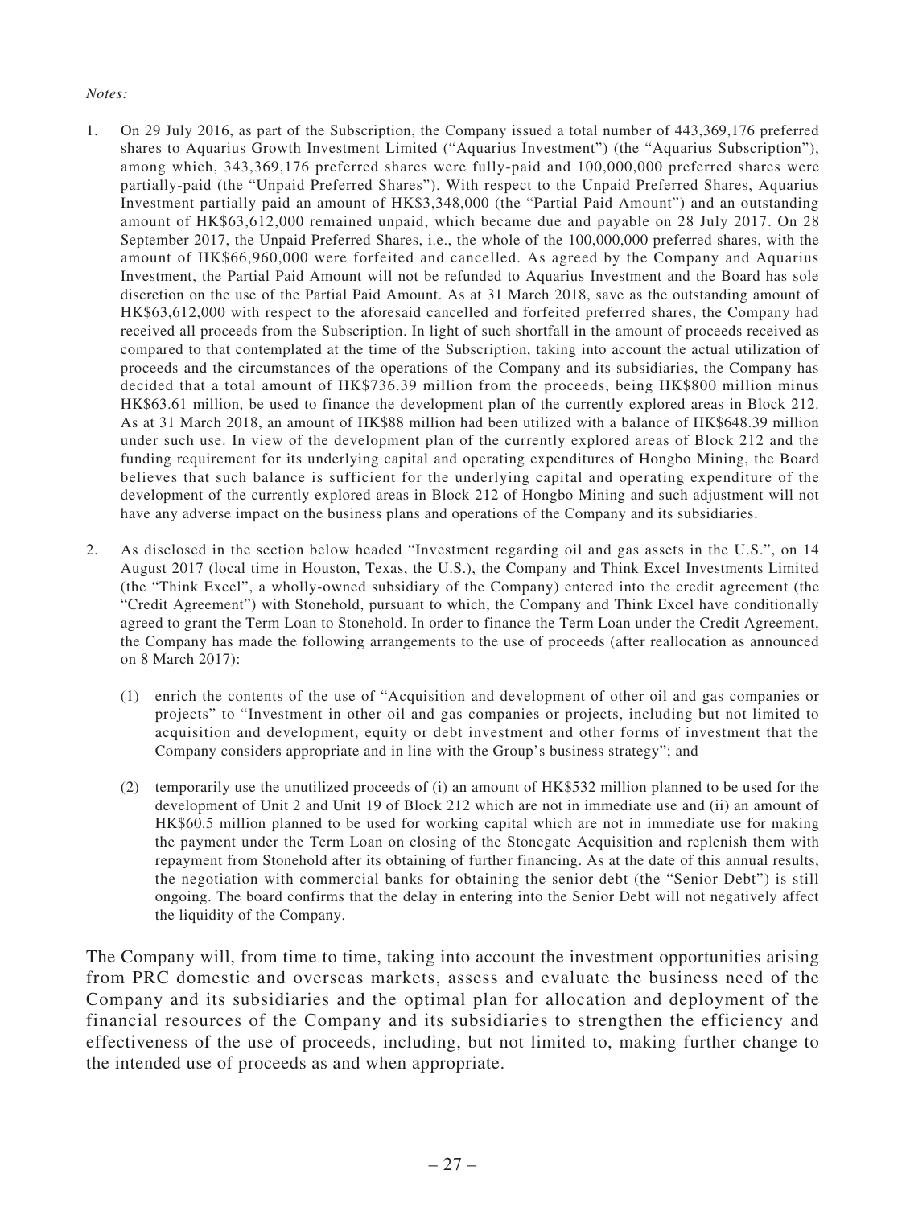*Notes:*

1. On 29 July 2016, as part of the Subscription, the Company issued a total number of 443,369,176 preferred shares to Aquarius Growth Investment Limited ("Aquarius Investment") (the "Aquarius Subscription"), among which, 343,369,176 preferred shares were fully-paid and 100,000,000 preferred shares were partially-paid (the "Unpaid Preferred Shares"). With respect to the Unpaid Preferred Shares, Aquarius Investment partially paid an amount of HK$3,348,000 (the "Partial Paid Amount") and an outstanding amount of HK$63,612,000 remained unpaid, which became due and payable on 28 July 2017. On 28 September 2017, the Unpaid Preferred Shares, i.e., the whole of the 100,000,000 preferred shares, with the amount of HK$66,960,000 were forfeited and cancelled. As agreed by the Company and Aquarius Investment, the Partial Paid Amount will not be refunded to Aquarius Investment and the Board has sole discretion on the use of the Partial Paid Amount. As at 31 March 2018, save as the outstanding amount of HK$63,612,000 with respect to the aforesaid cancelled and forfeited preferred shares, the Company had received all proceeds from the Subscription. In light of such shortfall in the amount of proceeds received as compared to that contemplated at the time of the Subscription, taking into account the actual utilization of proceeds and the circumstances of the operations of the Company and its subsidiaries, the Company has decided that a total amount of HK$736.39 million from the proceeds, being HK$800 million minus HK$63.61 million, be used to finance the development plan of the currently explored areas in Block 212. As at 31 March 2018, an amount of HK$88 million had been utilized with a balance of HK$648.39 million under such use. In view of the development plan of the currently explored areas of Block 212 and the funding requirement for its underlying capital and operating expenditures of Hongbo Mining, the Board believes that such balance is sufficient for the underlying capital and operating expenditure of the development of the currently explored areas in Block 212 of Hongbo Mining and such adjustment will not have any adverse impact on the business plans and operations of the Company and its subsidiaries.

2. As disclosed in the section below headed "Investment regarding oil and gas assets in the U.S.", on 14 August 2017 (local time in Houston, Texas, the U.S.), the Company and Think Excel Investments Limited (the "Think Excel", a wholly-owned subsidiary of the Company) entered into the credit agreement (the "Credit Agreement") with Stonehold, pursuant to which, the Company and Think Excel have conditionally agreed to grant the Term Loan to Stonehold. In order to finance the Term Loan under the Credit Agreement, the Company has made the following arrangements to the use of proceeds (after reallocation as announced on 8 March 2017):

   (1) enrich the contents of the use of "Acquisition and development of other oil and gas companies or projects" to "Investment in other oil and gas companies or projects, including but not limited to acquisition and development, equity or debt investment and other forms of investment that the Company considers appropriate and in line with the Group's business strategy"; and

   (2) temporarily use the unutilized proceeds of (i) an amount of HK$532 million planned to be used for the development of Unit 2 and Unit 19 of Block 212 which are not in immediate use and (ii) an amount of HK$60.5 million planned to be used for working capital which are not in immediate use for making the payment under the Term Loan on closing of the Stonegate Acquisition and replenish them with repayment from Stonehold after its obtaining of further financing. As at the date of this annual results, the negotiation with commercial banks for obtaining the senior debt (the "Senior Debt") is still ongoing. The board confirms that the delay in entering into the Senior Debt will not negatively affect the liquidity of the Company.

The Company will, from time to time, taking into account the investment opportunities arising from PRC domestic and overseas markets, assess and evaluate the business need of the Company and its subsidiaries and the optimal plan for allocation and deployment of the financial resources of the Company and its subsidiaries to strengthen the efficiency and effectiveness of the use of proceeds, including, but not limited to, making further change to the intended use of proceeds as and when appropriate.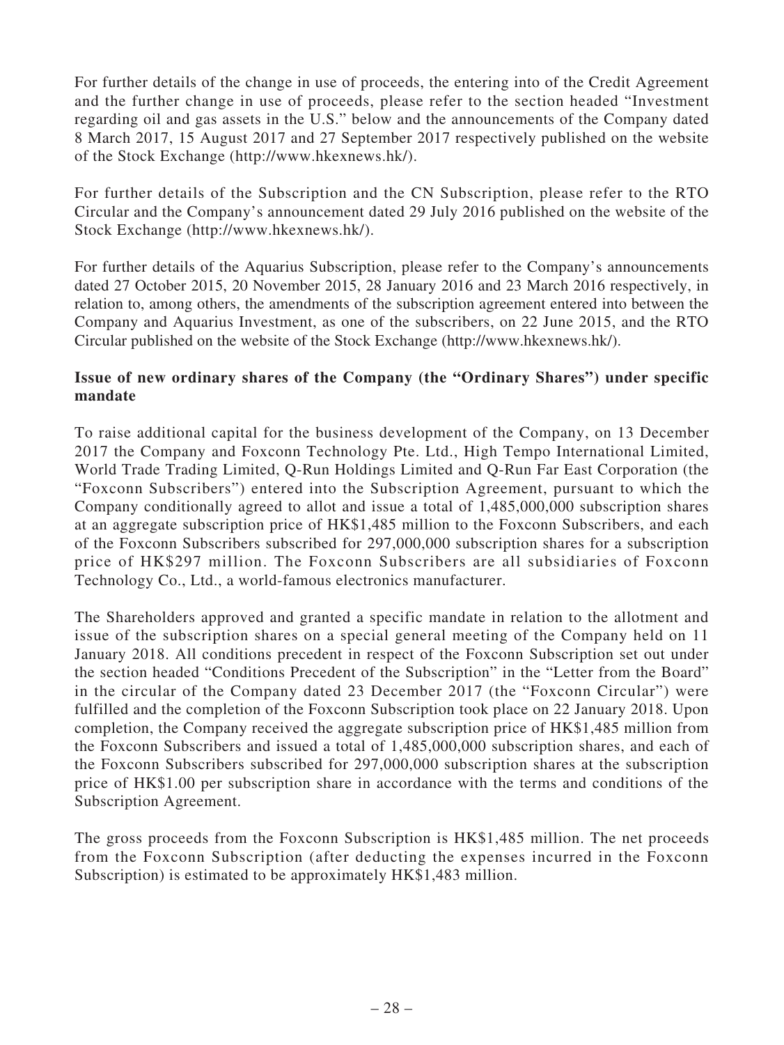For further details of the change in use of proceeds, the entering into of the Credit Agreement and the further change in use of proceeds, please refer to the section headed "Investment regarding oil and gas assets in the U.S." below and the announcements of the Company dated 8 March 2017, 15 August 2017 and 27 September 2017 respectively published on the website of the Stock Exchange (http://www.hkexnews.hk/).

For further details of the Subscription and the CN Subscription, please refer to the RTO Circular and the Company's announcement dated 29 July 2016 published on the website of the Stock Exchange (http://www.hkexnews.hk/).

For further details of the Aquarius Subscription, please refer to the Company's announcements dated 27 October 2015, 20 November 2015, 28 January 2016 and 23 March 2016 respectively, in relation to, among others, the amendments of the subscription agreement entered into between the Company and Aquarius Investment, as one of the subscribers, on 22 June 2015, and the RTO Circular published on the website of the Stock Exchange (http://www.hkexnews.hk/).

**Issue of new ordinary shares of the Company (the "Ordinary Shares") under specific mandate**

To raise additional capital for the business development of the Company, on 13 December 2017 the Company and Foxconn Technology Pte. Ltd., High Tempo International Limited, World Trade Trading Limited, Q-Run Holdings Limited and Q-Run Far East Corporation (the "Foxconn Subscribers") entered into the Subscription Agreement, pursuant to which the Company conditionally agreed to allot and issue a total of 1,485,000,000 subscription shares at an aggregate subscription price of HK$1,485 million to the Foxconn Subscribers, and each of the Foxconn Subscribers subscribed for 297,000,000 subscription shares for a subscription price of HK$297 million. The Foxconn Subscribers are all subsidiaries of Foxconn Technology Co., Ltd., a world-famous electronics manufacturer.

The Shareholders approved and granted a specific mandate in relation to the allotment and issue of the subscription shares on a special general meeting of the Company held on 11 January 2018. All conditions precedent in respect of the Foxconn Subscription set out under the section headed "Conditions Precedent of the Subscription" in the "Letter from the Board" in the circular of the Company dated 23 December 2017 (the "Foxconn Circular") were fulfilled and the completion of the Foxconn Subscription took place on 22 January 2018. Upon completion, the Company received the aggregate subscription price of HK$1,485 million from the Foxconn Subscribers and issued a total of 1,485,000,000 subscription shares, and each of the Foxconn Subscribers subscribed for 297,000,000 subscription shares at the subscription price of HK$1.00 per subscription share in accordance with the terms and conditions of the Subscription Agreement.

The gross proceeds from the Foxconn Subscription is HK$1,485 million. The net proceeds from the Foxconn Subscription (after deducting the expenses incurred in the Foxconn Subscription) is estimated to be approximately HK$1,483 million.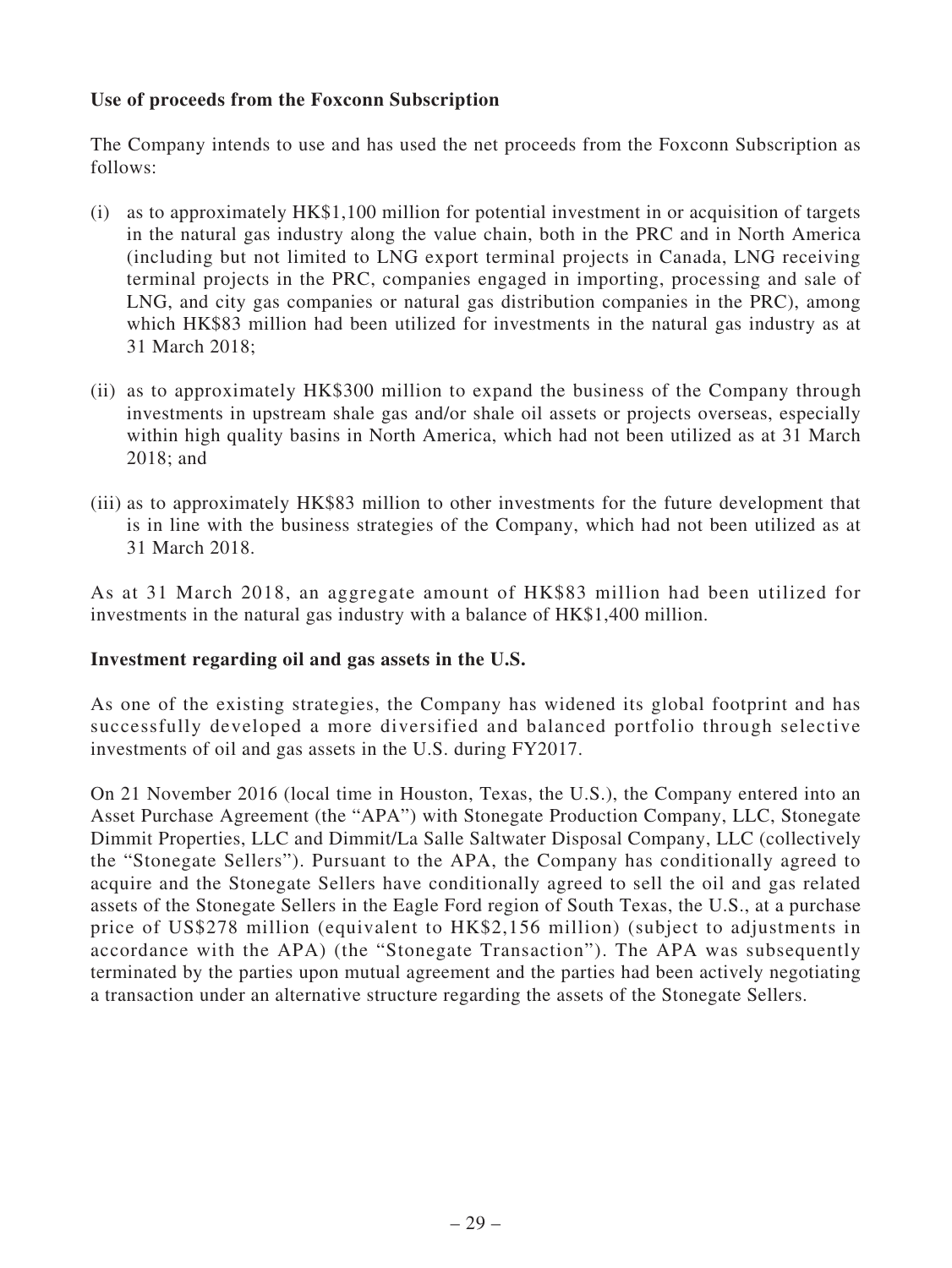**Use of proceeds from the Foxconn Subscription**

The Company intends to use and has used the net proceeds from the Foxconn Subscription as follows:

(i) as to approximately HK$1,100 million for potential investment in or acquisition of targets in the natural gas industry along the value chain, both in the PRC and in North America (including but not limited to LNG export terminal projects in Canada, LNG receiving terminal projects in the PRC, companies engaged in importing, processing and sale of LNG, and city gas companies or natural gas distribution companies in the PRC), among which HK$83 million had been utilized for investments in the natural gas industry as at 31 March 2018;

(ii) as to approximately HK$300 million to expand the business of the Company through investments in upstream shale gas and/or shale oil assets or projects overseas, especially within high quality basins in North America, which had not been utilized as at 31 March 2018; and

(iii) as to approximately HK$83 million to other investments for the future development that is in line with the business strategies of the Company, which had not been utilized as at 31 March 2018.

As at 31 March 2018, an aggregate amount of HK$83 million had been utilized for investments in the natural gas industry with a balance of HK$1,400 million.

**Investment regarding oil and gas assets in the U.S.**

As one of the existing strategies, the Company has widened its global footprint and has successfully developed a more diversified and balanced portfolio through selective investments of oil and gas assets in the U.S. during FY2017.

On 21 November 2016 (local time in Houston, Texas, the U.S.), the Company entered into an Asset Purchase Agreement (the "APA") with Stonegate Production Company, LLC, Stonegate Dimmit Properties, LLC and Dimmit/La Salle Saltwater Disposal Company, LLC (collectively the "Stonegate Sellers"). Pursuant to the APA, the Company has conditionally agreed to acquire and the Stonegate Sellers have conditionally agreed to sell the oil and gas related assets of the Stonegate Sellers in the Eagle Ford region of South Texas, the U.S., at a purchase price of US$278 million (equivalent to HK$2,156 million) (subject to adjustments in accordance with the APA) (the "Stonegate Transaction"). The APA was subsequently terminated by the parties upon mutual agreement and the parties had been actively negotiating a transaction under an alternative structure regarding the assets of the Stonegate Sellers.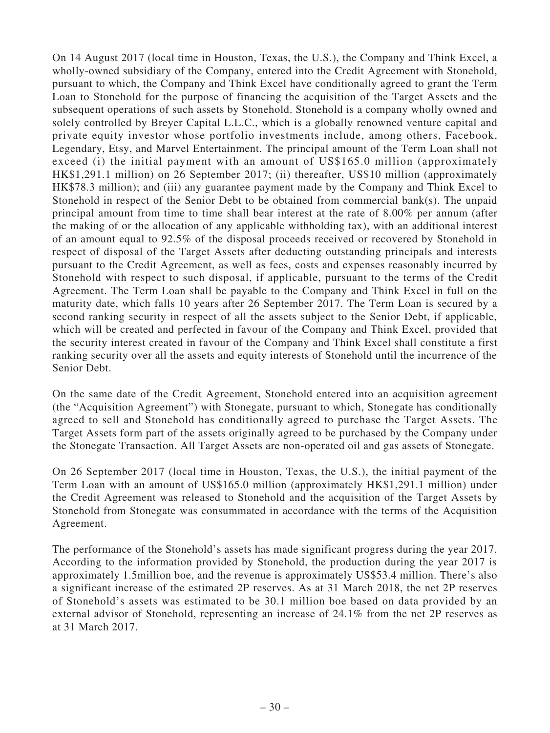On 14 August 2017 (local time in Houston, Texas, the U.S.), the Company and Think Excel, a wholly-owned subsidiary of the Company, entered into the Credit Agreement with Stonehold, pursuant to which, the Company and Think Excel have conditionally agreed to grant the Term Loan to Stonehold for the purpose of financing the acquisition of the Target Assets and the subsequent operations of such assets by Stonehold. Stonehold is a company wholly owned and solely controlled by Breyer Capital L.L.C., which is a globally renowned venture capital and private equity investor whose portfolio investments include, among others, Facebook, Legendary, Etsy, and Marvel Entertainment. The principal amount of the Term Loan shall not exceed (i) the initial payment with an amount of US$165.0 million (approximately HK$1,291.1 million) on 26 September 2017; (ii) thereafter, US$10 million (approximately HK$78.3 million); and (iii) any guarantee payment made by the Company and Think Excel to Stonehold in respect of the Senior Debt to be obtained from commercial bank(s). The unpaid principal amount from time to time shall bear interest at the rate of 8.00% per annum (after the making of or the allocation of any applicable withholding tax), with an additional interest of an amount equal to 92.5% of the disposal proceeds received or recovered by Stonehold in respect of disposal of the Target Assets after deducting outstanding principals and interests pursuant to the Credit Agreement, as well as fees, costs and expenses reasonably incurred by Stonehold with respect to such disposal, if applicable, pursuant to the terms of the Credit Agreement. The Term Loan shall be payable to the Company and Think Excel in full on the maturity date, which falls 10 years after 26 September 2017. The Term Loan is secured by a second ranking security in respect of all the assets subject to the Senior Debt, if applicable, which will be created and perfected in favour of the Company and Think Excel, provided that the security interest created in favour of the Company and Think Excel shall constitute a first ranking security over all the assets and equity interests of Stonehold until the incurrence of the Senior Debt.

On the same date of the Credit Agreement, Stonehold entered into an acquisition agreement (the "Acquisition Agreement") with Stonegate, pursuant to which, Stonegate has conditionally agreed to sell and Stonehold has conditionally agreed to purchase the Target Assets. The Target Assets form part of the assets originally agreed to be purchased by the Company under the Stonegate Transaction. All Target Assets are non-operated oil and gas assets of Stonegate.

On 26 September 2017 (local time in Houston, Texas, the U.S.), the initial payment of the Term Loan with an amount of US$165.0 million (approximately HK$1,291.1 million) under the Credit Agreement was released to Stonehold and the acquisition of the Target Assets by Stonehold from Stonegate was consummated in accordance with the terms of the Acquisition Agreement.

The performance of the Stonehold's assets has made significant progress during the year 2017. According to the information provided by Stonehold, the production during the year 2017 is approximately 1.5million boe, and the revenue is approximately US$53.4 million. There's also a significant increase of the estimated 2P reserves. As at 31 March 2018, the net 2P reserves of Stonehold's assets was estimated to be 30.1 million boe based on data provided by an external advisor of Stonehold, representing an increase of 24.1% from the net 2P reserves as at 31 March 2017.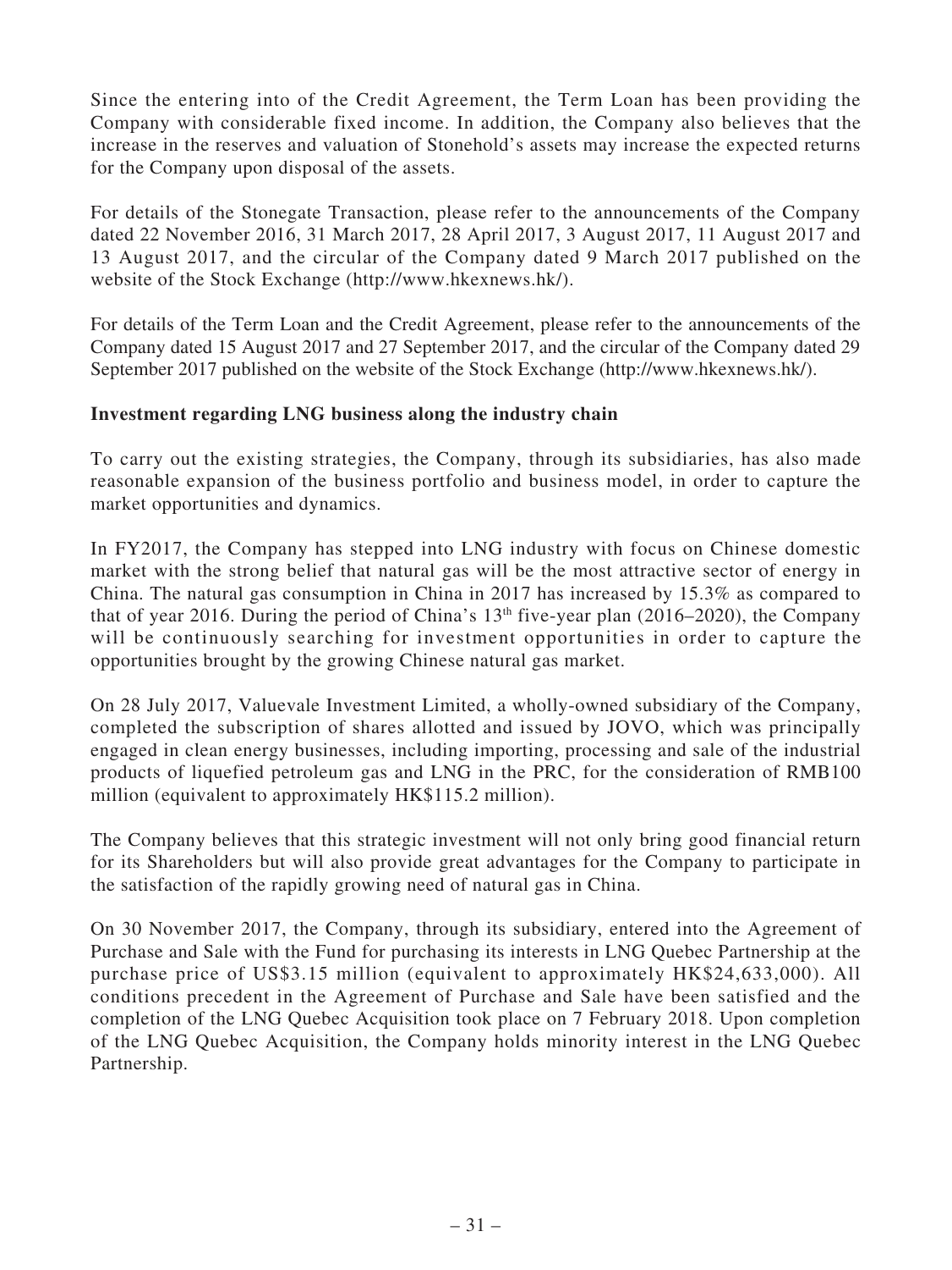Since the entering into of the Credit Agreement, the Term Loan has been providing the Company with considerable fixed income. In addition, the Company also believes that the increase in the reserves and valuation of Stonehold's assets may increase the expected returns for the Company upon disposal of the assets.

For details of the Stonegate Transaction, please refer to the announcements of the Company dated 22 November 2016, 31 March 2017, 28 April 2017, 3 August 2017, 11 August 2017 and 13 August 2017, and the circular of the Company dated 9 March 2017 published on the website of the Stock Exchange (http://www.hkexnews.hk/).

For details of the Term Loan and the Credit Agreement, please refer to the announcements of the Company dated 15 August 2017 and 27 September 2017, and the circular of the Company dated 29 September 2017 published on the website of the Stock Exchange (http://www.hkexnews.hk/).

**Investment regarding LNG business along the industry chain**

To carry out the existing strategies, the Company, through its subsidiaries, has also made reasonable expansion of the business portfolio and business model, in order to capture the market opportunities and dynamics.

In FY2017, the Company has stepped into LNG industry with focus on Chinese domestic market with the strong belief that natural gas will be the most attractive sector of energy in China. The natural gas consumption in China in 2017 has increased by 15.3% as compared to that of year 2016. During the period of China's 13th five-year plan (2016–2020), the Company will be continuously searching for investment opportunities in order to capture the opportunities brought by the growing Chinese natural gas market.

On 28 July 2017, Valuevale Investment Limited, a wholly-owned subsidiary of the Company, completed the subscription of shares allotted and issued by JOVO, which was principally engaged in clean energy businesses, including importing, processing and sale of the industrial products of liquefied petroleum gas and LNG in the PRC, for the consideration of RMB100 million (equivalent to approximately HK$115.2 million).

The Company believes that this strategic investment will not only bring good financial return for its Shareholders but will also provide great advantages for the Company to participate in the satisfaction of the rapidly growing need of natural gas in China.

On 30 November 2017, the Company, through its subsidiary, entered into the Agreement of Purchase and Sale with the Fund for purchasing its interests in LNG Quebec Partnership at the purchase price of US$3.15 million (equivalent to approximately HK$24,633,000). All conditions precedent in the Agreement of Purchase and Sale have been satisfied and the completion of the LNG Quebec Acquisition took place on 7 February 2018. Upon completion of the LNG Quebec Acquisition, the Company holds minority interest in the LNG Quebec Partnership.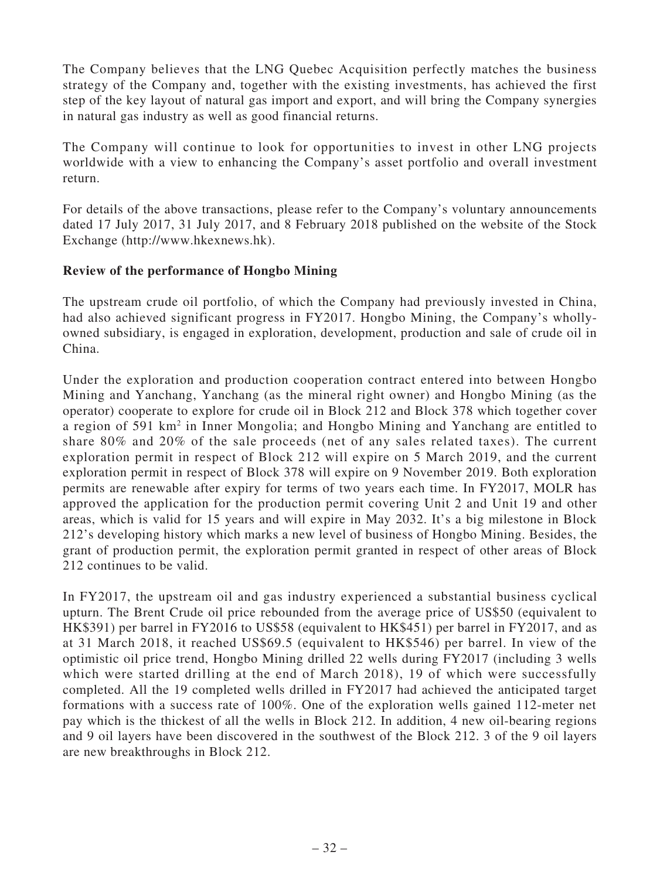The Company believes that the LNG Quebec Acquisition perfectly matches the business strategy of the Company and, together with the existing investments, has achieved the first step of the key layout of natural gas import and export, and will bring the Company synergies in natural gas industry as well as good financial returns.

The Company will continue to look for opportunities to invest in other LNG projects worldwide with a view to enhancing the Company's asset portfolio and overall investment return.

For details of the above transactions, please refer to the Company's voluntary announcements dated 17 July 2017, 31 July 2017, and 8 February 2018 published on the website of the Stock Exchange (http://www.hkexnews.hk).

**Review of the performance of Hongbo Mining**

The upstream crude oil portfolio, of which the Company had previously invested in China, had also achieved significant progress in FY2017. Hongbo Mining, the Company's wholly-owned subsidiary, is engaged in exploration, development, production and sale of crude oil in China.

Under the exploration and production cooperation contract entered into between Hongbo Mining and Yanchang, Yanchang (as the mineral right owner) and Hongbo Mining (as the operator) cooperate to explore for crude oil in Block 212 and Block 378 which together cover a region of 591 km$^2$ in Inner Mongolia; and Hongbo Mining and Yanchang are entitled to share 80% and 20% of the sale proceeds (net of any sales related taxes). The current exploration permit in respect of Block 212 will expire on 5 March 2019, and the current exploration permit in respect of Block 378 will expire on 9 November 2019. Both exploration permits are renewable after expiry for terms of two years each time. In FY2017, MOLR has approved the application for the production permit covering Unit 2 and Unit 19 and other areas, which is valid for 15 years and will expire in May 2032. It's a big milestone in Block 212's developing history which marks a new level of business of Hongbo Mining. Besides, the grant of production permit, the exploration permit granted in respect of other areas of Block 212 continues to be valid.

In FY2017, the upstream oil and gas industry experienced a substantial business cyclical upturn. The Brent Crude oil price rebounded from the average price of US$50 (equivalent to HK$391) per barrel in FY2016 to US$58 (equivalent to HK$451) per barrel in FY2017, and as at 31 March 2018, it reached US$69.5 (equivalent to HK$546) per barrel. In view of the optimistic oil price trend, Hongbo Mining drilled 22 wells during FY2017 (including 3 wells which were started drilling at the end of March 2018), 19 of which were successfully completed. All the 19 completed wells drilled in FY2017 had achieved the anticipated target formations with a success rate of 100%. One of the exploration wells gained 112-meter net pay which is the thickest of all the wells in Block 212. In addition, 4 new oil-bearing regions and 9 oil layers have been discovered in the southwest of the Block 212. 3 of the 9 oil layers are new breakthroughs in Block 212.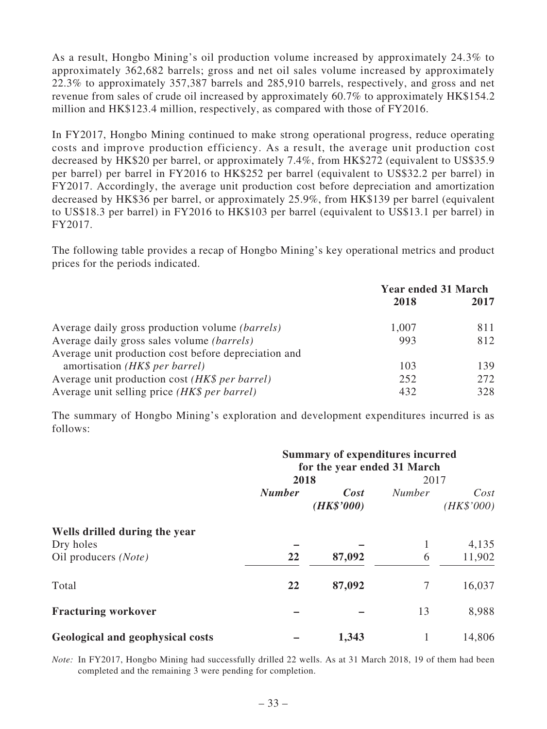As a result, Hongbo Mining's oil production volume increased by approximately 24.3% to approximately 362,682 barrels; gross and net oil sales volume increased by approximately 22.3% to approximately 357,387 barrels and 285,910 barrels, respectively, and gross and net revenue from sales of crude oil increased by approximately 60.7% to approximately HK$154.2 million and HK$123.4 million, respectively, as compared with those of FY2016.

In FY2017, Hongbo Mining continued to make strong operational progress, reduce operating costs and improve production efficiency. As a result, the average unit production cost decreased by HK$20 per barrel, or approximately 7.4%, from HK$272 (equivalent to US$35.9 per barrel) per barrel in FY2016 to HK$252 per barrel (equivalent to US$32.2 per barrel) in FY2017. Accordingly, the average unit production cost before depreciation and amortization decreased by HK$36 per barrel, or approximately 25.9%, from HK$139 per barrel (equivalent to US$18.3 per barrel) in FY2016 to HK$103 per barrel (equivalent to US$13.1 per barrel) in FY2017.

The following table provides a recap of Hongbo Mining's key operational metrics and product prices for the periods indicated.

| | **Year ended 31 March** | |
|---|---|---|
| | **2018** | **2017** |
| Average daily gross production volume *(barrels)* | 1,007 | 811 |
| Average daily gross sales volume *(barrels)* | 993 | 812 |
| Average unit production cost before depreciation and amortisation *(HK$ per barrel)* | 103 | 139 |
| Average unit production cost *(HK$ per barrel)* | 252 | 272 |
| Average unit selling price *(HK$ per barrel)* | 432 | 328 |

The summary of Hongbo Mining's exploration and development expenditures incurred is as follows:

| | **Summary of expenditures incurred for the year ended 31 March** | | | |
|---|---|---|---|---|
| | **2018** | | 2017 | |
| | ***Number*** | ***Cost (HK$'000)*** | *Number* | *Cost (HK$'000)* |
| **Wells drilled during the year** | | | | |
| Dry holes | **–** | **–** | 1 | 4,135 |
| Oil producers *(Note)* | **22** | **87,092** | 6 | 11,902 |
| Total | **22** | **87,092** | 7 | 16,037 |
| **Fracturing workover** | **–** | **–** | 13 | 8,988 |
| **Geological and geophysical costs** | **–** | **1,343** | 1 | 14,806 |

*Note:* In FY2017, Hongbo Mining had successfully drilled 22 wells. As at 31 March 2018, 19 of them had been completed and the remaining 3 were pending for completion.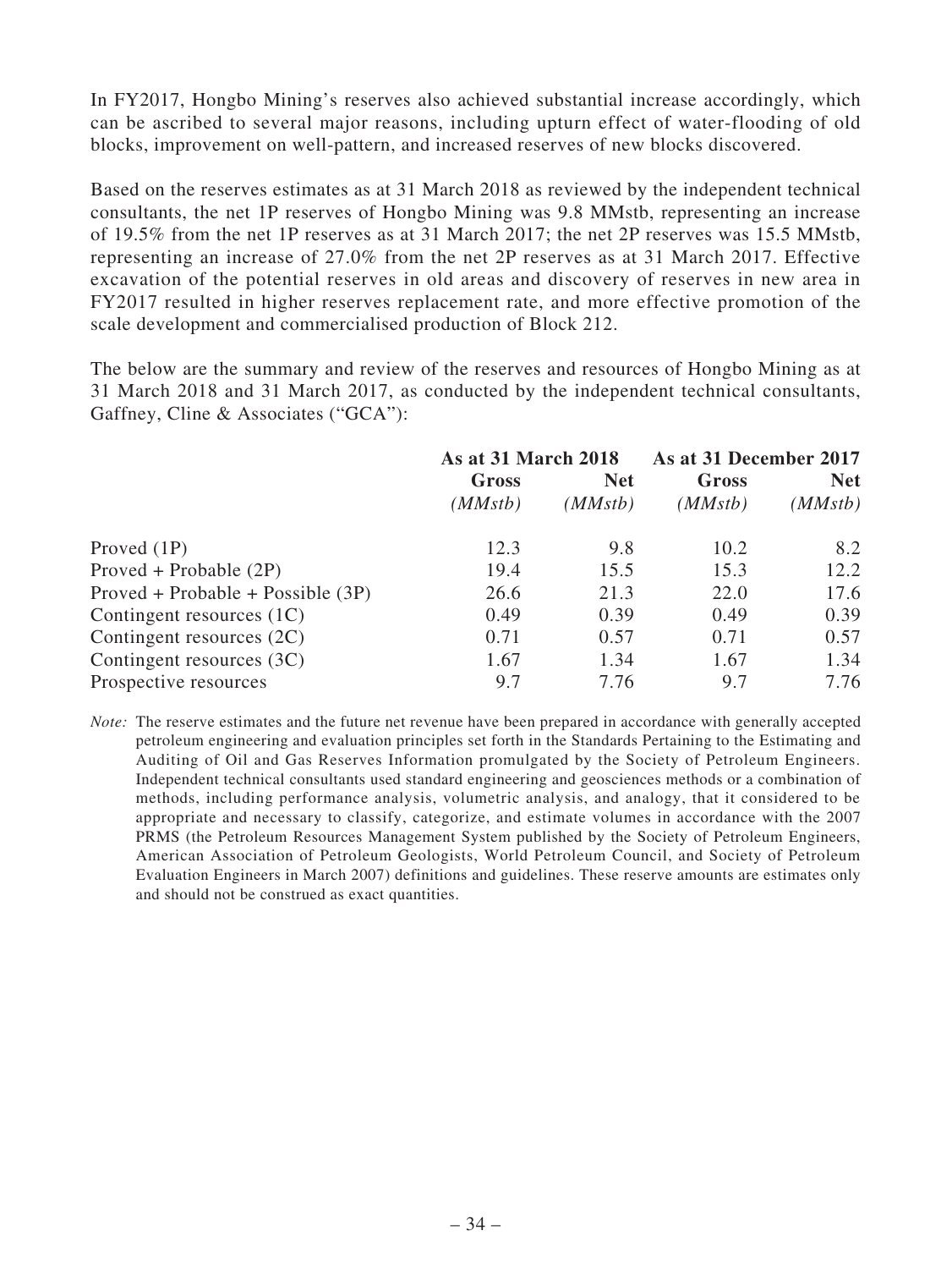In FY2017, Hongbo Mining's reserves also achieved substantial increase accordingly, which can be ascribed to several major reasons, including upturn effect of water-flooding of old blocks, improvement on well-pattern, and increased reserves of new blocks discovered.

Based on the reserves estimates as at 31 March 2018 as reviewed by the independent technical consultants, the net 1P reserves of Hongbo Mining was 9.8 MMstb, representing an increase of 19.5% from the net 1P reserves as at 31 March 2017; the net 2P reserves was 15.5 MMstb, representing an increase of 27.0% from the net 2P reserves as at 31 March 2017. Effective excavation of the potential reserves in old areas and discovery of reserves in new area in FY2017 resulted in higher reserves replacement rate, and more effective promotion of the scale development and commercialised production of Block 212.

The below are the summary and review of the reserves and resources of Hongbo Mining as at 31 March 2018 and 31 March 2017, as conducted by the independent technical consultants, Gaffney, Cline & Associates ("GCA"):

| | **As at 31 March 2018** | | **As at 31 December 2017** | |
|---|---|---|---|---|
| | **Gross** *(MMstb)* | **Net** *(MMstb)* | **Gross** *(MMstb)* | **Net** *(MMstb)* |
| Proved (1P) | 12.3 | 9.8 | 10.2 | 8.2 |
| Proved + Probable (2P) | 19.4 | 15.5 | 15.3 | 12.2 |
| Proved + Probable + Possible (3P) | 26.6 | 21.3 | 22.0 | 17.6 |
| Contingent resources (1C) | 0.49 | 0.39 | 0.49 | 0.39 |
| Contingent resources (2C) | 0.71 | 0.57 | 0.71 | 0.57 |
| Contingent resources (3C) | 1.67 | 1.34 | 1.67 | 1.34 |
| Prospective resources | 9.7 | 7.76 | 9.7 | 7.76 |

*Note:* The reserve estimates and the future net revenue have been prepared in accordance with generally accepted petroleum engineering and evaluation principles set forth in the Standards Pertaining to the Estimating and Auditing of Oil and Gas Reserves Information promulgated by the Society of Petroleum Engineers. Independent technical consultants used standard engineering and geosciences methods or a combination of methods, including performance analysis, volumetric analysis, and analogy, that it considered to be appropriate and necessary to classify, categorize, and estimate volumes in accordance with the 2007 PRMS (the Petroleum Resources Management System published by the Society of Petroleum Engineers, American Association of Petroleum Geologists, World Petroleum Council, and Society of Petroleum Evaluation Engineers in March 2007) definitions and guidelines. These reserve amounts are estimates only and should not be construed as exact quantities.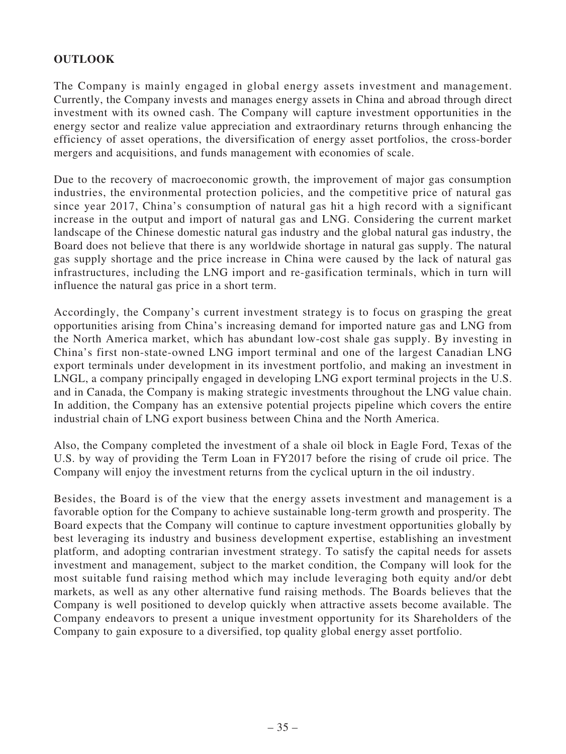## OUTLOOK

The Company is mainly engaged in global energy assets investment and management. Currently, the Company invests and manages energy assets in China and abroad through direct investment with its owned cash. The Company will capture investment opportunities in the energy sector and realize value appreciation and extraordinary returns through enhancing the efficiency of asset operations, the diversification of energy asset portfolios, the cross-border mergers and acquisitions, and funds management with economies of scale.

Due to the recovery of macroeconomic growth, the improvement of major gas consumption industries, the environmental protection policies, and the competitive price of natural gas since year 2017, China's consumption of natural gas hit a high record with a significant increase in the output and import of natural gas and LNG. Considering the current market landscape of the Chinese domestic natural gas industry and the global natural gas industry, the Board does not believe that there is any worldwide shortage in natural gas supply. The natural gas supply shortage and the price increase in China were caused by the lack of natural gas infrastructures, including the LNG import and re-gasification terminals, which in turn will influence the natural gas price in a short term.

Accordingly, the Company's current investment strategy is to focus on grasping the great opportunities arising from China's increasing demand for imported nature gas and LNG from the North America market, which has abundant low-cost shale gas supply. By investing in China's first non-state-owned LNG import terminal and one of the largest Canadian LNG export terminals under development in its investment portfolio, and making an investment in LNGL, a company principally engaged in developing LNG export terminal projects in the U.S. and in Canada, the Company is making strategic investments throughout the LNG value chain. In addition, the Company has an extensive potential projects pipeline which covers the entire industrial chain of LNG export business between China and the North America.

Also, the Company completed the investment of a shale oil block in Eagle Ford, Texas of the U.S. by way of providing the Term Loan in FY2017 before the rising of crude oil price. The Company will enjoy the investment returns from the cyclical upturn in the oil industry.

Besides, the Board is of the view that the energy assets investment and management is a favorable option for the Company to achieve sustainable long-term growth and prosperity. The Board expects that the Company will continue to capture investment opportunities globally by best leveraging its industry and business development expertise, establishing an investment platform, and adopting contrarian investment strategy. To satisfy the capital needs for assets investment and management, subject to the market condition, the Company will look for the most suitable fund raising method which may include leveraging both equity and/or debt markets, as well as any other alternative fund raising methods. The Boards believes that the Company is well positioned to develop quickly when attractive assets become available. The Company endeavors to present a unique investment opportunity for its Shareholders of the Company to gain exposure to a diversified, top quality global energy asset portfolio.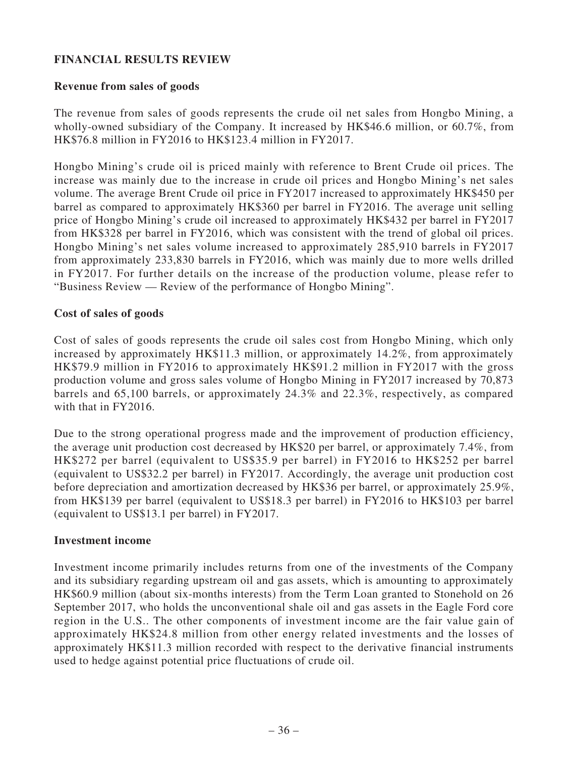## FINANCIAL RESULTS REVIEW

### Revenue from sales of goods

The revenue from sales of goods represents the crude oil net sales from Hongbo Mining, a wholly-owned subsidiary of the Company. It increased by HK$46.6 million, or 60.7%, from HK$76.8 million in FY2016 to HK$123.4 million in FY2017.

Hongbo Mining's crude oil is priced mainly with reference to Brent Crude oil prices. The increase was mainly due to the increase in crude oil prices and Hongbo Mining's net sales volume. The average Brent Crude oil price in FY2017 increased to approximately HK$450 per barrel as compared to approximately HK$360 per barrel in FY2016. The average unit selling price of Hongbo Mining's crude oil increased to approximately HK$432 per barrel in FY2017 from HK$328 per barrel in FY2016, which was consistent with the trend of global oil prices. Hongbo Mining's net sales volume increased to approximately 285,910 barrels in FY2017 from approximately 233,830 barrels in FY2016, which was mainly due to more wells drilled in FY2017. For further details on the increase of the production volume, please refer to "Business Review — Review of the performance of Hongbo Mining".

### Cost of sales of goods

Cost of sales of goods represents the crude oil sales cost from Hongbo Mining, which only increased by approximately HK$11.3 million, or approximately 14.2%, from approximately HK$79.9 million in FY2016 to approximately HK$91.2 million in FY2017 with the gross production volume and gross sales volume of Hongbo Mining in FY2017 increased by 70,873 barrels and 65,100 barrels, or approximately 24.3% and 22.3%, respectively, as compared with that in FY2016.

Due to the strong operational progress made and the improvement of production efficiency, the average unit production cost decreased by HK$20 per barrel, or approximately 7.4%, from HK$272 per barrel (equivalent to US$35.9 per barrel) in FY2016 to HK$252 per barrel (equivalent to US$32.2 per barrel) in FY2017. Accordingly, the average unit production cost before depreciation and amortization decreased by HK$36 per barrel, or approximately 25.9%, from HK$139 per barrel (equivalent to US$18.3 per barrel) in FY2016 to HK$103 per barrel (equivalent to US$13.1 per barrel) in FY2017.

### Investment income

Investment income primarily includes returns from one of the investments of the Company and its subsidiary regarding upstream oil and gas assets, which is amounting to approximately HK$60.9 million (about six-months interests) from the Term Loan granted to Stonehold on 26 September 2017, who holds the unconventional shale oil and gas assets in the Eagle Ford core region in the U.S.. The other components of investment income are the fair value gain of approximately HK$24.8 million from other energy related investments and the losses of approximately HK$11.3 million recorded with respect to the derivative financial instruments used to hedge against potential price fluctuations of crude oil.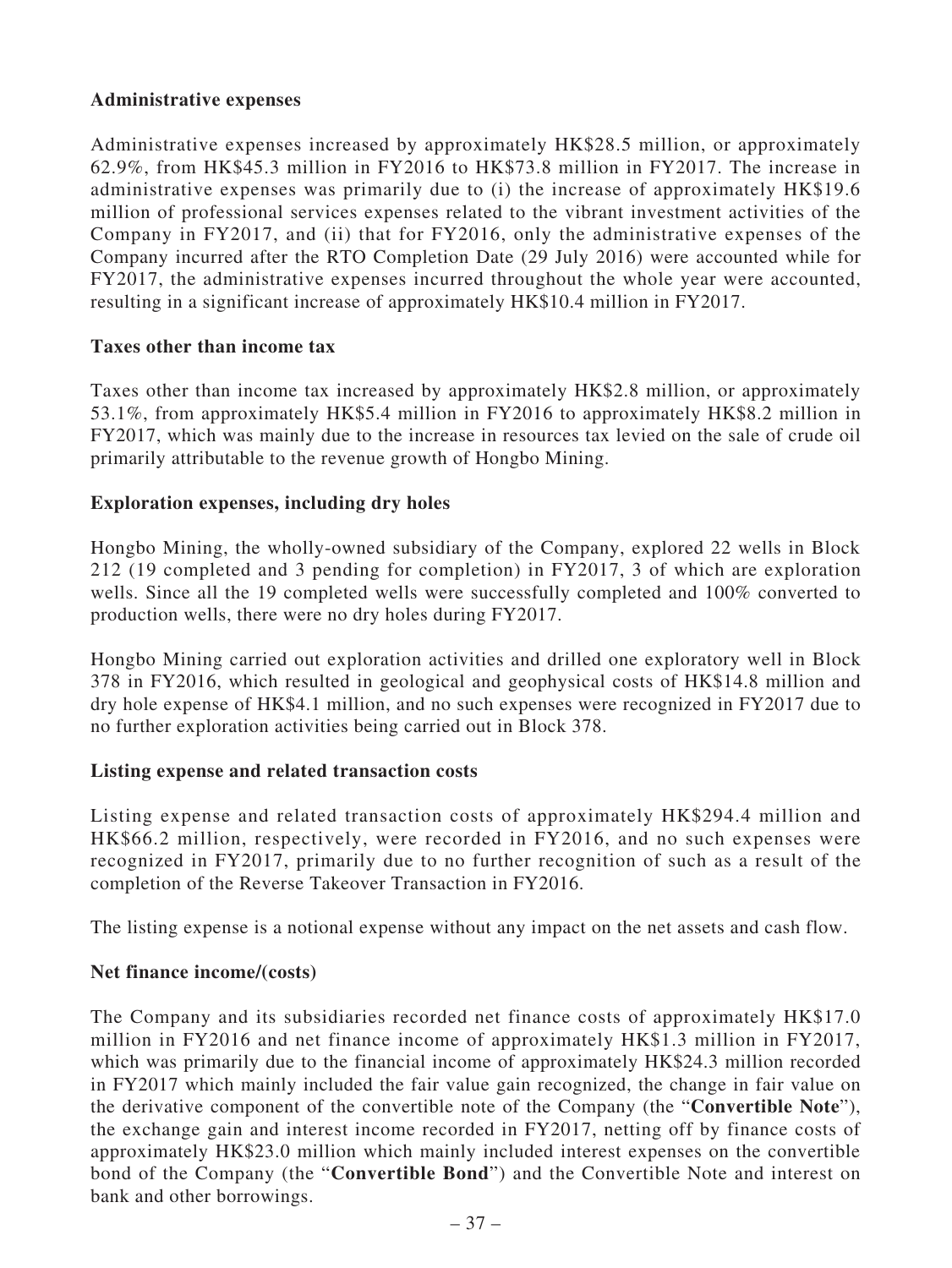**Administrative expenses**

Administrative expenses increased by approximately HK$28.5 million, or approximately 62.9%, from HK$45.3 million in FY2016 to HK$73.8 million in FY2017. The increase in administrative expenses was primarily due to (i) the increase of approximately HK$19.6 million of professional services expenses related to the vibrant investment activities of the Company in FY2017, and (ii) that for FY2016, only the administrative expenses of the Company incurred after the RTO Completion Date (29 July 2016) were accounted while for FY2017, the administrative expenses incurred throughout the whole year were accounted, resulting in a significant increase of approximately HK$10.4 million in FY2017.

**Taxes other than income tax**

Taxes other than income tax increased by approximately HK$2.8 million, or approximately 53.1%, from approximately HK$5.4 million in FY2016 to approximately HK$8.2 million in FY2017, which was mainly due to the increase in resources tax levied on the sale of crude oil primarily attributable to the revenue growth of Hongbo Mining.

**Exploration expenses, including dry holes**

Hongbo Mining, the wholly-owned subsidiary of the Company, explored 22 wells in Block 212 (19 completed and 3 pending for completion) in FY2017, 3 of which are exploration wells. Since all the 19 completed wells were successfully completed and 100% converted to production wells, there were no dry holes during FY2017.

Hongbo Mining carried out exploration activities and drilled one exploratory well in Block 378 in FY2016, which resulted in geological and geophysical costs of HK$14.8 million and dry hole expense of HK$4.1 million, and no such expenses were recognized in FY2017 due to no further exploration activities being carried out in Block 378.

**Listing expense and related transaction costs**

Listing expense and related transaction costs of approximately HK$294.4 million and HK$66.2 million, respectively, were recorded in FY2016, and no such expenses were recognized in FY2017, primarily due to no further recognition of such as a result of the completion of the Reverse Takeover Transaction in FY2016.

The listing expense is a notional expense without any impact on the net assets and cash flow.

**Net finance income/(costs)**

The Company and its subsidiaries recorded net finance costs of approximately HK$17.0 million in FY2016 and net finance income of approximately HK$1.3 million in FY2017, which was primarily due to the financial income of approximately HK$24.3 million recorded in FY2017 which mainly included the fair value gain recognized, the change in fair value on the derivative component of the convertible note of the Company (the "**Convertible Note**"), the exchange gain and interest income recorded in FY2017, netting off by finance costs of approximately HK$23.0 million which mainly included interest expenses on the convertible bond of the Company (the "**Convertible Bond**") and the Convertible Note and interest on bank and other borrowings.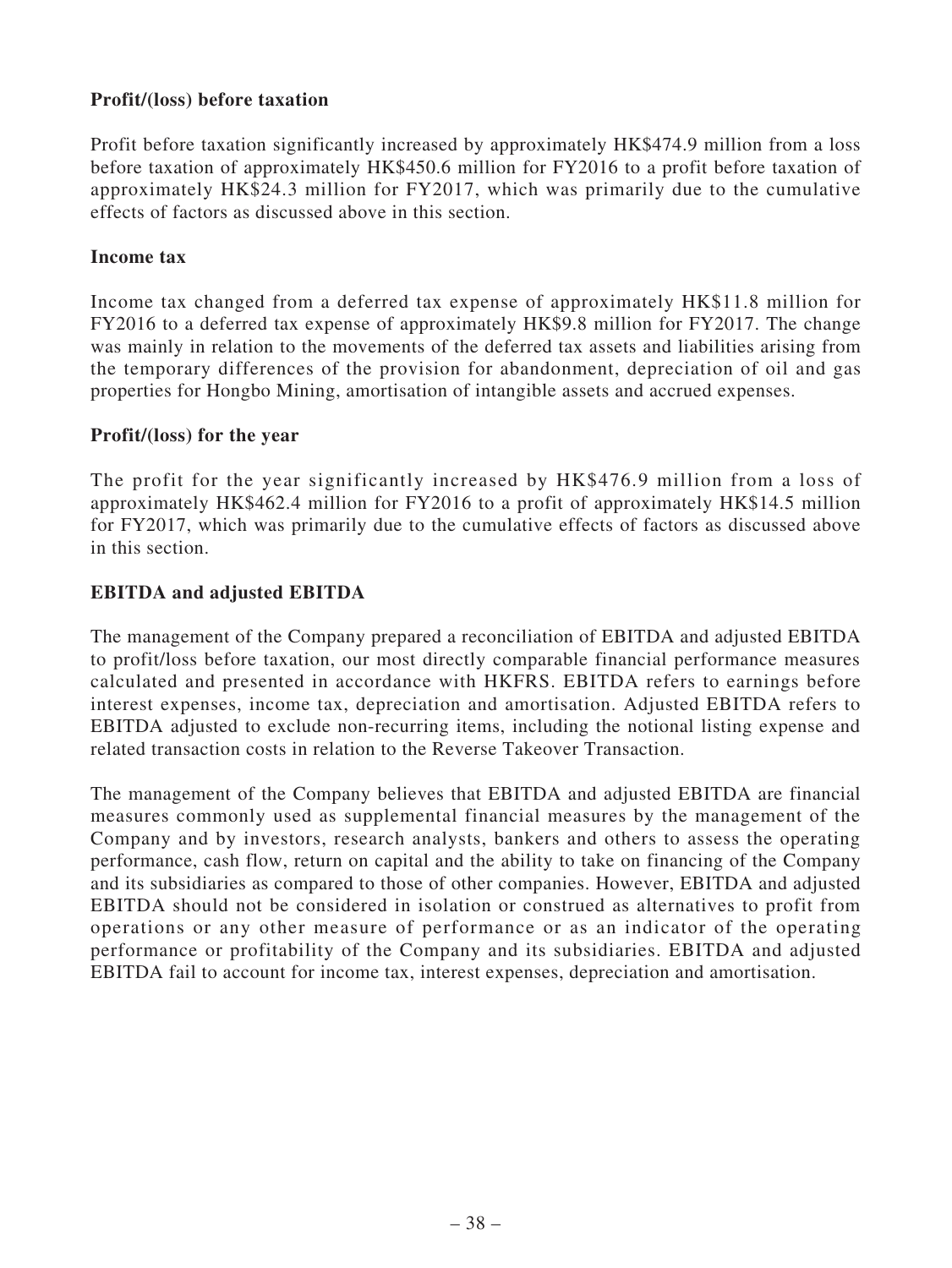**Profit/(loss) before taxation**

Profit before taxation significantly increased by approximately HK$474.9 million from a loss before taxation of approximately HK$450.6 million for FY2016 to a profit before taxation of approximately HK$24.3 million for FY2017, which was primarily due to the cumulative effects of factors as discussed above in this section.

**Income tax**

Income tax changed from a deferred tax expense of approximately HK$11.8 million for FY2016 to a deferred tax expense of approximately HK$9.8 million for FY2017. The change was mainly in relation to the movements of the deferred tax assets and liabilities arising from the temporary differences of the provision for abandonment, depreciation of oil and gas properties for Hongbo Mining, amortisation of intangible assets and accrued expenses.

**Profit/(loss) for the year**

The profit for the year significantly increased by HK$476.9 million from a loss of approximately HK$462.4 million for FY2016 to a profit of approximately HK$14.5 million for FY2017, which was primarily due to the cumulative effects of factors as discussed above in this section.

**EBITDA and adjusted EBITDA**

The management of the Company prepared a reconciliation of EBITDA and adjusted EBITDA to profit/loss before taxation, our most directly comparable financial performance measures calculated and presented in accordance with HKFRS. EBITDA refers to earnings before interest expenses, income tax, depreciation and amortisation. Adjusted EBITDA refers to EBITDA adjusted to exclude non-recurring items, including the notional listing expense and related transaction costs in relation to the Reverse Takeover Transaction.

The management of the Company believes that EBITDA and adjusted EBITDA are financial measures commonly used as supplemental financial measures by the management of the Company and by investors, research analysts, bankers and others to assess the operating performance, cash flow, return on capital and the ability to take on financing of the Company and its subsidiaries as compared to those of other companies. However, EBITDA and adjusted EBITDA should not be considered in isolation or construed as alternatives to profit from operations or any other measure of performance or as an indicator of the operating performance or profitability of the Company and its subsidiaries. EBITDA and adjusted EBITDA fail to account for income tax, interest expenses, depreciation and amortisation.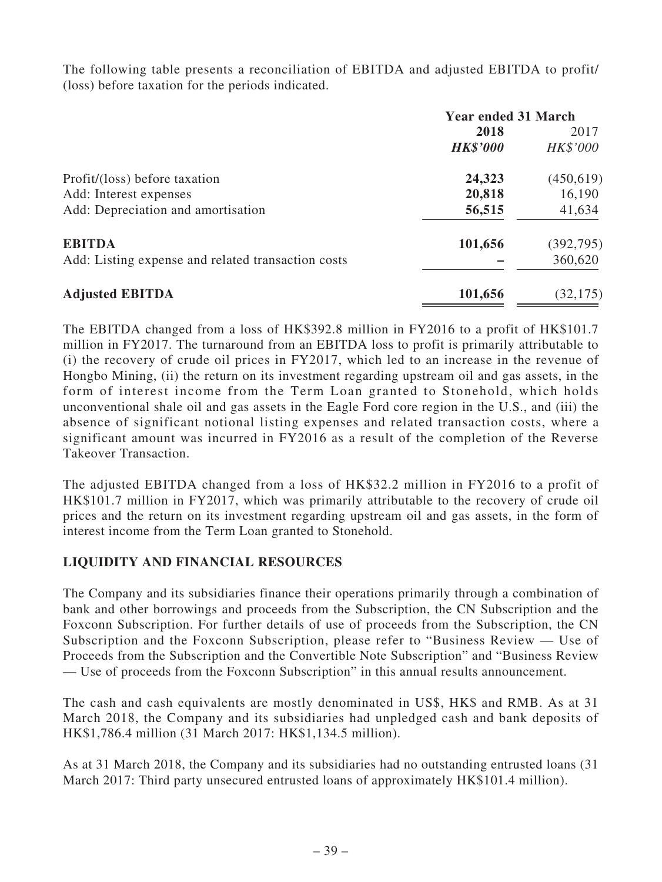The following table presents a reconciliation of EBITDA and adjusted EBITDA to profit/(loss) before taxation for the periods indicated.

| | Year ended 31 March | |
|---|---|---|
| | **2018** | 2017 |
| | ***HK$'000*** | *HK$'000* |
| Profit/(loss) before taxation | **24,323** | (450,619) |
| Add: Interest expenses | **20,818** | 16,190 |
| Add: Depreciation and amortisation | **56,515** | 41,634 |
| **EBITDA** | **101,656** | (392,795) |
| Add: Listing expense and related transaction costs | **–** | 360,620 |
| **Adjusted EBITDA** | **101,656** | (32,175) |

The EBITDA changed from a loss of HK$392.8 million in FY2016 to a profit of HK$101.7 million in FY2017. The turnaround from an EBITDA loss to profit is primarily attributable to (i) the recovery of crude oil prices in FY2017, which led to an increase in the revenue of Hongbo Mining, (ii) the return on its investment regarding upstream oil and gas assets, in the form of interest income from the Term Loan granted to Stonehold, which holds unconventional shale oil and gas assets in the Eagle Ford core region in the U.S., and (iii) the absence of significant notional listing expenses and related transaction costs, where a significant amount was incurred in FY2016 as a result of the completion of the Reverse Takeover Transaction.

The adjusted EBITDA changed from a loss of HK$32.2 million in FY2016 to a profit of HK$101.7 million in FY2017, which was primarily attributable to the recovery of crude oil prices and the return on its investment regarding upstream oil and gas assets, in the form of interest income from the Term Loan granted to Stonehold.

## LIQUIDITY AND FINANCIAL RESOURCES

The Company and its subsidiaries finance their operations primarily through a combination of bank and other borrowings and proceeds from the Subscription, the CN Subscription and the Foxconn Subscription. For further details of use of proceeds from the Subscription, the CN Subscription and the Foxconn Subscription, please refer to "Business Review — Use of Proceeds from the Subscription and the Convertible Note Subscription" and "Business Review — Use of proceeds from the Foxconn Subscription" in this annual results announcement.

The cash and cash equivalents are mostly denominated in US$, HK$ and RMB. As at 31 March 2018, the Company and its subsidiaries had unpledged cash and bank deposits of HK$1,786.4 million (31 March 2017: HK$1,134.5 million).

As at 31 March 2018, the Company and its subsidiaries had no outstanding entrusted loans (31 March 2017: Third party unsecured entrusted loans of approximately HK$101.4 million).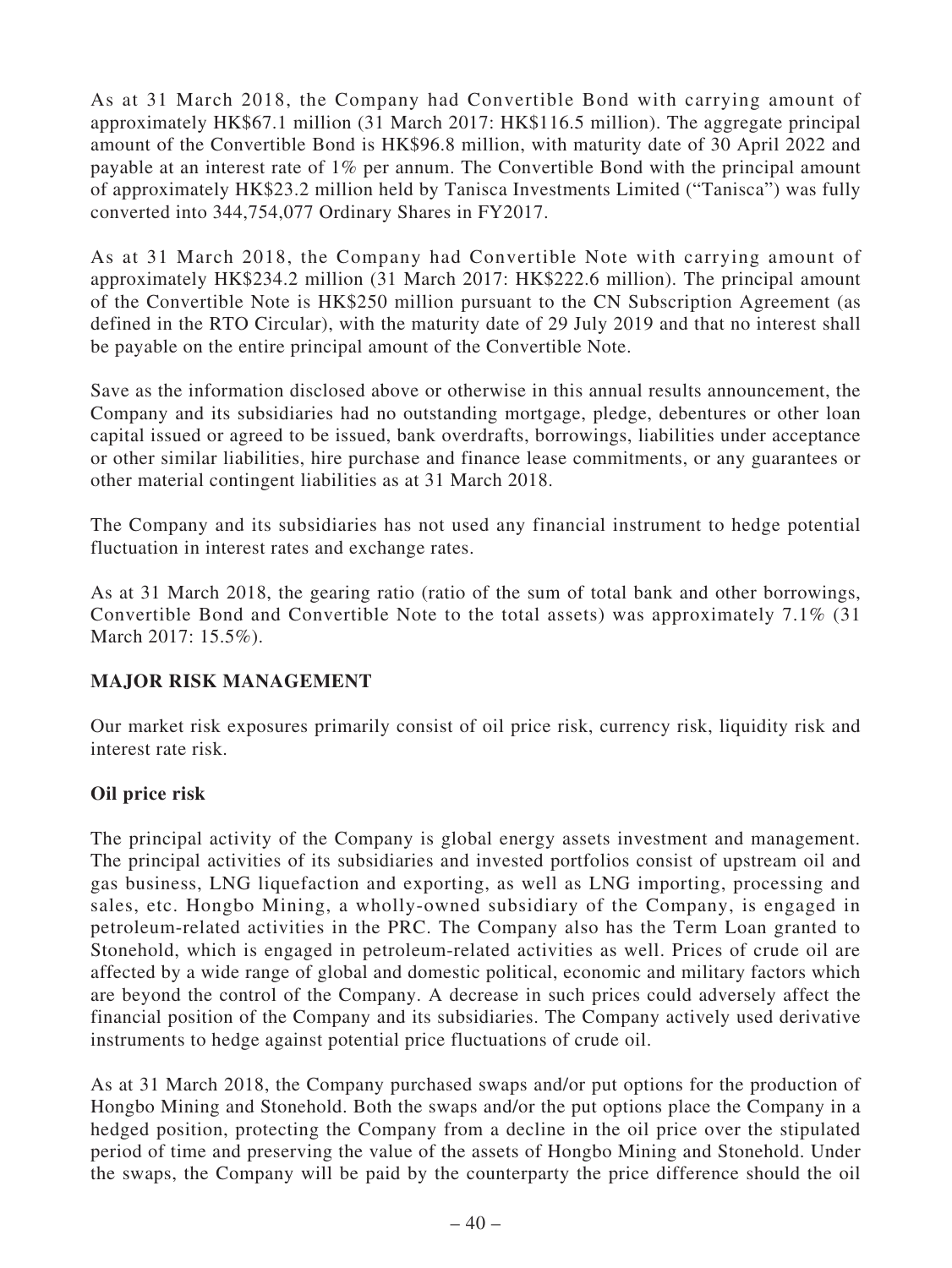As at 31 March 2018, the Company had Convertible Bond with carrying amount of approximately HK$67.1 million (31 March 2017: HK$116.5 million). The aggregate principal amount of the Convertible Bond is HK$96.8 million, with maturity date of 30 April 2022 and payable at an interest rate of 1% per annum. The Convertible Bond with the principal amount of approximately HK$23.2 million held by Tanisca Investments Limited ("Tanisca") was fully converted into 344,754,077 Ordinary Shares in FY2017.

As at 31 March 2018, the Company had Convertible Note with carrying amount of approximately HK$234.2 million (31 March 2017: HK$222.6 million). The principal amount of the Convertible Note is HK$250 million pursuant to the CN Subscription Agreement (as defined in the RTO Circular), with the maturity date of 29 July 2019 and that no interest shall be payable on the entire principal amount of the Convertible Note.

Save as the information disclosed above or otherwise in this annual results announcement, the Company and its subsidiaries had no outstanding mortgage, pledge, debentures or other loan capital issued or agreed to be issued, bank overdrafts, borrowings, liabilities under acceptance or other similar liabilities, hire purchase and finance lease commitments, or any guarantees or other material contingent liabilities as at 31 March 2018.

The Company and its subsidiaries has not used any financial instrument to hedge potential fluctuation in interest rates and exchange rates.

As at 31 March 2018, the gearing ratio (ratio of the sum of total bank and other borrowings, Convertible Bond and Convertible Note to the total assets) was approximately 7.1% (31 March 2017: 15.5%).

## MAJOR RISK MANAGEMENT

Our market risk exposures primarily consist of oil price risk, currency risk, liquidity risk and interest rate risk.

### Oil price risk

The principal activity of the Company is global energy assets investment and management. The principal activities of its subsidiaries and invested portfolios consist of upstream oil and gas business, LNG liquefaction and exporting, as well as LNG importing, processing and sales, etc. Hongbo Mining, a wholly-owned subsidiary of the Company, is engaged in petroleum-related activities in the PRC. The Company also has the Term Loan granted to Stonehold, which is engaged in petroleum-related activities as well. Prices of crude oil are affected by a wide range of global and domestic political, economic and military factors which are beyond the control of the Company. A decrease in such prices could adversely affect the financial position of the Company and its subsidiaries. The Company actively used derivative instruments to hedge against potential price fluctuations of crude oil.

As at 31 March 2018, the Company purchased swaps and/or put options for the production of Hongbo Mining and Stonehold. Both the swaps and/or the put options place the Company in a hedged position, protecting the Company from a decline in the oil price over the stipulated period of time and preserving the value of the assets of Hongbo Mining and Stonehold. Under the swaps, the Company will be paid by the counterparty the price difference should the oil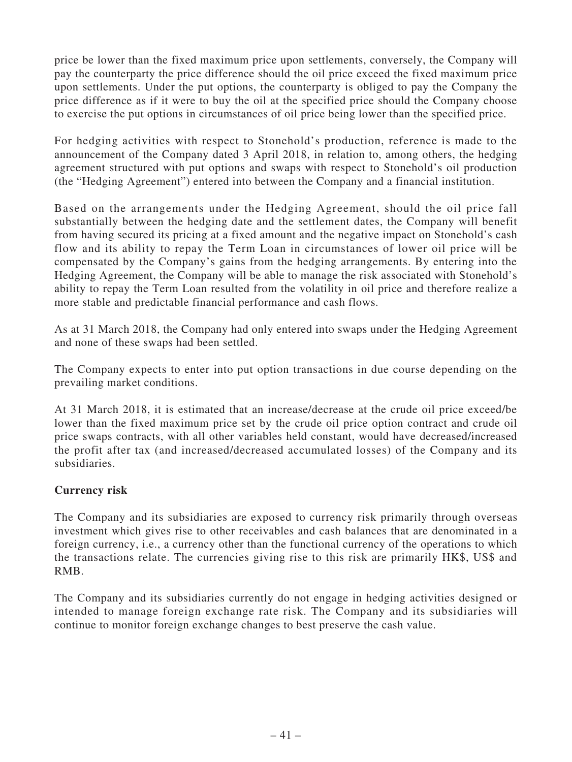price be lower than the fixed maximum price upon settlements, conversely, the Company will pay the counterparty the price difference should the oil price exceed the fixed maximum price upon settlements. Under the put options, the counterparty is obliged to pay the Company the price difference as if it were to buy the oil at the specified price should the Company choose to exercise the put options in circumstances of oil price being lower than the specified price.

For hedging activities with respect to Stonehold's production, reference is made to the announcement of the Company dated 3 April 2018, in relation to, among others, the hedging agreement structured with put options and swaps with respect to Stonehold's oil production (the "Hedging Agreement") entered into between the Company and a financial institution.

Based on the arrangements under the Hedging Agreement, should the oil price fall substantially between the hedging date and the settlement dates, the Company will benefit from having secured its pricing at a fixed amount and the negative impact on Stonehold's cash flow and its ability to repay the Term Loan in circumstances of lower oil price will be compensated by the Company's gains from the hedging arrangements. By entering into the Hedging Agreement, the Company will be able to manage the risk associated with Stonehold's ability to repay the Term Loan resulted from the volatility in oil price and therefore realize a more stable and predictable financial performance and cash flows.

As at 31 March 2018, the Company had only entered into swaps under the Hedging Agreement and none of these swaps had been settled.

The Company expects to enter into put option transactions in due course depending on the prevailing market conditions.

At 31 March 2018, it is estimated that an increase/decrease at the crude oil price exceed/be lower than the fixed maximum price set by the crude oil price option contract and crude oil price swaps contracts, with all other variables held constant, would have decreased/increased the profit after tax (and increased/decreased accumulated losses) of the Company and its subsidiaries.

**Currency risk**

The Company and its subsidiaries are exposed to currency risk primarily through overseas investment which gives rise to other receivables and cash balances that are denominated in a foreign currency, i.e., a currency other than the functional currency of the operations to which the transactions relate. The currencies giving rise to this risk are primarily HK$, US$ and RMB.

The Company and its subsidiaries currently do not engage in hedging activities designed or intended to manage foreign exchange rate risk. The Company and its subsidiaries will continue to monitor foreign exchange changes to best preserve the cash value.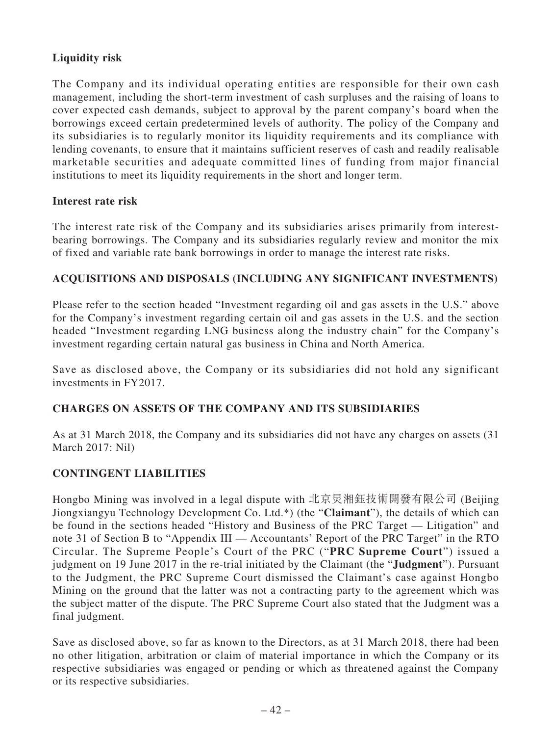**Liquidity risk**

The Company and its individual operating entities are responsible for their own cash management, including the short-term investment of cash surpluses and the raising of loans to cover expected cash demands, subject to approval by the parent company's board when the borrowings exceed certain predetermined levels of authority. The policy of the Company and its subsidiaries is to regularly monitor its liquidity requirements and its compliance with lending covenants, to ensure that it maintains sufficient reserves of cash and readily realisable marketable securities and adequate committed lines of funding from major financial institutions to meet its liquidity requirements in the short and longer term.

**Interest rate risk**

The interest rate risk of the Company and its subsidiaries arises primarily from interest-bearing borrowings. The Company and its subsidiaries regularly review and monitor the mix of fixed and variable rate bank borrowings in order to manage the interest rate risks.

## ACQUISITIONS AND DISPOSALS (INCLUDING ANY SIGNIFICANT INVESTMENTS)

Please refer to the section headed "Investment regarding oil and gas assets in the U.S." above for the Company's investment regarding certain oil and gas assets in the U.S. and the section headed "Investment regarding LNG business along the industry chain" for the Company's investment regarding certain natural gas business in China and North America.

Save as disclosed above, the Company or its subsidiaries did not hold any significant investments in FY2017.

## CHARGES ON ASSETS OF THE COMPANY AND ITS SUBSIDIARIES

As at 31 March 2018, the Company and its subsidiaries did not have any charges on assets (31 March 2017: Nil)

## CONTINGENT LIABILITIES

Hongbo Mining was involved in a legal dispute with 北京炅湘鈺技術開發有限公司 (Beijing Jiongxiangyu Technology Development Co. Ltd.*) (the "**Claimant**"), the details of which can be found in the sections headed "History and Business of the PRC Target — Litigation" and note 31 of Section B to "Appendix III — Accountants' Report of the PRC Target" in the RTO Circular. The Supreme People's Court of the PRC ("**PRC Supreme Court**") issued a judgment on 19 June 2017 in the re-trial initiated by the Claimant (the "**Judgment**"). Pursuant to the Judgment, the PRC Supreme Court dismissed the Claimant's case against Hongbo Mining on the ground that the latter was not a contracting party to the agreement which was the subject matter of the dispute. The PRC Supreme Court also stated that the Judgment was a final judgment.

Save as disclosed above, so far as known to the Directors, as at 31 March 2018, there had been no other litigation, arbitration or claim of material importance in which the Company or its respective subsidiaries was engaged or pending or which as threatened against the Company or its respective subsidiaries.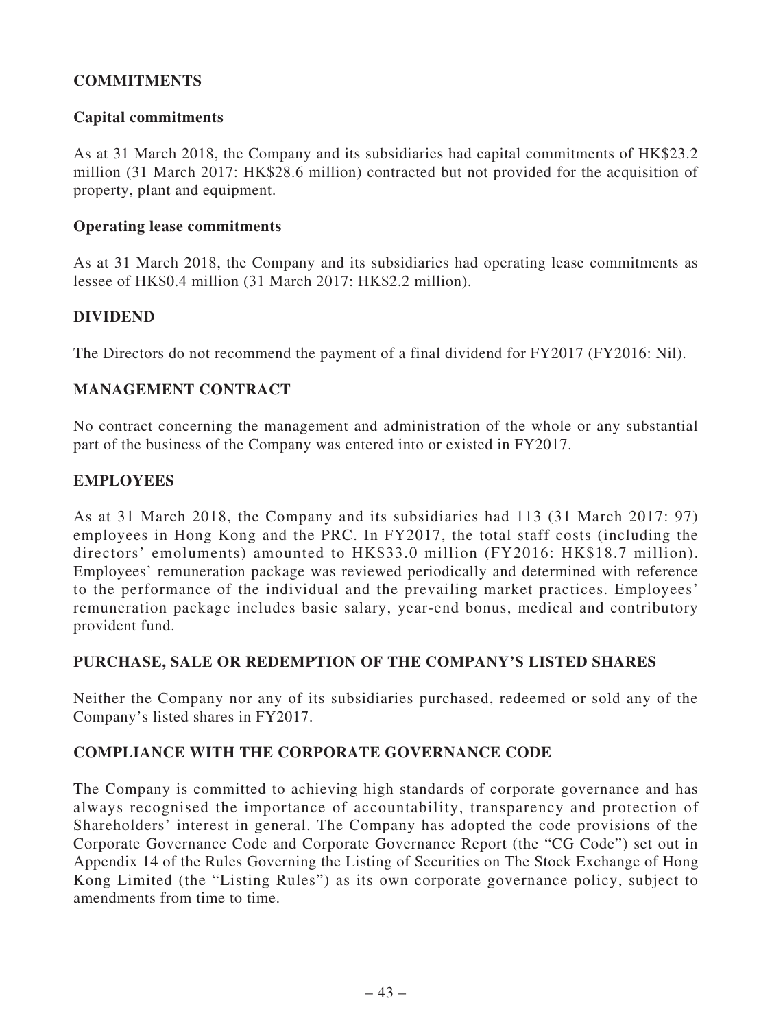## COMMITMENTS

### Capital commitments

As at 31 March 2018, the Company and its subsidiaries had capital commitments of HK$23.2 million (31 March 2017: HK$28.6 million) contracted but not provided for the acquisition of property, plant and equipment.

### Operating lease commitments

As at 31 March 2018, the Company and its subsidiaries had operating lease commitments as lessee of HK$0.4 million (31 March 2017: HK$2.2 million).

## DIVIDEND

The Directors do not recommend the payment of a final dividend for FY2017 (FY2016: Nil).

## MANAGEMENT CONTRACT

No contract concerning the management and administration of the whole or any substantial part of the business of the Company was entered into or existed in FY2017.

## EMPLOYEES

As at 31 March 2018, the Company and its subsidiaries had 113 (31 March 2017: 97) employees in Hong Kong and the PRC. In FY2017, the total staff costs (including the directors' emoluments) amounted to HK$33.0 million (FY2016: HK$18.7 million). Employees' remuneration package was reviewed periodically and determined with reference to the performance of the individual and the prevailing market practices. Employees' remuneration package includes basic salary, year-end bonus, medical and contributory provident fund.

## PURCHASE, SALE OR REDEMPTION OF THE COMPANY'S LISTED SHARES

Neither the Company nor any of its subsidiaries purchased, redeemed or sold any of the Company's listed shares in FY2017.

## COMPLIANCE WITH THE CORPORATE GOVERNANCE CODE

The Company is committed to achieving high standards of corporate governance and has always recognised the importance of accountability, transparency and protection of Shareholders' interest in general. The Company has adopted the code provisions of the Corporate Governance Code and Corporate Governance Report (the "CG Code") set out in Appendix 14 of the Rules Governing the Listing of Securities on The Stock Exchange of Hong Kong Limited (the "Listing Rules") as its own corporate governance policy, subject to amendments from time to time.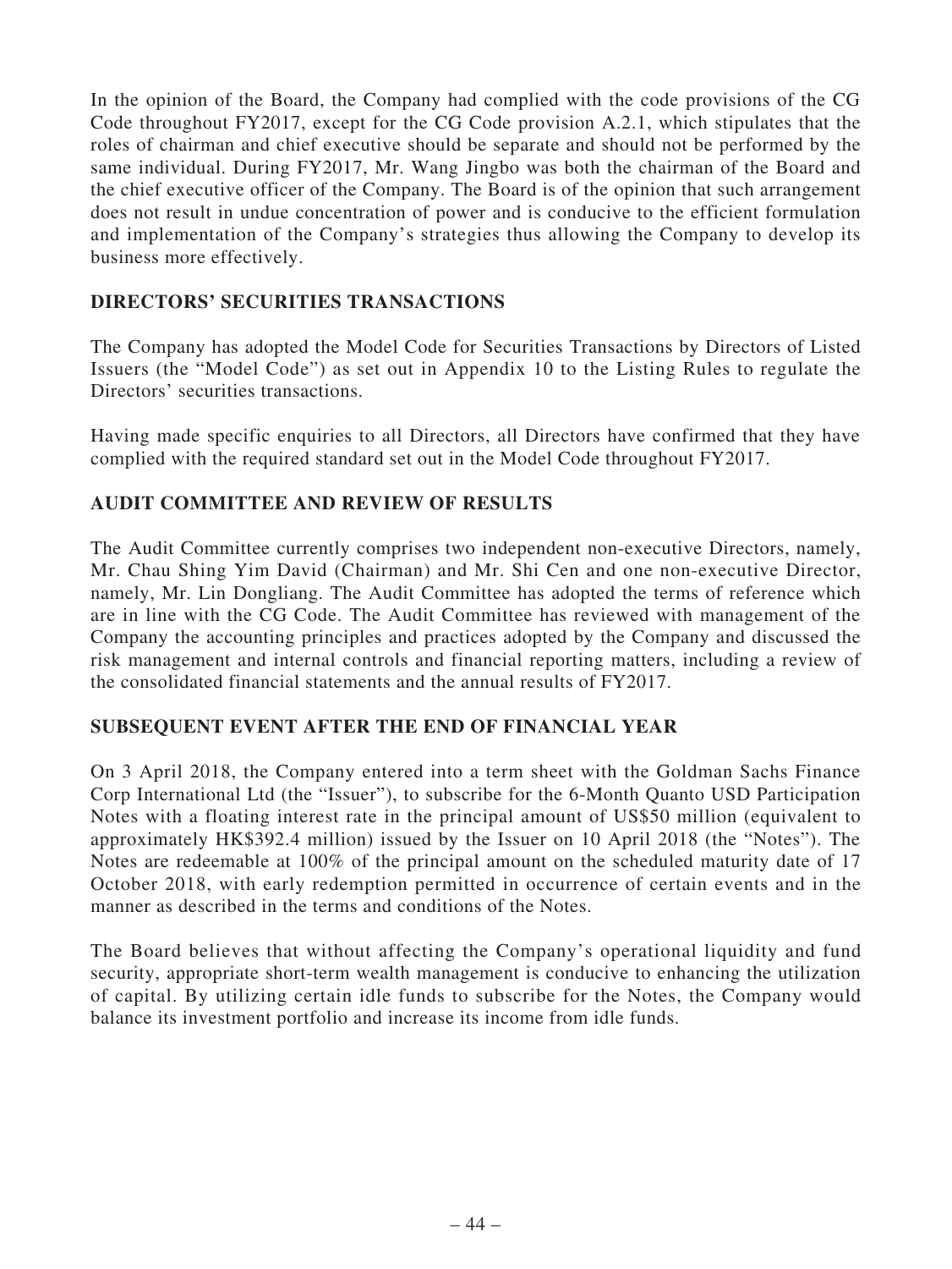In the opinion of the Board, the Company had complied with the code provisions of the CG Code throughout FY2017, except for the CG Code provision A.2.1, which stipulates that the roles of chairman and chief executive should be separate and should not be performed by the same individual. During FY2017, Mr. Wang Jingbo was both the chairman of the Board and the chief executive officer of the Company. The Board is of the opinion that such arrangement does not result in undue concentration of power and is conducive to the efficient formulation and implementation of the Company's strategies thus allowing the Company to develop its business more effectively.

## DIRECTORS' SECURITIES TRANSACTIONS

The Company has adopted the Model Code for Securities Transactions by Directors of Listed Issuers (the "Model Code") as set out in Appendix 10 to the Listing Rules to regulate the Directors' securities transactions.

Having made specific enquiries to all Directors, all Directors have confirmed that they have complied with the required standard set out in the Model Code throughout FY2017.

## AUDIT COMMITTEE AND REVIEW OF RESULTS

The Audit Committee currently comprises two independent non-executive Directors, namely, Mr. Chau Shing Yim David (Chairman) and Mr. Shi Cen and one non-executive Director, namely, Mr. Lin Dongliang. The Audit Committee has adopted the terms of reference which are in line with the CG Code. The Audit Committee has reviewed with management of the Company the accounting principles and practices adopted by the Company and discussed the risk management and internal controls and financial reporting matters, including a review of the consolidated financial statements and the annual results of FY2017.

## SUBSEQUENT EVENT AFTER THE END OF FINANCIAL YEAR

On 3 April 2018, the Company entered into a term sheet with the Goldman Sachs Finance Corp International Ltd (the "Issuer"), to subscribe for the 6-Month Quanto USD Participation Notes with a floating interest rate in the principal amount of US$50 million (equivalent to approximately HK$392.4 million) issued by the Issuer on 10 April 2018 (the "Notes"). The Notes are redeemable at 100% of the principal amount on the scheduled maturity date of 17 October 2018, with early redemption permitted in occurrence of certain events and in the manner as described in the terms and conditions of the Notes.

The Board believes that without affecting the Company's operational liquidity and fund security, appropriate short-term wealth management is conducive to enhancing the utilization of capital. By utilizing certain idle funds to subscribe for the Notes, the Company would balance its investment portfolio and increase its income from idle funds.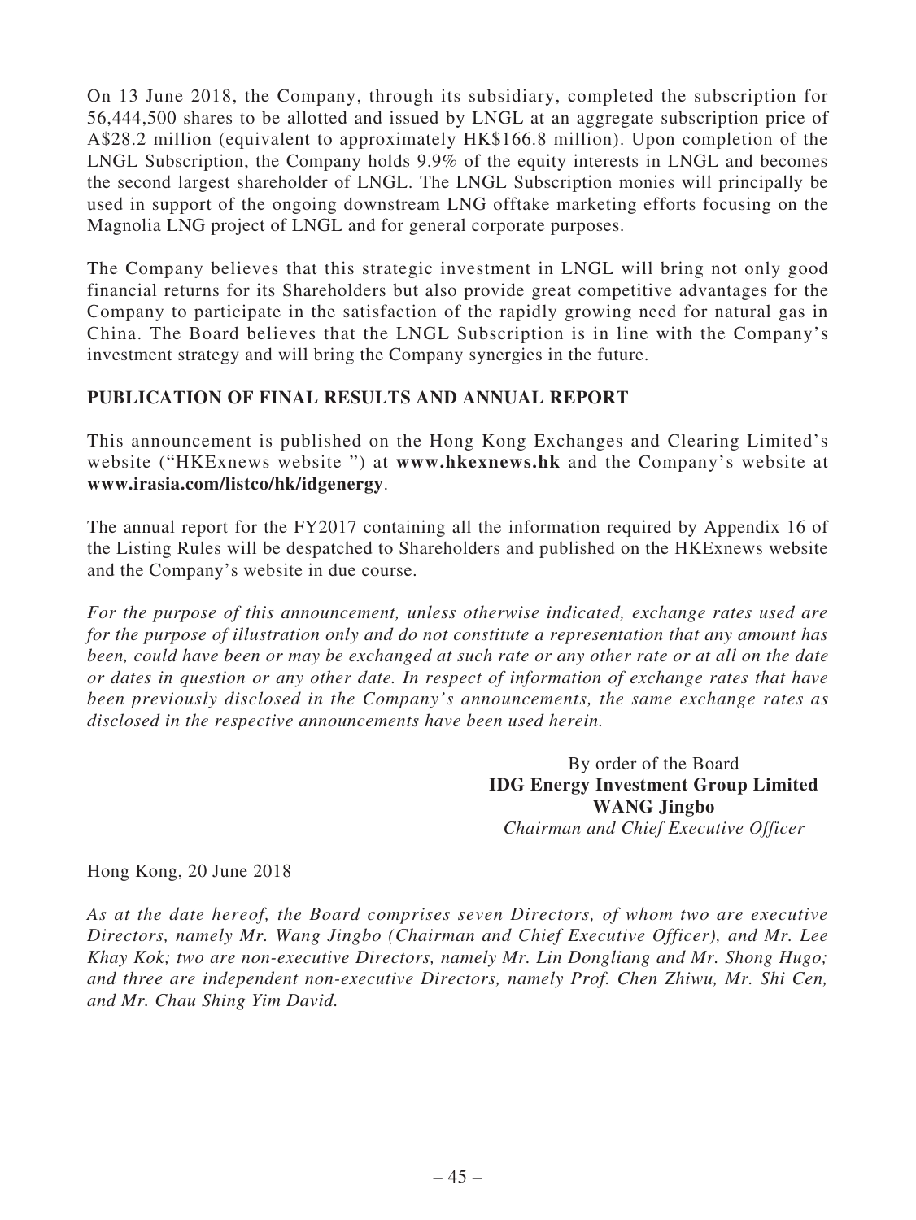On 13 June 2018, the Company, through its subsidiary, completed the subscription for 56,444,500 shares to be allotted and issued by LNGL at an aggregate subscription price of A$28.2 million (equivalent to approximately HK$166.8 million). Upon completion of the LNGL Subscription, the Company holds 9.9% of the equity interests in LNGL and becomes the second largest shareholder of LNGL. The LNGL Subscription monies will principally be used in support of the ongoing downstream LNG offtake marketing efforts focusing on the Magnolia LNG project of LNGL and for general corporate purposes.

The Company believes that this strategic investment in LNGL will bring not only good financial returns for its Shareholders but also provide great competitive advantages for the Company to participate in the satisfaction of the rapidly growing need for natural gas in China. The Board believes that the LNGL Subscription is in line with the Company's investment strategy and will bring the Company synergies in the future.

## PUBLICATION OF FINAL RESULTS AND ANNUAL REPORT

This announcement is published on the Hong Kong Exchanges and Clearing Limited's website ("HKExnews website ") at **www.hkexnews.hk** and the Company's website at **www.irasia.com/listco/hk/idgenergy**.

The annual report for the FY2017 containing all the information required by Appendix 16 of the Listing Rules will be despatched to Shareholders and published on the HKExnews website and the Company's website in due course.

*For the purpose of this announcement, unless otherwise indicated, exchange rates used are for the purpose of illustration only and do not constitute a representation that any amount has been, could have been or may be exchanged at such rate or any other rate or at all on the date or dates in question or any other date. In respect of information of exchange rates that have been previously disclosed in the Company's announcements, the same exchange rates as disclosed in the respective announcements have been used herein.*

By order of the Board
**IDG Energy Investment Group Limited**
**WANG Jingbo**
*Chairman and Chief Executive Officer*

Hong Kong, 20 June 2018

*As at the date hereof, the Board comprises seven Directors, of whom two are executive Directors, namely Mr. Wang Jingbo (Chairman and Chief Executive Officer), and Mr. Lee Khay Kok; two are non-executive Directors, namely Mr. Lin Dongliang and Mr. Shong Hugo; and three are independent non-executive Directors, namely Prof. Chen Zhiwu, Mr. Shi Cen, and Mr. Chau Shing Yim David.*